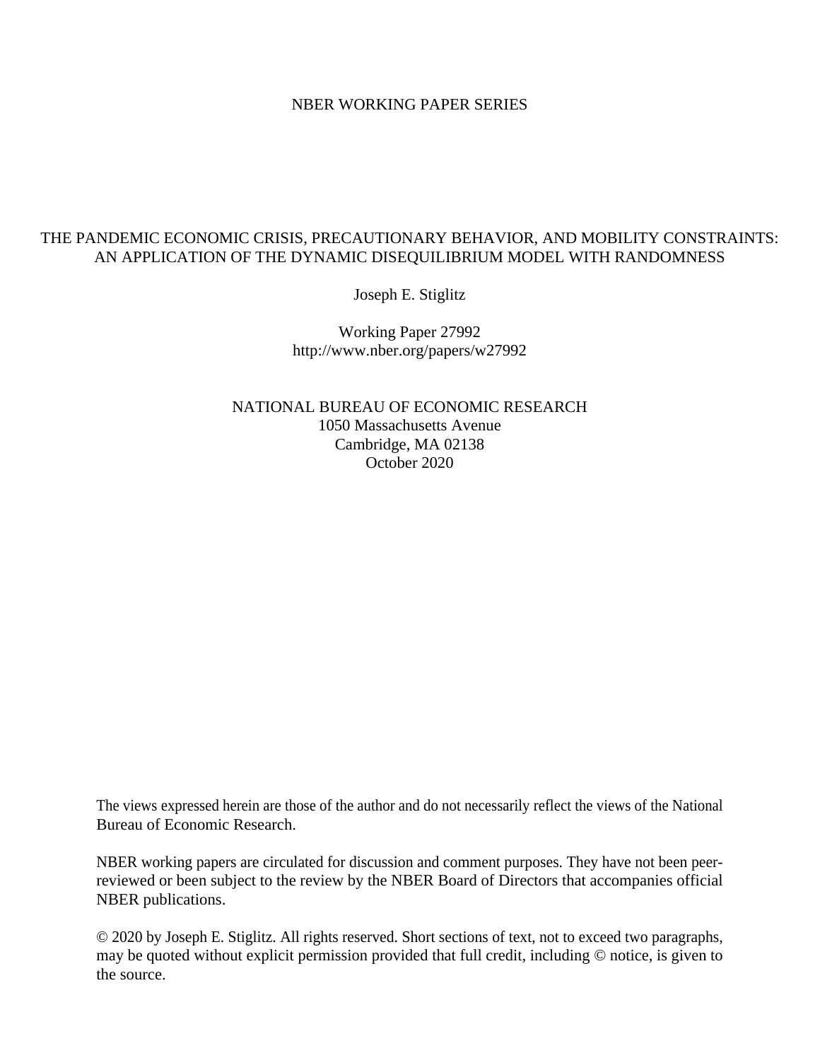NBER WORKING PAPER SERIES

# THE PANDEMIC ECONOMIC CRISIS, PRECAUTIONARY BEHAVIOR, AND MOBILITY CONSTRAINTS: AN APPLICATION OF THE DYNAMIC DISEQUILIBRIUM MODEL WITH RANDOMNESS

Joseph E. Stiglitz

Working Paper 27992
http://www.nber.org/papers/w27992

NATIONAL BUREAU OF ECONOMIC RESEARCH
1050 Massachusetts Avenue
Cambridge, MA 02138
October 2020

The views expressed herein are those of the author and do not necessarily reflect the views of the National Bureau of Economic Research.

NBER working papers are circulated for discussion and comment purposes. They have not been peer-reviewed or been subject to the review by the NBER Board of Directors that accompanies official NBER publications.

© 2020 by Joseph E. Stiglitz. All rights reserved. Short sections of text, not to exceed two paragraphs, may be quoted without explicit permission provided that full credit, including © notice, is given to the source.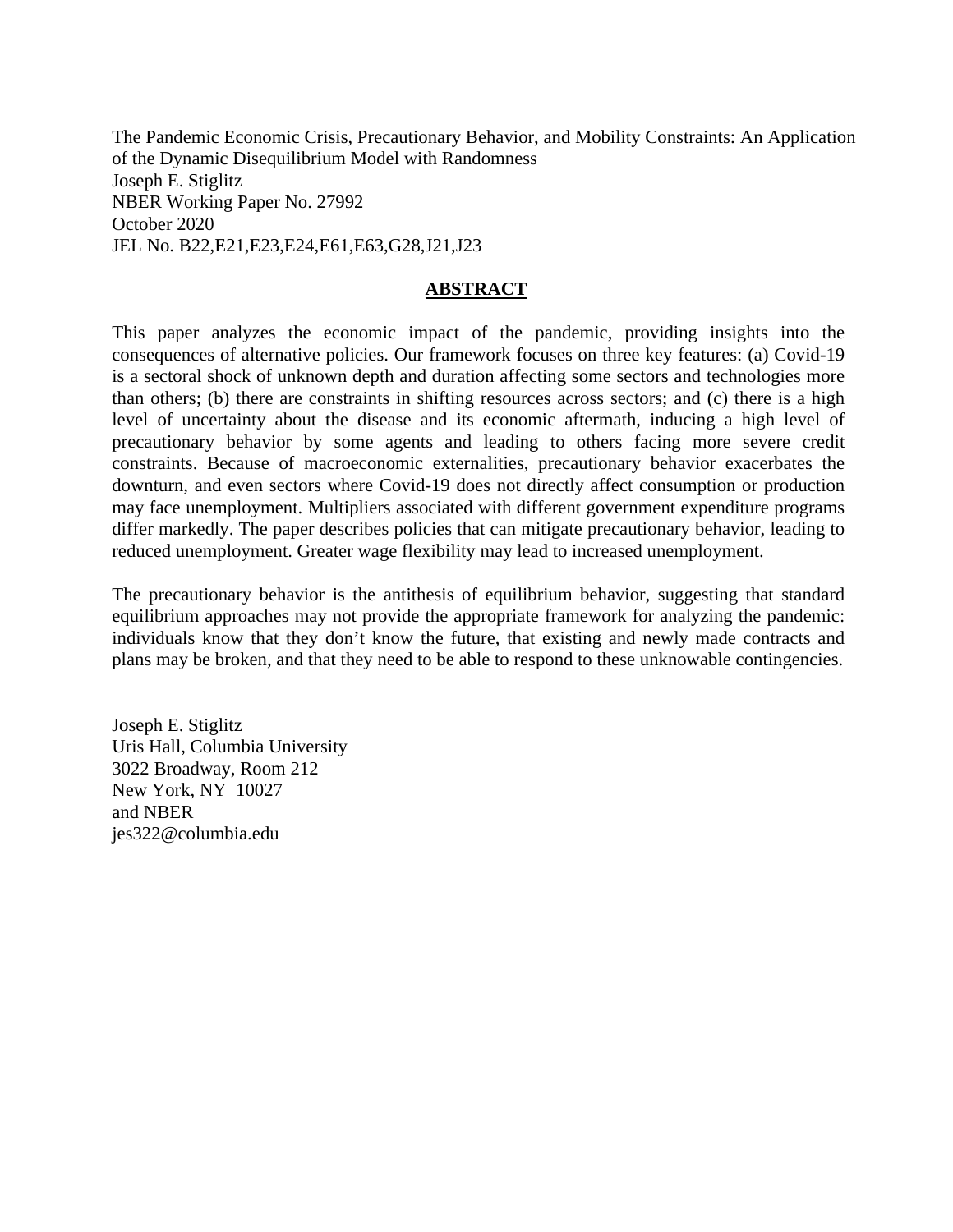The Pandemic Economic Crisis, Precautionary Behavior, and Mobility Constraints: An Application of the Dynamic Disequilibrium Model with Randomness
Joseph E. Stiglitz
NBER Working Paper No. 27992
October 2020
JEL No. B22,E21,E23,E24,E61,E63,G28,J21,J23

## ABSTRACT

This paper analyzes the economic impact of the pandemic, providing insights into the consequences of alternative policies. Our framework focuses on three key features: (a) Covid-19 is a sectoral shock of unknown depth and duration affecting some sectors and technologies more than others; (b) there are constraints in shifting resources across sectors; and (c) there is a high level of uncertainty about the disease and its economic aftermath, inducing a high level of precautionary behavior by some agents and leading to others facing more severe credit constraints. Because of macroeconomic externalities, precautionary behavior exacerbates the downturn, and even sectors where Covid-19 does not directly affect consumption or production may face unemployment. Multipliers associated with different government expenditure programs differ markedly. The paper describes policies that can mitigate precautionary behavior, leading to reduced unemployment. Greater wage flexibility may lead to increased unemployment.

The precautionary behavior is the antithesis of equilibrium behavior, suggesting that standard equilibrium approaches may not provide the appropriate framework for analyzing the pandemic: individuals know that they don't know the future, that existing and newly made contracts and plans may be broken, and that they need to be able to respond to these unknowable contingencies.

Joseph E. Stiglitz
Uris Hall, Columbia University
3022 Broadway, Room 212
New York, NY 10027
and NBER
jes322@columbia.edu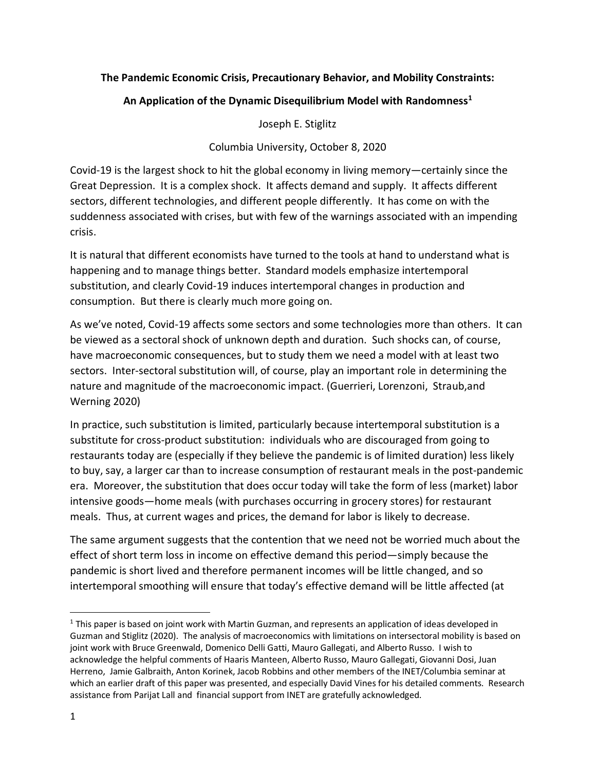**The Pandemic Economic Crisis, Precautionary Behavior, and Mobility Constraints:**

**An Application of the Dynamic Disequilibrium Model with Randomness[1]**

Joseph E. Stiglitz

Columbia University, October 8, 2020

Covid-19 is the largest shock to hit the global economy in living memory—certainly since the Great Depression. It is a complex shock. It affects demand and supply. It affects different sectors, different technologies, and different people differently. It has come on with the suddenness associated with crises, but with few of the warnings associated with an impending crisis.

It is natural that different economists have turned to the tools at hand to understand what is happening and to manage things better. Standard models emphasize intertemporal substitution, and clearly Covid-19 induces intertemporal changes in production and consumption. But there is clearly much more going on.

As we've noted, Covid-19 affects some sectors and some technologies more than others. It can be viewed as a sectoral shock of unknown depth and duration. Such shocks can, of course, have macroeconomic consequences, but to study them we need a model with at least two sectors. Inter-sectoral substitution will, of course, play an important role in determining the nature and magnitude of the macroeconomic impact. (Guerrieri, Lorenzoni, Straub,and Werning 2020)

In practice, such substitution is limited, particularly because intertemporal substitution is a substitute for cross-product substitution: individuals who are discouraged from going to restaurants today are (especially if they believe the pandemic is of limited duration) less likely to buy, say, a larger car than to increase consumption of restaurant meals in the post-pandemic era. Moreover, the substitution that does occur today will take the form of less (market) labor intensive goods—home meals (with purchases occurring in grocery stores) for restaurant meals. Thus, at current wages and prices, the demand for labor is likely to decrease.

The same argument suggests that the contention that we need not be worried much about the effect of short term loss in income on effective demand this period—simply because the pandemic is short lived and therefore permanent incomes will be little changed, and so intertemporal smoothing will ensure that today's effective demand will be little affected (at

[1] This paper is based on joint work with Martin Guzman, and represents an application of ideas developed in Guzman and Stiglitz (2020). The analysis of macroeconomics with limitations on intersectoral mobility is based on joint work with Bruce Greenwald, Domenico Delli Gatti, Mauro Gallegati, and Alberto Russo. I wish to acknowledge the helpful comments of Haaris Manteen, Alberto Russo, Mauro Gallegati, Giovanni Dosi, Juan Herreno, Jamie Galbraith, Anton Korinek, Jacob Robbins and other members of the INET/Columbia seminar at which an earlier draft of this paper was presented, and especially David Vines for his detailed comments. Research assistance from Parijat Lall and financial support from INET are gratefully acknowledged.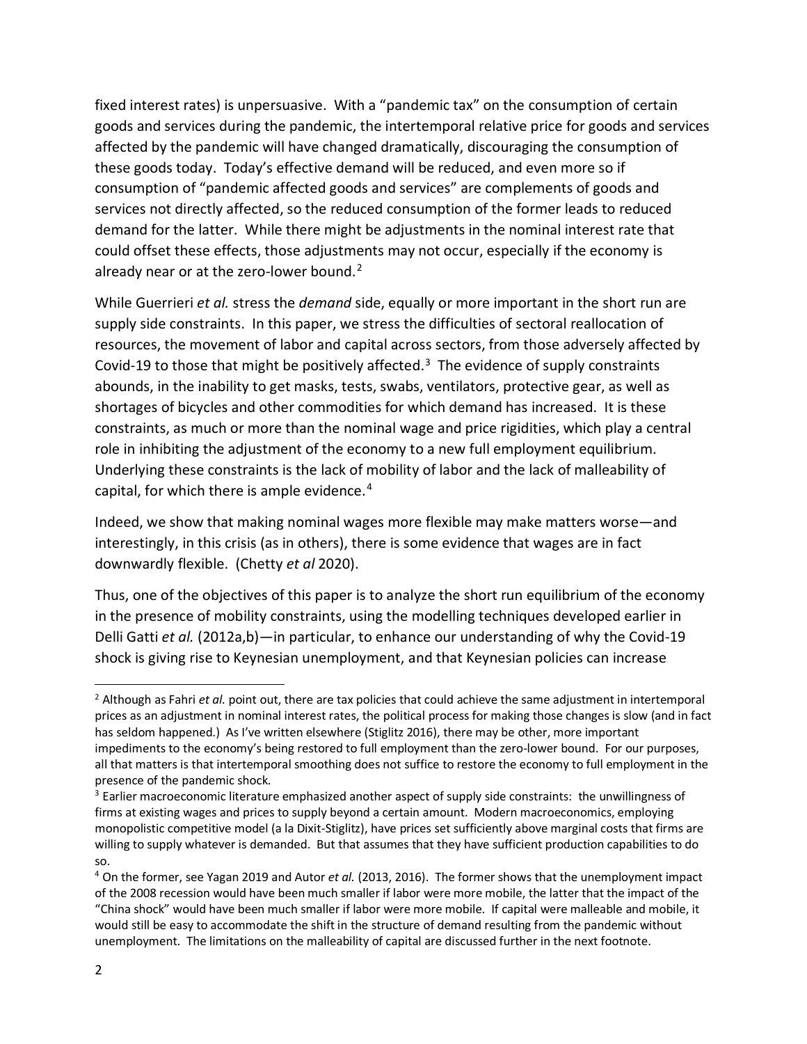fixed interest rates) is unpersuasive. With a "pandemic tax" on the consumption of certain goods and services during the pandemic, the intertemporal relative price for goods and services affected by the pandemic will have changed dramatically, discouraging the consumption of these goods today. Today's effective demand will be reduced, and even more so if consumption of "pandemic affected goods and services" are complements of goods and services not directly affected, so the reduced consumption of the former leads to reduced demand for the latter. While there might be adjustments in the nominal interest rate that could offset these effects, those adjustments may not occur, especially if the economy is already near or at the zero-lower bound.[2]

While Guerrieri *et al.* stress the *demand* side, equally or more important in the short run are supply side constraints. In this paper, we stress the difficulties of sectoral reallocation of resources, the movement of labor and capital across sectors, from those adversely affected by Covid-19 to those that might be positively affected.[3] The evidence of supply constraints abounds, in the inability to get masks, tests, swabs, ventilators, protective gear, as well as shortages of bicycles and other commodities for which demand has increased. It is these constraints, as much or more than the nominal wage and price rigidities, which play a central role in inhibiting the adjustment of the economy to a new full employment equilibrium. Underlying these constraints is the lack of mobility of labor and the lack of malleability of capital, for which there is ample evidence.[4]

Indeed, we show that making nominal wages more flexible may make matters worse—and interestingly, in this crisis (as in others), there is some evidence that wages are in fact downwardly flexible. (Chetty *et al* 2020).

Thus, one of the objectives of this paper is to analyze the short run equilibrium of the economy in the presence of mobility constraints, using the modelling techniques developed earlier in Delli Gatti *et al.* (2012a,b)—in particular, to enhance our understanding of why the Covid-19 shock is giving rise to Keynesian unemployment, and that Keynesian policies can increase

---

[2] Although as Fahri *et al.* point out, there are tax policies that could achieve the same adjustment in intertemporal prices as an adjustment in nominal interest rates, the political process for making those changes is slow (and in fact has seldom happened.) As I've written elsewhere (Stiglitz 2016), there may be other, more important impediments to the economy's being restored to full employment than the zero-lower bound. For our purposes, all that matters is that intertemporal smoothing does not suffice to restore the economy to full employment in the presence of the pandemic shock.

[3] Earlier macroeconomic literature emphasized another aspect of supply side constraints: the unwillingness of firms at existing wages and prices to supply beyond a certain amount. Modern macroeconomics, employing monopolistic competitive model (a la Dixit-Stiglitz), have prices set sufficiently above marginal costs that firms are willing to supply whatever is demanded. But that assumes that they have sufficient production capabilities to do so.

[4] On the former, see Yagan 2019 and Autor *et al.* (2013, 2016). The former shows that the unemployment impact of the 2008 recession would have been much smaller if labor were more mobile, the latter that the impact of the "China shock" would have been much smaller if labor were more mobile. If capital were malleable and mobile, it would still be easy to accommodate the shift in the structure of demand resulting from the pandemic without unemployment. The limitations on the malleability of capital are discussed further in the next footnote.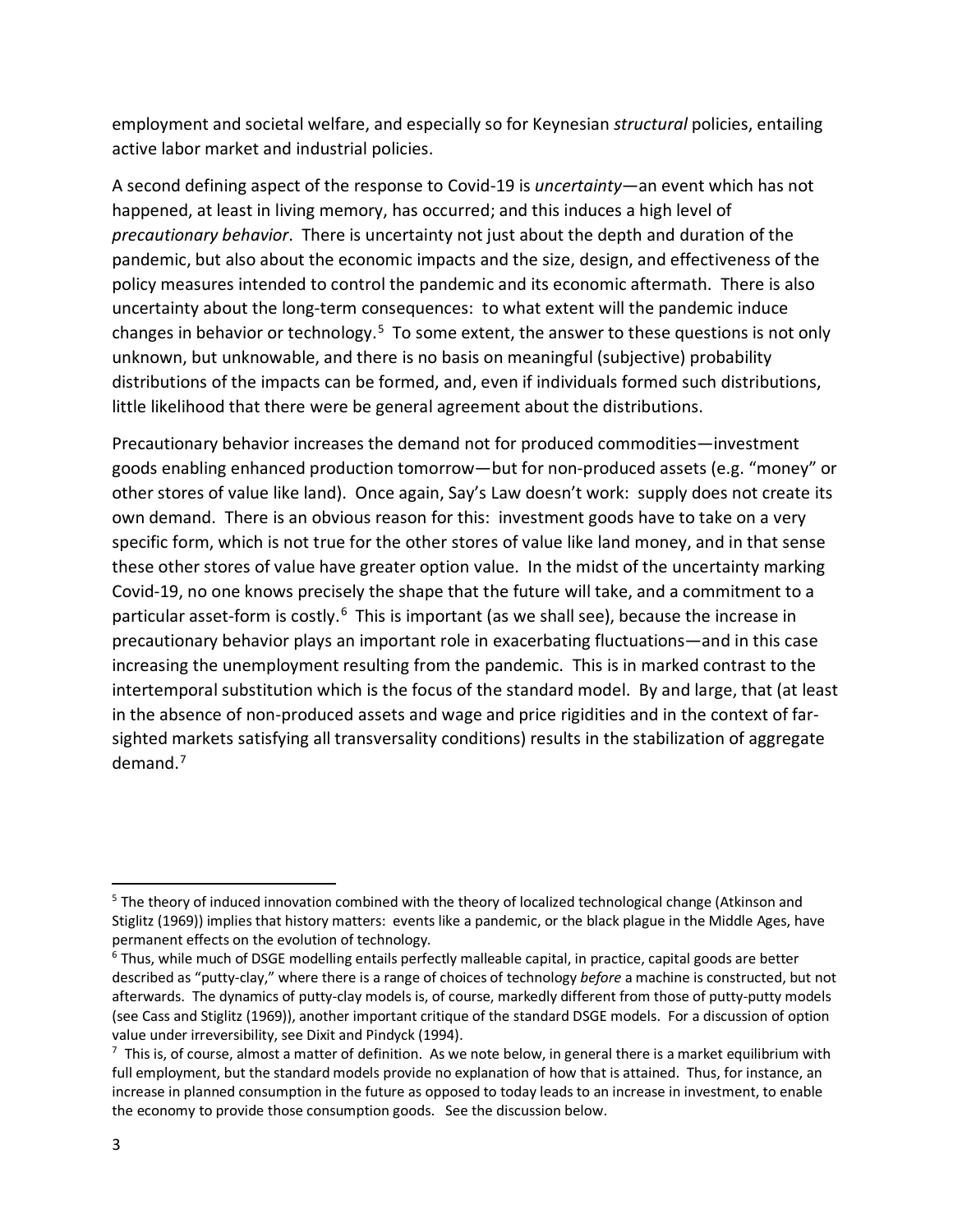employment and societal welfare, and especially so for Keynesian *structural* policies, entailing active labor market and industrial policies.

A second defining aspect of the response to Covid-19 is *uncertainty*—an event which has not happened, at least in living memory, has occurred; and this induces a high level of *precautionary behavior*. There is uncertainty not just about the depth and duration of the pandemic, but also about the economic impacts and the size, design, and effectiveness of the policy measures intended to control the pandemic and its economic aftermath. There is also uncertainty about the long-term consequences: to what extent will the pandemic induce changes in behavior or technology.[5] To some extent, the answer to these questions is not only unknown, but unknowable, and there is no basis on meaningful (subjective) probability distributions of the impacts can be formed, and, even if individuals formed such distributions, little likelihood that there were be general agreement about the distributions.

Precautionary behavior increases the demand not for produced commodities—investment goods enabling enhanced production tomorrow—but for non-produced assets (e.g. "money" or other stores of value like land). Once again, Say's Law doesn't work: supply does not create its own demand. There is an obvious reason for this: investment goods have to take on a very specific form, which is not true for the other stores of value like land money, and in that sense these other stores of value have greater option value. In the midst of the uncertainty marking Covid-19, no one knows precisely the shape that the future will take, and a commitment to a particular asset-form is costly.[6] This is important (as we shall see), because the increase in precautionary behavior plays an important role in exacerbating fluctuations—and in this case increasing the unemployment resulting from the pandemic. This is in marked contrast to the intertemporal substitution which is the focus of the standard model. By and large, that (at least in the absence of non-produced assets and wage and price rigidities and in the context of far-sighted markets satisfying all transversality conditions) results in the stabilization of aggregate demand.[7]

---

[5] The theory of induced innovation combined with the theory of localized technological change (Atkinson and Stiglitz (1969)) implies that history matters: events like a pandemic, or the black plague in the Middle Ages, have permanent effects on the evolution of technology.

[6] Thus, while much of DSGE modelling entails perfectly malleable capital, in practice, capital goods are better described as "putty-clay," where there is a range of choices of technology *before* a machine is constructed, but not afterwards. The dynamics of putty-clay models is, of course, markedly different from those of putty-putty models (see Cass and Stiglitz (1969)), another important critique of the standard DSGE models. For a discussion of option value under irreversibility, see Dixit and Pindyck (1994).

[7] This is, of course, almost a matter of definition. As we note below, in general there is a market equilibrium with full employment, but the standard models provide no explanation of how that is attained. Thus, for instance, an increase in planned consumption in the future as opposed to today leads to an increase in investment, to enable the economy to provide those consumption goods. See the discussion below.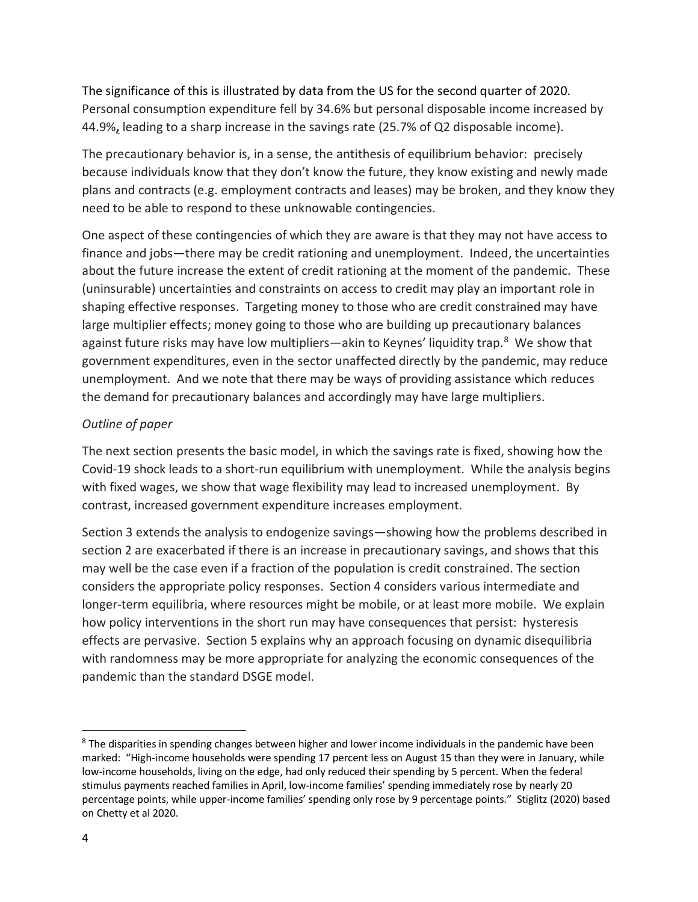The significance of this is illustrated by data from the US for the second quarter of 2020. Personal consumption expenditure fell by 34.6% but personal disposable income increased by 44.9%, leading to a sharp increase in the savings rate (25.7% of Q2 disposable income).

The precautionary behavior is, in a sense, the antithesis of equilibrium behavior: precisely because individuals know that they don't know the future, they know existing and newly made plans and contracts (e.g. employment contracts and leases) may be broken, and they know they need to be able to respond to these unknowable contingencies.

One aspect of these contingencies of which they are aware is that they may not have access to finance and jobs—there may be credit rationing and unemployment. Indeed, the uncertainties about the future increase the extent of credit rationing at the moment of the pandemic. These (uninsurable) uncertainties and constraints on access to credit may play an important role in shaping effective responses. Targeting money to those who are credit constrained may have large multiplier effects; money going to those who are building up precautionary balances against future risks may have low multipliers—akin to Keynes' liquidity trap.[8] We show that government expenditures, even in the sector unaffected directly by the pandemic, may reduce unemployment. And we note that there may be ways of providing assistance which reduces the demand for precautionary balances and accordingly may have large multipliers.

*Outline of paper*

The next section presents the basic model, in which the savings rate is fixed, showing how the Covid-19 shock leads to a short-run equilibrium with unemployment. While the analysis begins with fixed wages, we show that wage flexibility may lead to increased unemployment. By contrast, increased government expenditure increases employment.

Section 3 extends the analysis to endogenize savings—showing how the problems described in section 2 are exacerbated if there is an increase in precautionary savings, and shows that this may well be the case even if a fraction of the population is credit constrained. The section considers the appropriate policy responses. Section 4 considers various intermediate and longer-term equilibria, where resources might be mobile, or at least more mobile. We explain how policy interventions in the short run may have consequences that persist: hysteresis effects are pervasive. Section 5 explains why an approach focusing on dynamic disequilibria with randomness may be more appropriate for analyzing the economic consequences of the pandemic than the standard DSGE model.

[8] The disparities in spending changes between higher and lower income individuals in the pandemic have been marked: "High-income households were spending 17 percent less on August 15 than they were in January, while low-income households, living on the edge, had only reduced their spending by 5 percent. When the federal stimulus payments reached families in April, low-income families' spending immediately rose by nearly 20 percentage points, while upper-income families' spending only rose by 9 percentage points." Stiglitz (2020) based on Chetty et al 2020.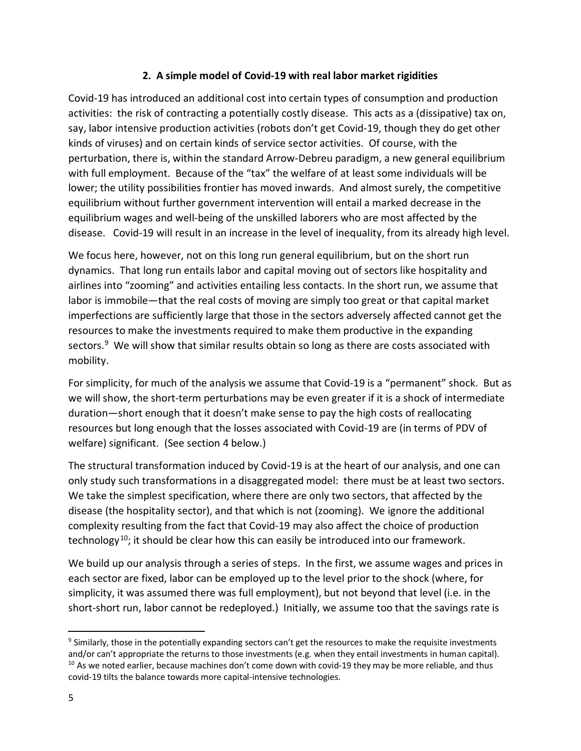## 2. A simple model of Covid-19 with real labor market rigidities

Covid-19 has introduced an additional cost into certain types of consumption and production activities: the risk of contracting a potentially costly disease. This acts as a (dissipative) tax on, say, labor intensive production activities (robots don't get Covid-19, though they do get other kinds of viruses) and on certain kinds of service sector activities. Of course, with the perturbation, there is, within the standard Arrow-Debreu paradigm, a new general equilibrium with full employment. Because of the "tax" the welfare of at least some individuals will be lower; the utility possibilities frontier has moved inwards. And almost surely, the competitive equilibrium without further government intervention will entail a marked decrease in the equilibrium wages and well-being of the unskilled laborers who are most affected by the disease. Covid-19 will result in an increase in the level of inequality, from its already high level.

We focus here, however, not on this long run general equilibrium, but on the short run dynamics. That long run entails labor and capital moving out of sectors like hospitality and airlines into "zooming" and activities entailing less contacts. In the short run, we assume that labor is immobile—that the real costs of moving are simply too great or that capital market imperfections are sufficiently large that those in the sectors adversely affected cannot get the resources to make the investments required to make them productive in the expanding sectors.[9] We will show that similar results obtain so long as there are costs associated with mobility.

For simplicity, for much of the analysis we assume that Covid-19 is a "permanent" shock. But as we will show, the short-term perturbations may be even greater if it is a shock of intermediate duration—short enough that it doesn't make sense to pay the high costs of reallocating resources but long enough that the losses associated with Covid-19 are (in terms of PDV of welfare) significant. (See section 4 below.)

The structural transformation induced by Covid-19 is at the heart of our analysis, and one can only study such transformations in a disaggregated model: there must be at least two sectors. We take the simplest specification, where there are only two sectors, that affected by the disease (the hospitality sector), and that which is not (zooming). We ignore the additional complexity resulting from the fact that Covid-19 may also affect the choice of production technology[10]; it should be clear how this can easily be introduced into our framework.

We build up our analysis through a series of steps. In the first, we assume wages and prices in each sector are fixed, labor can be employed up to the level prior to the shock (where, for simplicity, it was assumed there was full employment), but not beyond that level (i.e. in the short-short run, labor cannot be redeployed.) Initially, we assume too that the savings rate is

[9] Similarly, those in the potentially expanding sectors can't get the resources to make the requisite investments and/or can't appropriate the returns to those investments (e.g. when they entail investments in human capital).

[10] As we noted earlier, because machines don't come down with covid-19 they may be more reliable, and thus covid-19 tilts the balance towards more capital-intensive technologies.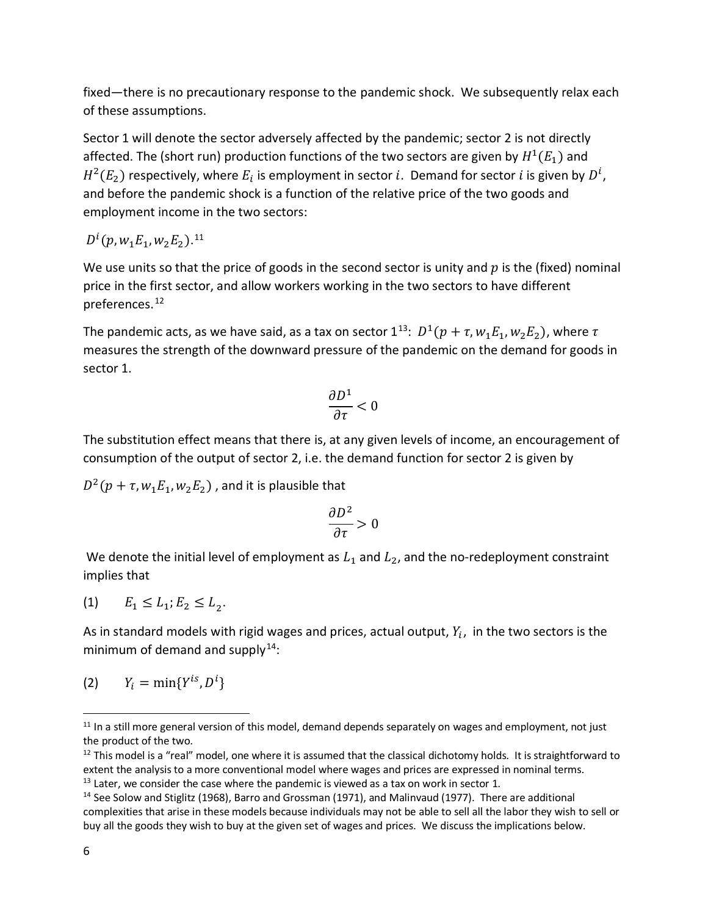fixed—there is no precautionary response to the pandemic shock. We subsequently relax each of these assumptions.

Sector 1 will denote the sector adversely affected by the pandemic; sector 2 is not directly affected. The (short run) production functions of the two sectors are given by $H^1(E_1)$ and $H^2(E_2)$ respectively, where $E_i$ is employment in sector $i$. Demand for sector $i$ is given by $D^i$, and before the pandemic shock is a function of the relative price of the two goods and employment income in the two sectors:

$D^i(p, w_1 E_1, w_2 E_2)$.[11]

We use units so that the price of goods in the second sector is unity and $p$ is the (fixed) nominal price in the first sector, and allow workers working in the two sectors to have different preferences.[12]

The pandemic acts, as we have said, as a tax on sector 1[13]: $D^1(p + \tau, w_1 E_1, w_2 E_2)$, where $\tau$ measures the strength of the downward pressure of the pandemic on the demand for goods in sector 1.

$$\frac{\partial D^1}{\partial \tau} < 0$$

The substitution effect means that there is, at any given levels of income, an encouragement of consumption of the output of sector 2, i.e. the demand function for sector 2 is given by

$D^2(p + \tau, w_1 E_1, w_2 E_2)$ , and it is plausible that

$$\frac{\partial D^2}{\partial \tau} > 0$$

We denote the initial level of employment as $L_1$ and $L_2$, and the no-redeployment constraint implies that

(1) $\quad E_1 \leq L_1; E_2 \leq L_2$.

As in standard models with rigid wages and prices, actual output, $Y_i$, in the two sectors is the minimum of demand and supply[14]:

(2) $\quad Y_i = \min\{Y^{is}, D^i\}$

---

[11] In a still more general version of this model, demand depends separately on wages and employment, not just the product of the two.

[12] This model is a "real" model, one where it is assumed that the classical dichotomy holds. It is straightforward to extent the analysis to a more conventional model where wages and prices are expressed in nominal terms.

[13] Later, we consider the case where the pandemic is viewed as a tax on work in sector 1.

[14] See Solow and Stiglitz (1968), Barro and Grossman (1971), and Malinvaud (1977). There are additional complexities that arise in these models because individuals may not be able to sell all the labor they wish to sell or buy all the goods they wish to buy at the given set of wages and prices. We discuss the implications below.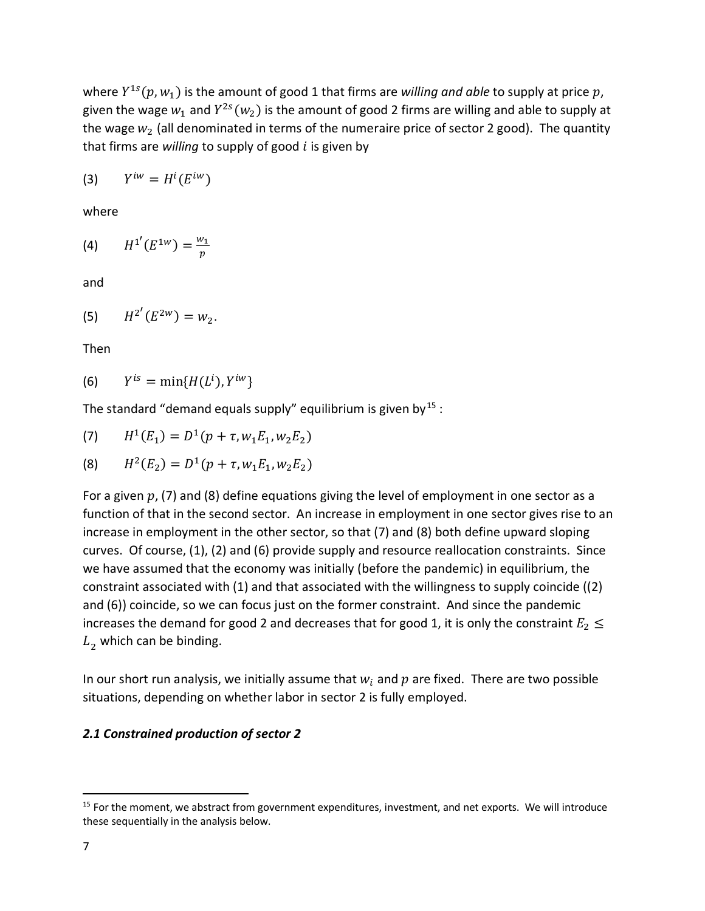where $Y^{1s}(p, w_1)$ is the amount of good 1 that firms are *willing and able* to supply at price $p$, given the wage $w_1$ and $Y^{2s}(w_2)$ is the amount of good 2 firms are willing and able to supply at the wage $w_2$ (all denominated in terms of the numeraire price of sector 2 good). The quantity that firms are *willing* to supply of good $i$ is given by

$$(3) \qquad Y^{iw} = H^i(E^{iw})$$

where

$$(4) \qquad H^{1'}(E^{1w}) = \frac{w_1}{p}$$

and

$$(5) \qquad H^{2'}(E^{2w}) = w_2.$$

Then

$$(6) \qquad Y^{is} = \min\{H(L^i), Y^{iw}\}$$

The standard "demand equals supply" equilibrium is given by[15]:

$$(7) \qquad H^1(E_1) = D^1(p + \tau, w_1 E_1, w_2 E_2)$$

$$(8) \qquad H^2(E_2) = D^1(p + \tau, w_1 E_1, w_2 E_2)$$

For a given $p$, (7) and (8) define equations giving the level of employment in one sector as a function of that in the second sector. An increase in employment in one sector gives rise to an increase in employment in the other sector, so that (7) and (8) both define upward sloping curves. Of course, (1), (2) and (6) provide supply and resource reallocation constraints. Since we have assumed that the economy was initially (before the pandemic) in equilibrium, the constraint associated with (1) and that associated with the willingness to supply coincide ((2) and (6)) coincide, so we can focus just on the former constraint. And since the pandemic increases the demand for good 2 and decreases that for good 1, it is only the constraint $E_2 \leq L_2$ which can be binding.

In our short run analysis, we initially assume that $w_i$ and $p$ are fixed. There are two possible situations, depending on whether labor in sector 2 is fully employed.

### *2.1 Constrained production of sector 2*

[15] For the moment, we abstract from government expenditures, investment, and net exports. We will introduce these sequentially in the analysis below.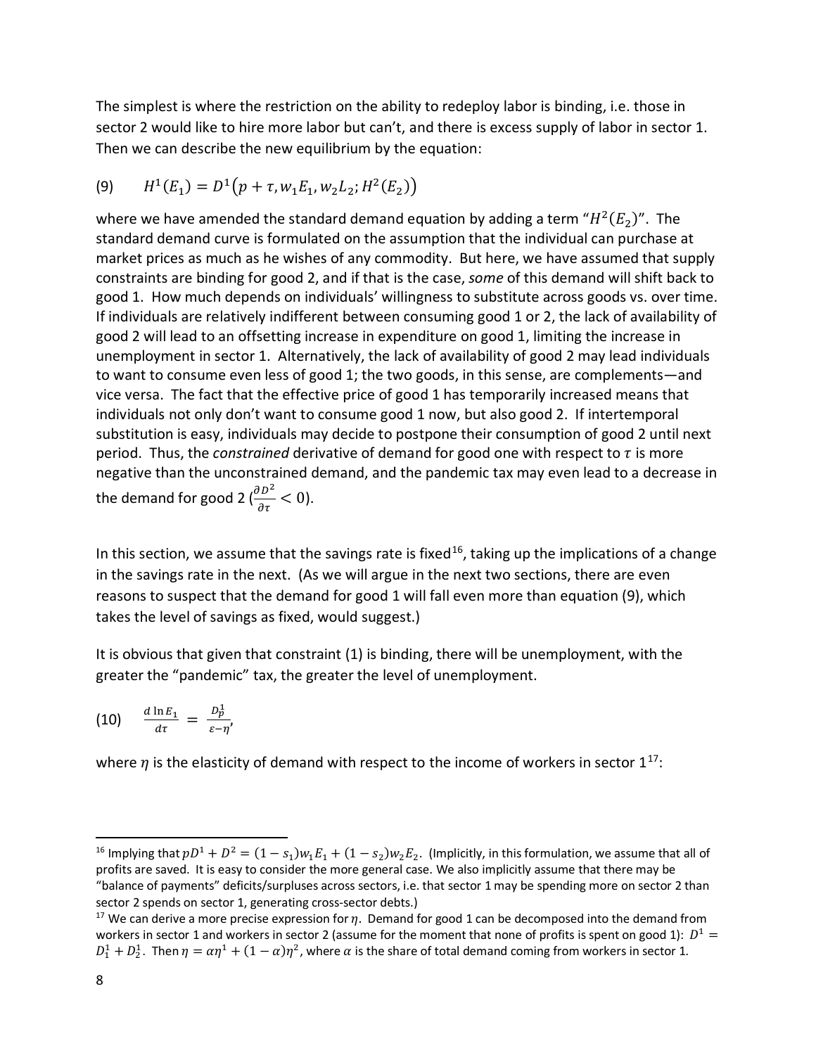The simplest is where the restriction on the ability to redeploy labor is binding, i.e. those in sector 2 would like to hire more labor but can't, and there is excess supply of labor in sector 1. Then we can describe the new equilibrium by the equation:

$$H^1(E_1) = D^1\big(p + \tau, w_1E_1, w_2L_2; H^2(E_2)\big) \tag{9}$$

where we have amended the standard demand equation by adding a term "$H^2(E_2)$". The standard demand curve is formulated on the assumption that the individual can purchase at market prices as much as he wishes of any commodity. But here, we have assumed that supply constraints are binding for good 2, and if that is the case, *some* of this demand will shift back to good 1. How much depends on individuals' willingness to substitute across goods vs. over time. If individuals are relatively indifferent between consuming good 1 or 2, the lack of availability of good 2 will lead to an offsetting increase in expenditure on good 1, limiting the increase in unemployment in sector 1. Alternatively, the lack of availability of good 2 may lead individuals to want to consume even less of good 1; the two goods, in this sense, are complements—and vice versa. The fact that the effective price of good 1 has temporarily increased means that individuals not only don't want to consume good 1 now, but also good 2. If intertemporal substitution is easy, individuals may decide to postpone their consumption of good 2 until next period. Thus, the *constrained* derivative of demand for good one with respect to $\tau$ is more negative than the unconstrained demand, and the pandemic tax may even lead to a decrease in the demand for good 2 ($\frac{\partial D^2}{\partial \tau} < 0$).

In this section, we assume that the savings rate is fixed[16], taking up the implications of a change in the savings rate in the next. (As we will argue in the next two sections, there are even reasons to suspect that the demand for good 1 will fall even more than equation (9), which takes the level of savings as fixed, would suggest.)

It is obvious that given that constraint (1) is binding, there will be unemployment, with the greater the "pandemic" tax, the greater the level of unemployment.

$$\frac{d \ln E_1}{d\tau} = \frac{D_p^1}{\varepsilon - \eta}, \tag{10}$$

where $\eta$ is the elasticity of demand with respect to the income of workers in sector 1[17]:

---

[16] Implying that $pD^1 + D^2 = (1 - s_1)w_1E_1 + (1 - s_2)w_2E_2$. (Implicitly, in this formulation, we assume that all of profits are saved. It is easy to consider the more general case. We also implicitly assume that there may be "balance of payments" deficits/surpluses across sectors, i.e. that sector 1 may be spending more on sector 2 than sector 2 spends on sector 1, generating cross-sector debts.)

[17] We can derive a more precise expression for $\eta$. Demand for good 1 can be decomposed into the demand from workers in sector 1 and workers in sector 2 (assume for the moment that none of profits is spent on good 1): $D^1 = D_1^1 + D_2^1$. Then $\eta = \alpha\eta^1 + (1 - \alpha)\eta^2$, where $\alpha$ is the share of total demand coming from workers in sector 1.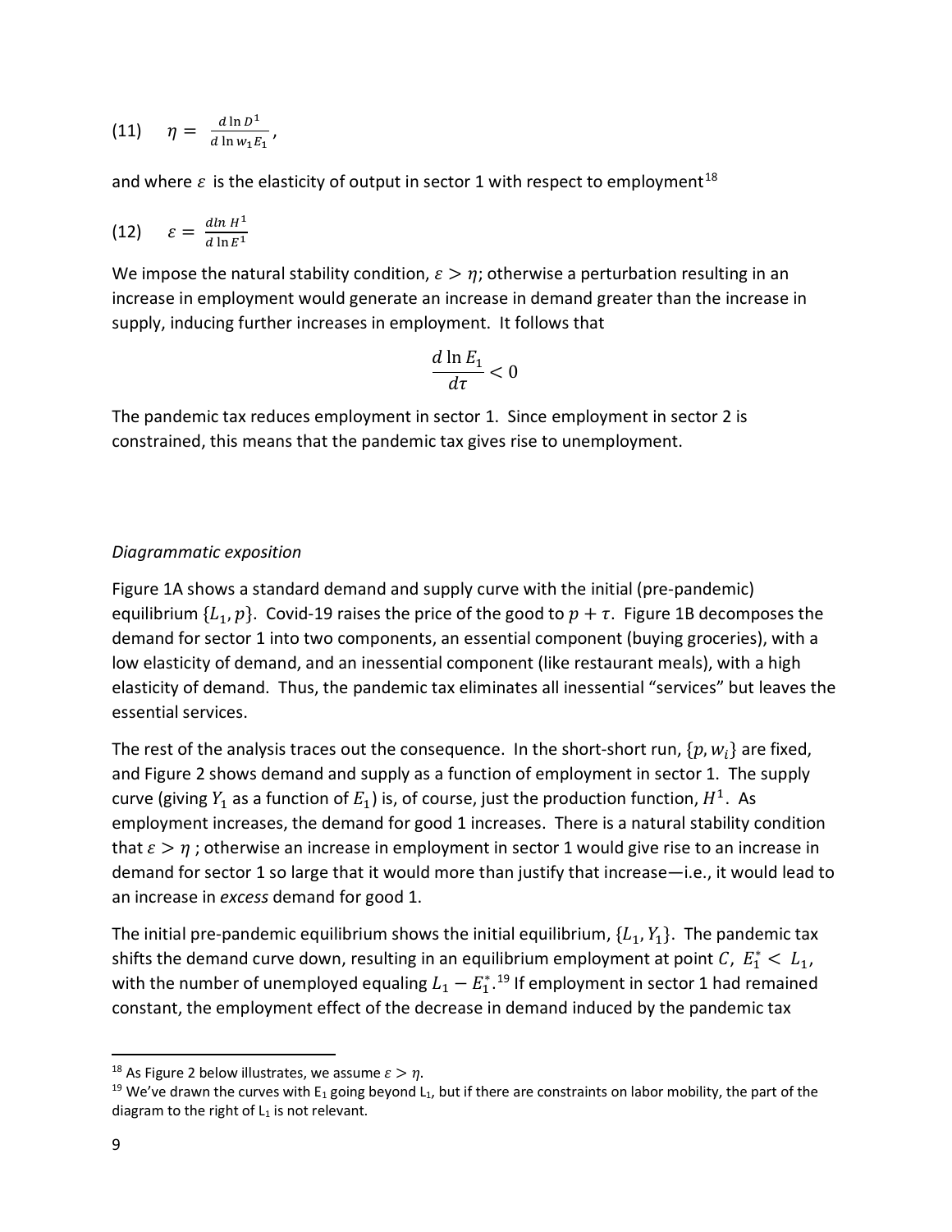$$(11) \quad \eta = \frac{d \ln D^1}{d \ln w_1 E_1},$$

and where $\varepsilon$ is the elasticity of output in sector 1 with respect to employment[18]

$$(12) \quad \varepsilon = \frac{d\ln H^1}{d \ln E^1}$$

We impose the natural stability condition, $\varepsilon > \eta$; otherwise a perturbation resulting in an increase in employment would generate an increase in demand greater than the increase in supply, inducing further increases in employment. It follows that

$$\frac{d \ln E_1}{d\tau} < 0$$

The pandemic tax reduces employment in sector 1. Since employment in sector 2 is constrained, this means that the pandemic tax gives rise to unemployment.

*Diagrammatic exposition*

Figure 1A shows a standard demand and supply curve with the initial (pre-pandemic) equilibrium $\{L_1, p\}$. Covid-19 raises the price of the good to $p + \tau$. Figure 1B decomposes the demand for sector 1 into two components, an essential component (buying groceries), with a low elasticity of demand, and an inessential component (like restaurant meals), with a high elasticity of demand. Thus, the pandemic tax eliminates all inessential "services" but leaves the essential services.

The rest of the analysis traces out the consequence. In the short-short run, $\{p, w_i\}$ are fixed, and Figure 2 shows demand and supply as a function of employment in sector 1. The supply curve (giving $Y_1$ as a function of $E_1$) is, of course, just the production function, $H^1$. As employment increases, the demand for good 1 increases. There is a natural stability condition that $\varepsilon > \eta$ ; otherwise an increase in employment in sector 1 would give rise to an increase in demand for sector 1 so large that it would more than justify that increase—i.e., it would lead to an increase in *excess* demand for good 1.

The initial pre-pandemic equilibrium shows the initial equilibrium, $\{L_1, Y_1\}$. The pandemic tax shifts the demand curve down, resulting in an equilibrium employment at point $C$, $E_1^* < L_1$, with the number of unemployed equaling $L_1 - E_1^*$.[19] If employment in sector 1 had remained constant, the employment effect of the decrease in demand induced by the pandemic tax

---

[18] As Figure 2 below illustrates, we assume $\varepsilon > \eta$.

[19] We've drawn the curves with $E_1$ going beyond $L_1$, but if there are constraints on labor mobility, the part of the diagram to the right of $L_1$ is not relevant.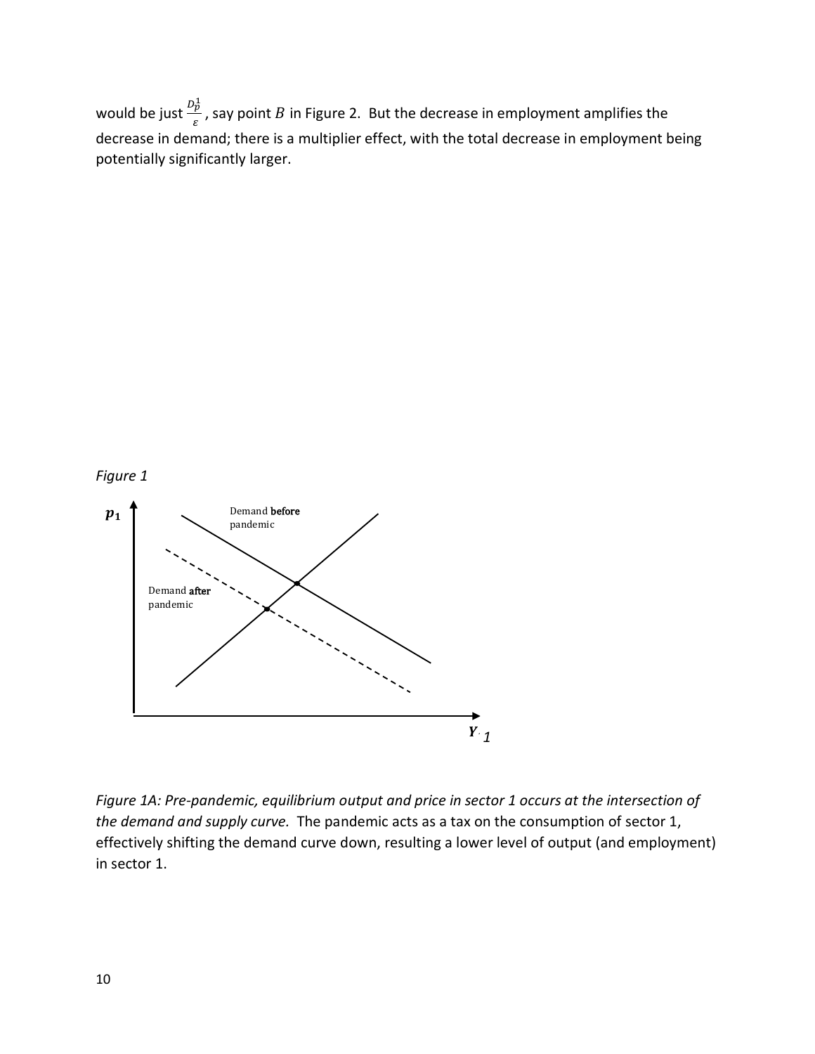would be just $\frac{D_p^1}{\varepsilon}$, say point $B$ in Figure 2. But the decrease in employment amplifies the decrease in demand; there is a multiplier effect, with the total decrease in employment being potentially significantly larger.

*Figure 1*

*Figure 1A: Pre-pandemic, equilibrium output and price in sector 1 occurs at the intersection of the demand and supply curve.* The pandemic acts as a tax on the consumption of sector 1, effectively shifting the demand curve down, resulting a lower level of output (and employment) in sector 1.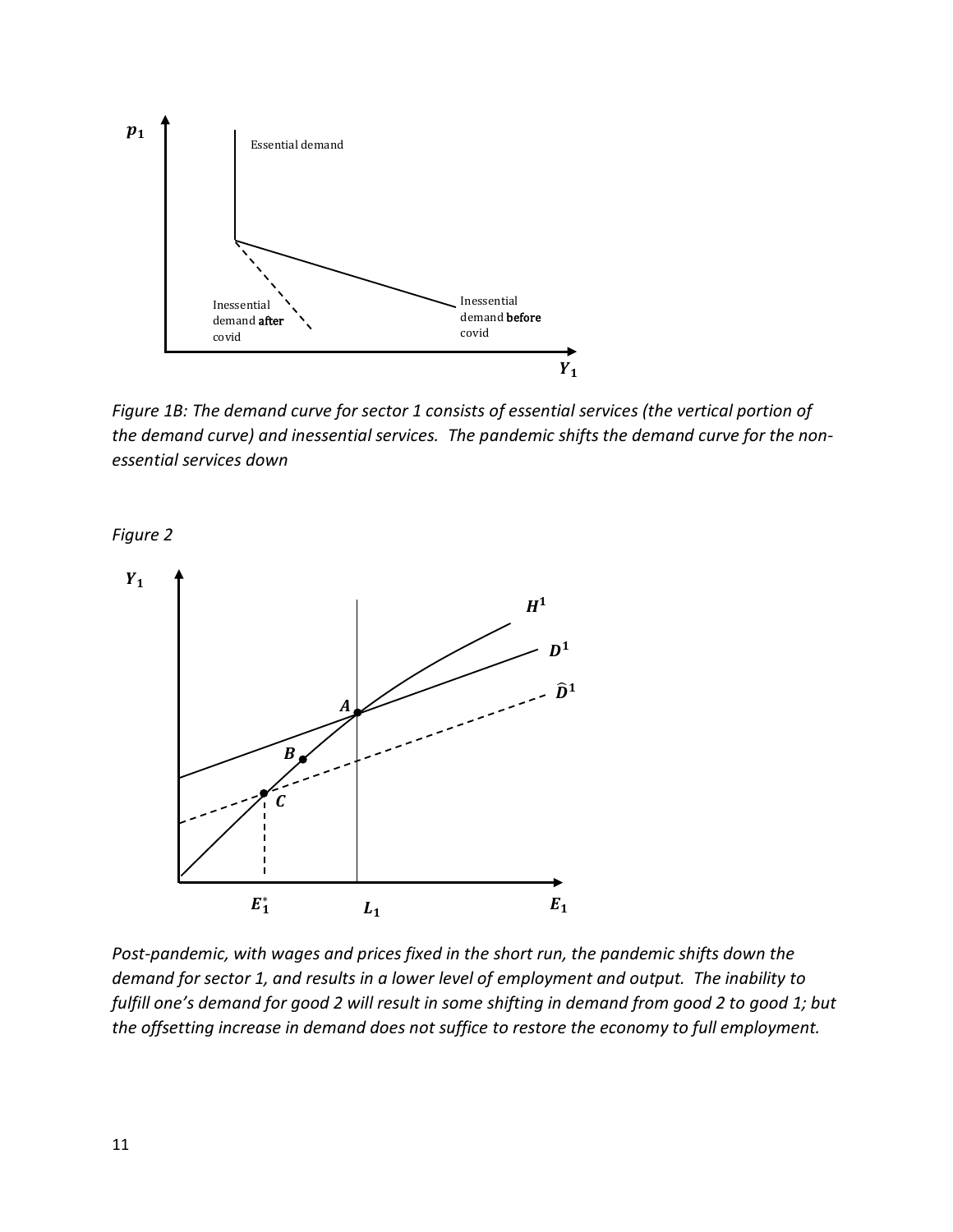*Figure 1B: The demand curve for sector 1 consists of essential services (the vertical portion of the demand curve) and inessential services. The pandemic shifts the demand curve for the non-essential services down*

*Figure 2*

*Post-pandemic, with wages and prices fixed in the short run, the pandemic shifts down the demand for sector 1, and results in a lower level of employment and output. The inability to fulfill one's demand for good 2 will result in some shifting in demand from good 2 to good 1; but the offsetting increase in demand does not suffice to restore the economy to full employment.*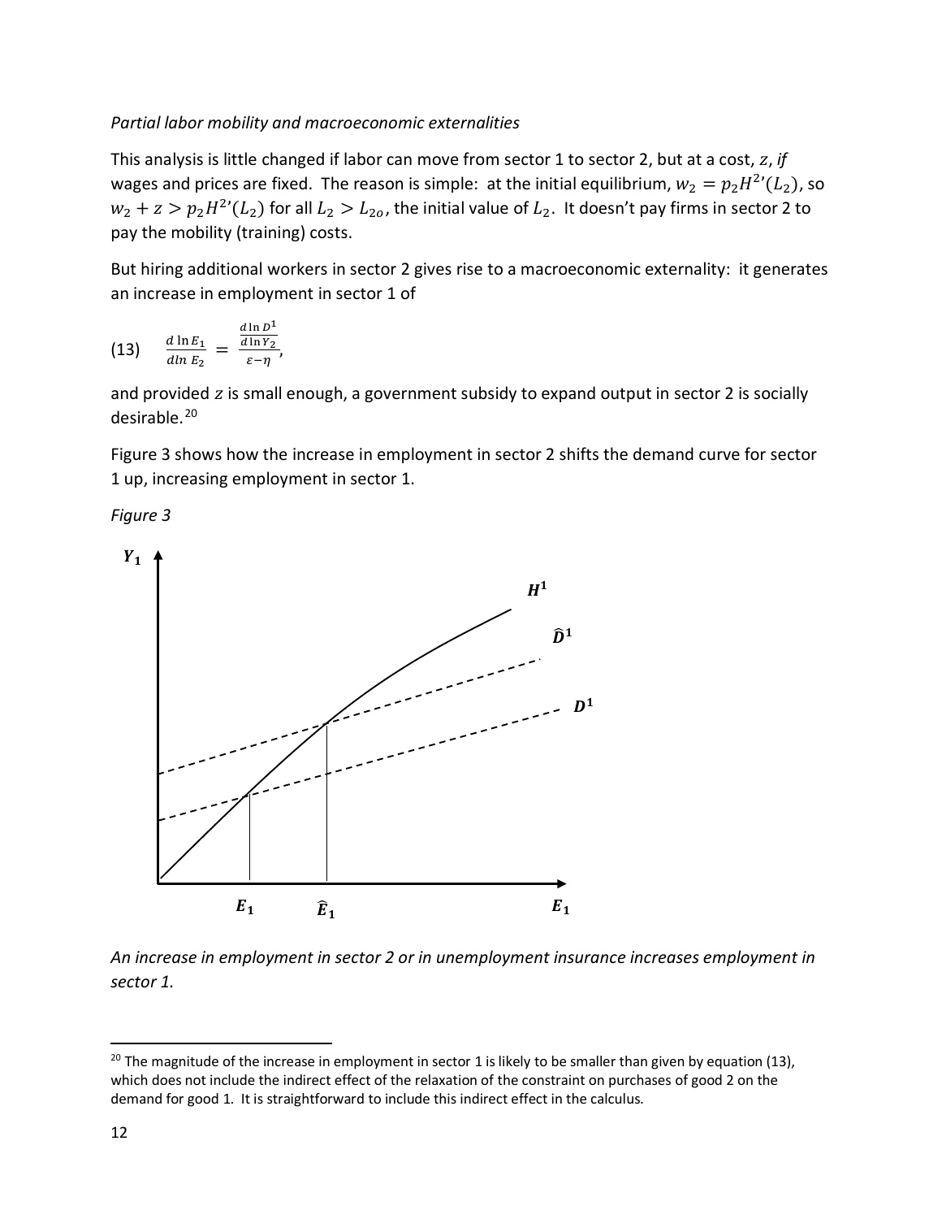*Partial labor mobility and macroeconomic externalities*

This analysis is little changed if labor can move from sector 1 to sector 2, but at a cost, $z$, *if* wages and prices are fixed. The reason is simple: at the initial equilibrium, $w_2 = p_2 H^{2\prime}(L_2)$, so $w_2 + z > p_2 H^{2\prime}(L_2)$ for all $L_2 > L_{2o}$, the initial value of $L_2$. It doesn't pay firms in sector 2 to pay the mobility (training) costs.

But hiring additional workers in sector 2 gives rise to a macroeconomic externality: it generates an increase in employment in sector 1 of

$$\text{(13)} \qquad \frac{d \ln E_1}{d \ln E_2} = \frac{\frac{d \ln D^1}{d \ln Y_2}}{\varepsilon - \eta},$$

and provided $z$ is small enough, a government subsidy to expand output in sector 2 is socially desirable.[20]

Figure 3 shows how the increase in employment in sector 2 shifts the demand curve for sector 1 up, increasing employment in sector 1.

*Figure 3*

*An increase in employment in sector 2 or in unemployment insurance increases employment in sector 1.*

[20] The magnitude of the increase in employment in sector 1 is likely to be smaller than given by equation (13), which does not include the indirect effect of the relaxation of the constraint on purchases of good 2 on the demand for good 1. It is straightforward to include this indirect effect in the calculus.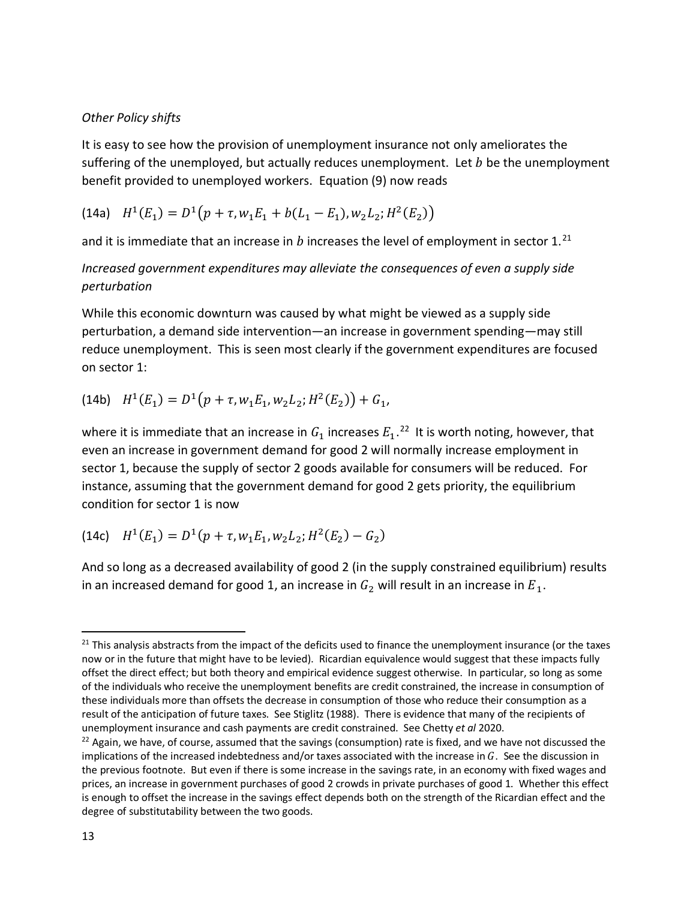*Other Policy shifts*

It is easy to see how the provision of unemployment insurance not only ameliorates the suffering of the unemployed, but actually reduces unemployment. Let $b$ be the unemployment benefit provided to unemployed workers. Equation (9) now reads

$$\text{(14a)} \quad H^1(E_1) = D^1\big(p + \tau, w_1E_1 + b(L_1 - E_1), w_2L_2; H^2(E_2)\big)$$

and it is immediate that an increase in $b$ increases the level of employment in sector 1.[21]

*Increased government expenditures may alleviate the consequences of even a supply side perturbation*

While this economic downturn was caused by what might be viewed as a supply side perturbation, a demand side intervention—an increase in government spending—may still reduce unemployment. This is seen most clearly if the government expenditures are focused on sector 1:

$$\text{(14b)} \quad H^1(E_1) = D^1\big(p + \tau, w_1E_1, w_2L_2; H^2(E_2)\big) + G_1,$$

where it is immediate that an increase in $G_1$ increases $E_1$.[22] It is worth noting, however, that even an increase in government demand for good 2 will normally increase employment in sector 1, because the supply of sector 2 goods available for consumers will be reduced. For instance, assuming that the government demand for good 2 gets priority, the equilibrium condition for sector 1 is now

$$\text{(14c)} \quad H^1(E_1) = D^1(p + \tau, w_1E_1, w_2L_2; H^2(E_2) - G_2)$$

And so long as a decreased availability of good 2 (in the supply constrained equilibrium) results in an increased demand for good 1, an increase in $G_2$ will result in an increase in $E_1$.

---

[21] This analysis abstracts from the impact of the deficits used to finance the unemployment insurance (or the taxes now or in the future that might have to be levied). Ricardian equivalence would suggest that these impacts fully offset the direct effect; but both theory and empirical evidence suggest otherwise. In particular, so long as some of the individuals who receive the unemployment benefits are credit constrained, the increase in consumption of these individuals more than offsets the decrease in consumption of those who reduce their consumption as a result of the anticipation of future taxes. See Stiglitz (1988). There is evidence that many of the recipients of unemployment insurance and cash payments are credit constrained. See Chetty *et al* 2020.

[22] Again, we have, of course, assumed that the savings (consumption) rate is fixed, and we have not discussed the implications of the increased indebtedness and/or taxes associated with the increase in $G$. See the discussion in the previous footnote. But even if there is some increase in the savings rate, in an economy with fixed wages and prices, an increase in government purchases of good 2 crowds in private purchases of good 1. Whether this effect is enough to offset the increase in the savings effect depends both on the strength of the Ricardian effect and the degree of substitutability between the two goods.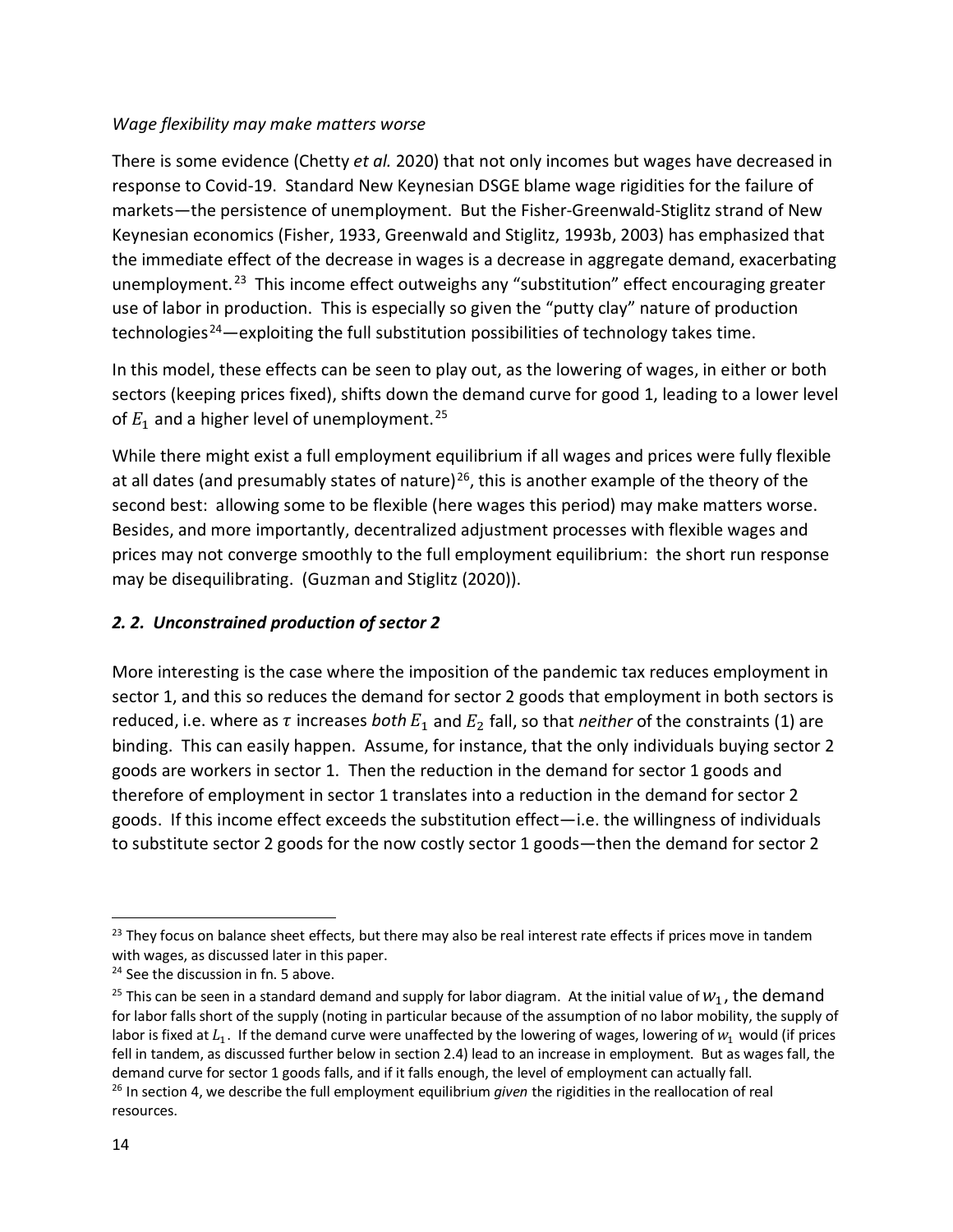*Wage flexibility may make matters worse*

There is some evidence (Chetty *et al.* 2020) that not only incomes but wages have decreased in response to Covid-19. Standard New Keynesian DSGE blame wage rigidities for the failure of markets—the persistence of unemployment. But the Fisher-Greenwald-Stiglitz strand of New Keynesian economics (Fisher, 1933, Greenwald and Stiglitz, 1993b, 2003) has emphasized that the immediate effect of the decrease in wages is a decrease in aggregate demand, exacerbating unemployment.[23] This income effect outweighs any "substitution" effect encouraging greater use of labor in production. This is especially so given the "putty clay" nature of production technologies[24]—exploiting the full substitution possibilities of technology takes time.

In this model, these effects can be seen to play out, as the lowering of wages, in either or both sectors (keeping prices fixed), shifts down the demand curve for good 1, leading to a lower level of $E_1$ and a higher level of unemployment.[25]

While there might exist a full employment equilibrium if all wages and prices were fully flexible at all dates (and presumably states of nature)[26], this is another example of the theory of the second best: allowing some to be flexible (here wages this period) may make matters worse. Besides, and more importantly, decentralized adjustment processes with flexible wages and prices may not converge smoothly to the full employment equilibrium: the short run response may be disequilibrating. (Guzman and Stiglitz (2020)).

### ***2. 2. Unconstrained production of sector 2***

More interesting is the case where the imposition of the pandemic tax reduces employment in sector 1, and this so reduces the demand for sector 2 goods that employment in both sectors is reduced, i.e. where as $\tau$ increases *both* $E_1$ and $E_2$ fall, so that *neither* of the constraints (1) are binding. This can easily happen. Assume, for instance, that the only individuals buying sector 2 goods are workers in sector 1. Then the reduction in the demand for sector 1 goods and therefore of employment in sector 1 translates into a reduction in the demand for sector 2 goods. If this income effect exceeds the substitution effect—i.e. the willingness of individuals to substitute sector 2 goods for the now costly sector 1 goods—then the demand for sector 2

---

[23] They focus on balance sheet effects, but there may also be real interest rate effects if prices move in tandem with wages, as discussed later in this paper.

[24] See the discussion in fn. 5 above.

[25] This can be seen in a standard demand and supply for labor diagram. At the initial value of $w_1$, the demand for labor falls short of the supply (noting in particular because of the assumption of no labor mobility, the supply of labor is fixed at $L_1$. If the demand curve were unaffected by the lowering of wages, lowering of $w_1$ would (if prices fell in tandem, as discussed further below in section 2.4) lead to an increase in employment. But as wages fall, the demand curve for sector 1 goods falls, and if it falls enough, the level of employment can actually fall.

[26] In section 4, we describe the full employment equilibrium *given* the rigidities in the reallocation of real resources.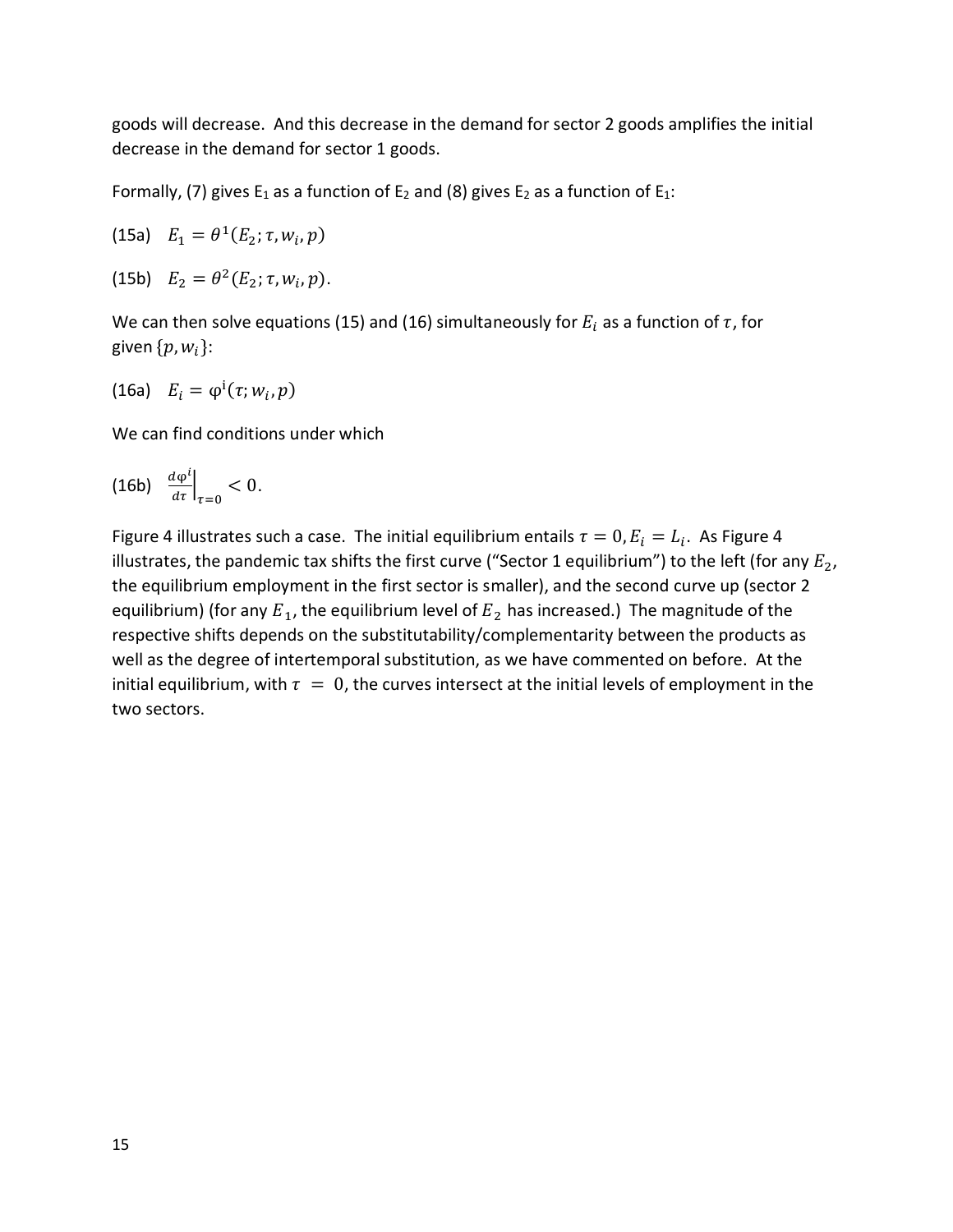goods will decrease. And this decrease in the demand for sector 2 goods amplifies the initial decrease in the demand for sector 1 goods.

Formally, (7) gives $E_1$ as a function of $E_2$ and (8) gives $E_2$ as a function of $E_1$:

(15a) $E_1 = \theta^1(E_2; \tau, w_i, p)$

(15b) $E_2 = \theta^2(E_2; \tau, w_i, p)$.

We can then solve equations (15) and (16) simultaneously for $E_i$ as a function of $\tau$, for given $\{p, w_i\}$:

(16a) $E_i = \varphi^{\mathrm{i}}(\tau; w_i, p)$

We can find conditions under which

(16b) $\left.\frac{d\varphi^i}{d\tau}\right|_{\tau=0} < 0.$

Figure 4 illustrates such a case. The initial equilibrium entails $\tau = 0, E_i = L_i$. As Figure 4 illustrates, the pandemic tax shifts the first curve ("Sector 1 equilibrium") to the left (for any $E_2$, the equilibrium employment in the first sector is smaller), and the second curve up (sector 2 equilibrium) (for any $E_1$, the equilibrium level of $E_2$ has increased.) The magnitude of the respective shifts depends on the substitutability/complementarity between the products as well as the degree of intertemporal substitution, as we have commented on before. At the initial equilibrium, with $\tau = 0$, the curves intersect at the initial levels of employment in the two sectors.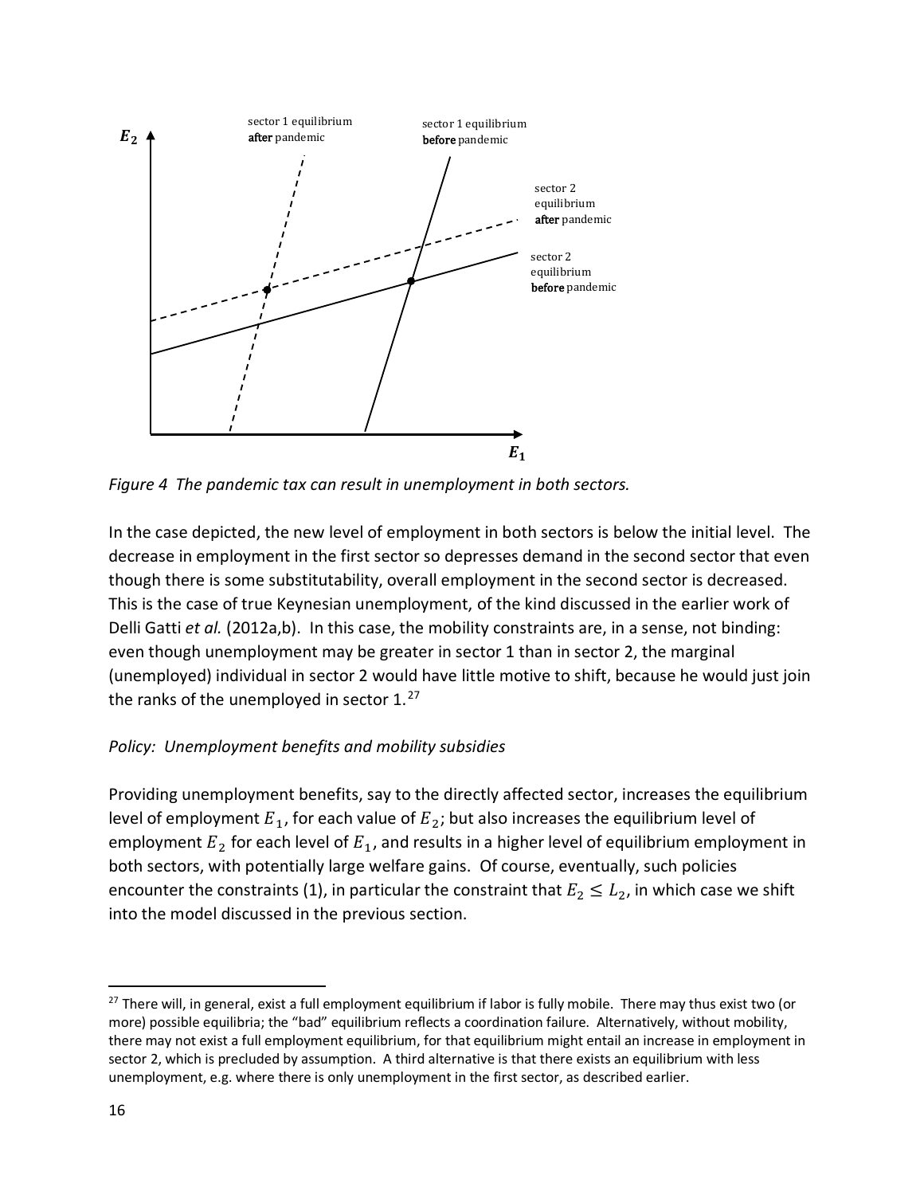*Figure 4 The pandemic tax can result in unemployment in both sectors.*

In the case depicted, the new level of employment in both sectors is below the initial level. The decrease in employment in the first sector so depresses demand in the second sector that even though there is some substitutability, overall employment in the second sector is decreased. This is the case of true Keynesian unemployment, of the kind discussed in the earlier work of Delli Gatti *et al.* (2012a,b). In this case, the mobility constraints are, in a sense, not binding: even though unemployment may be greater in sector 1 than in sector 2, the marginal (unemployed) individual in sector 2 would have little motive to shift, because he would just join the ranks of the unemployed in sector 1.[27]

*Policy: Unemployment benefits and mobility subsidies*

Providing unemployment benefits, say to the directly affected sector, increases the equilibrium level of employment $E_1$, for each value of $E_2$; but also increases the equilibrium level of employment $E_2$ for each level of $E_1$, and results in a higher level of equilibrium employment in both sectors, with potentially large welfare gains. Of course, eventually, such policies encounter the constraints (1), in particular the constraint that $E_2 \leq L_2$, in which case we shift into the model discussed in the previous section.

[27] There will, in general, exist a full employment equilibrium if labor is fully mobile. There may thus exist two (or more) possible equilibria; the "bad" equilibrium reflects a coordination failure. Alternatively, without mobility, there may not exist a full employment equilibrium, for that equilibrium might entail an increase in employment in sector 2, which is precluded by assumption. A third alternative is that there exists an equilibrium with less unemployment, e.g. where there is only unemployment in the first sector, as described earlier.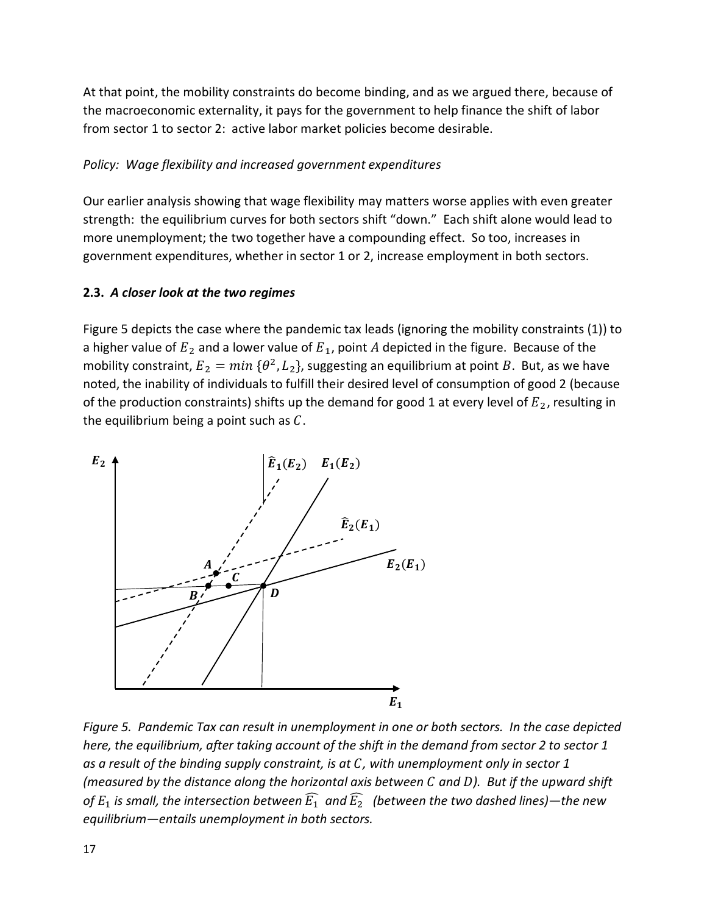At that point, the mobility constraints do become binding, and as we argued there, because of the macroeconomic externality, it pays for the government to help finance the shift of labor from sector 1 to sector 2: active labor market policies become desirable.

*Policy: Wage flexibility and increased government expenditures*

Our earlier analysis showing that wage flexibility may matters worse applies with even greater strength: the equilibrium curves for both sectors shift "down." Each shift alone would lead to more unemployment; the two together have a compounding effect. So too, increases in government expenditures, whether in sector 1 or 2, increase employment in both sectors.

### 2.3. *A closer look at the two regimes*

Figure 5 depicts the case where the pandemic tax leads (ignoring the mobility constraints (1)) to a higher value of $E_2$ and a lower value of $E_1$, point $A$ depicted in the figure. Because of the mobility constraint, $E_2 = min\,\{\theta^2, L_2\}$, suggesting an equilibrium at point $B$. But, as we have noted, the inability of individuals to fulfill their desired level of consumption of good 2 (because of the production constraints) shifts up the demand for good 1 at every level of $E_2$, resulting in the equilibrium being a point such as $C$.

*Figure 5. Pandemic Tax can result in unemployment in one or both sectors. In the case depicted here, the equilibrium, after taking account of the shift in the demand from sector 2 to sector 1 as a result of the binding supply constraint, is at $C$, with unemployment only in sector 1 (measured by the distance along the horizontal axis between $C$ and $D$). But if the upward shift of $E_1$ is small, the intersection between $\widehat{E_1}$ and $\widehat{E_2}$ (between the two dashed lines)—the new equilibrium—entails unemployment in both sectors.*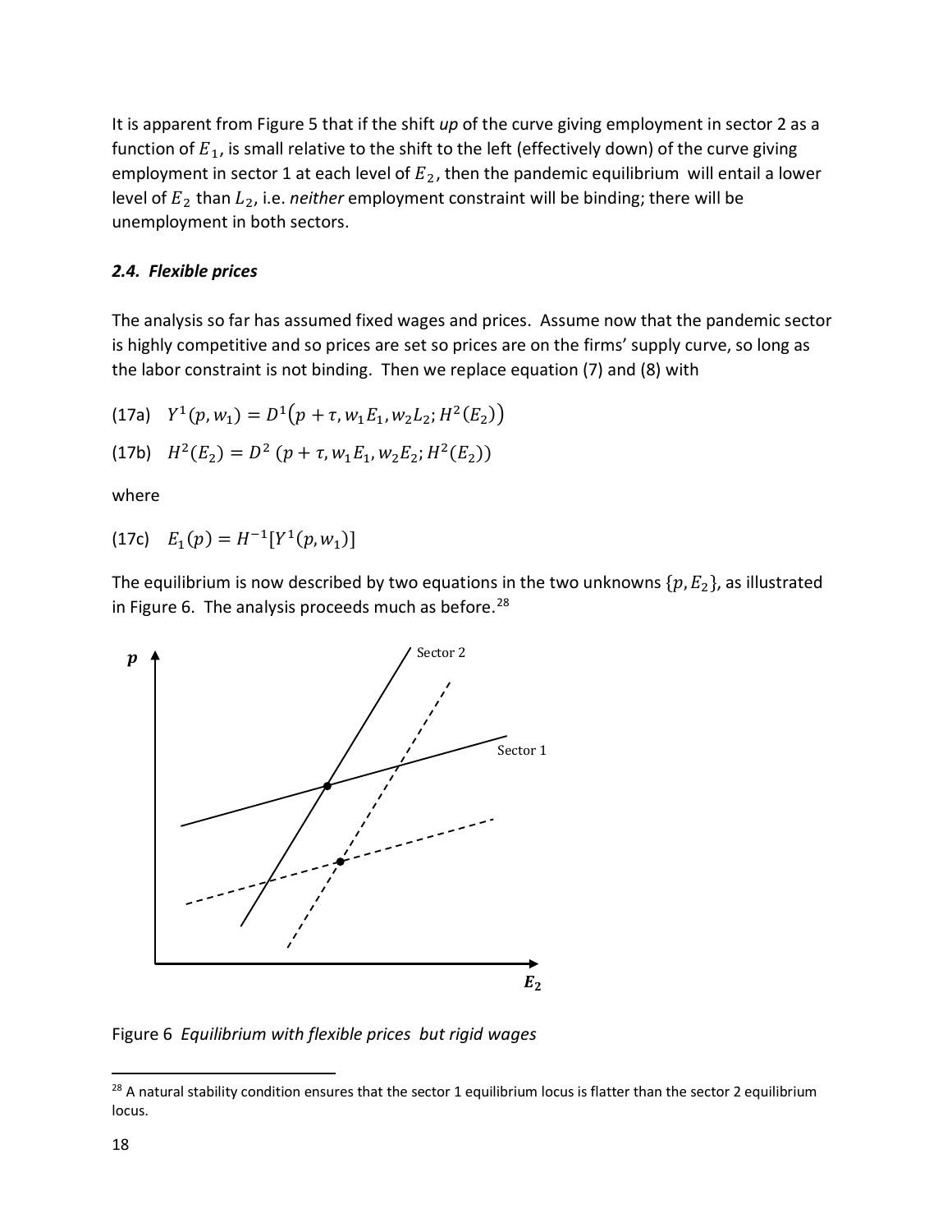It is apparent from Figure 5 that if the shift *up* of the curve giving employment in sector 2 as a function of $E_1$, is small relative to the shift to the left (effectively down) of the curve giving employment in sector 1 at each level of $E_2$, then the pandemic equilibrium will entail a lower level of $E_2$ than $L_2$, i.e. *neither* employment constraint will be binding; there will be unemployment in both sectors.

### *2.4. Flexible prices*

The analysis so far has assumed fixed wages and prices. Assume now that the pandemic sector is highly competitive and so prices are set so prices are on the firms' supply curve, so long as the labor constraint is not binding. Then we replace equation (7) and (8) with

(17a) $Y^1(p, w_1) = D^1(p + \tau, w_1 E_1, w_2 L_2; H^2(E_2))$

(17b) $H^2(E_2) = D^2\ (p + \tau, w_1 E_1, w_2 E_2; H^2(E_2))$

where

(17c) $E_1(p) = H^{-1}[Y^1(p, w_1)]$

The equilibrium is now described by two equations in the two unknowns $\{p, E_2\}$, as illustrated in Figure 6. The analysis proceeds much as before.[28]

Figure 6 *Equilibrium with flexible prices but rigid wages*

[28] A natural stability condition ensures that the sector 1 equilibrium locus is flatter than the sector 2 equilibrium locus.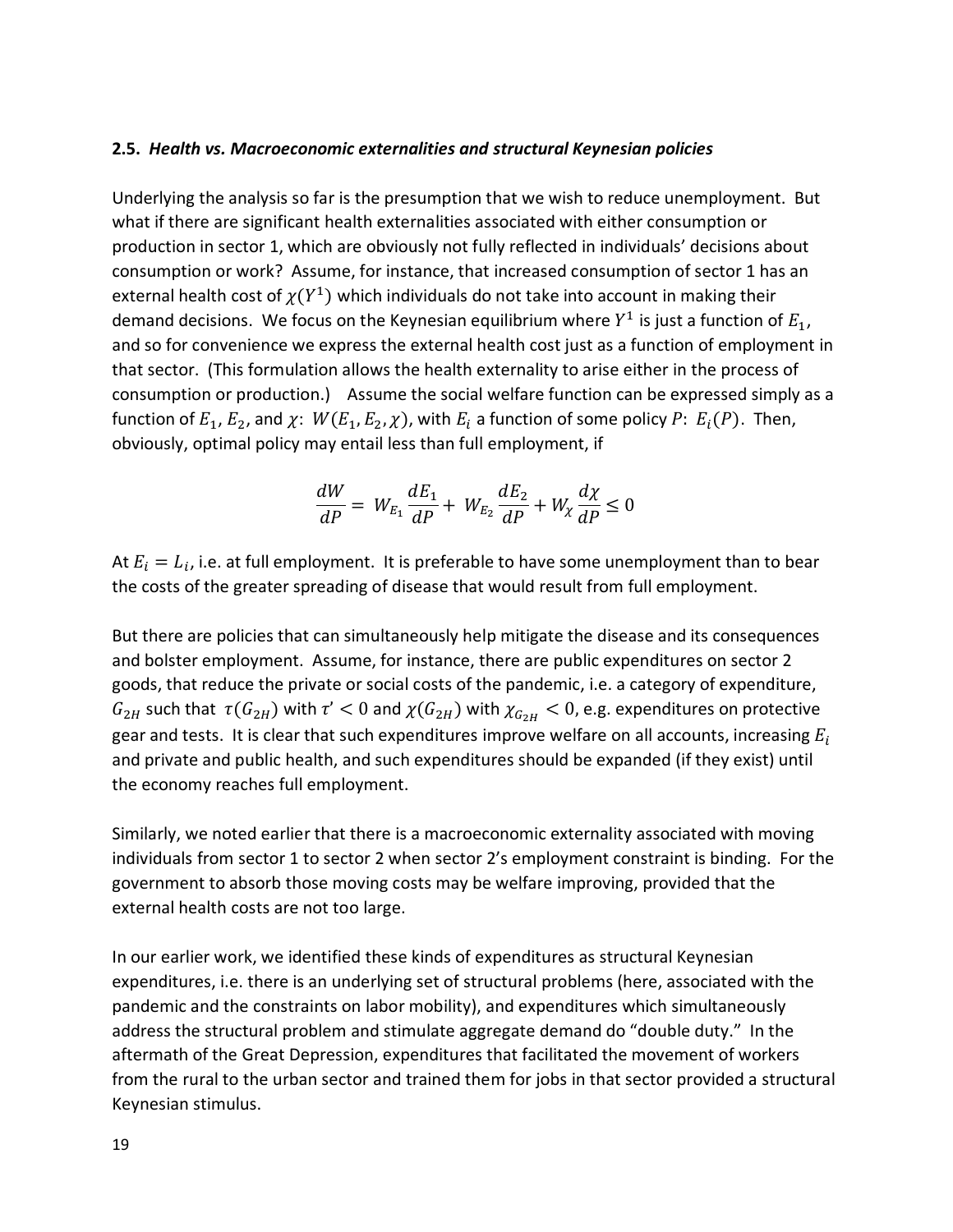### 2.5. *Health vs. Macroeconomic externalities and structural Keynesian policies*

Underlying the analysis so far is the presumption that we wish to reduce unemployment. But what if there are significant health externalities associated with either consumption or production in sector 1, which are obviously not fully reflected in individuals' decisions about consumption or work? Assume, for instance, that increased consumption of sector 1 has an external health cost of $\chi(Y^1)$ which individuals do not take into account in making their demand decisions. We focus on the Keynesian equilibrium where $Y^1$ is just a function of $E_1$, and so for convenience we express the external health cost just as a function of employment in that sector. (This formulation allows the health externality to arise either in the process of consumption or production.) Assume the social welfare function can be expressed simply as a function of $E_1$, $E_2$, and $\chi$: $W(E_1, E_2, \chi)$, with $E_i$ a function of some policy $P$: $E_i(P)$. Then, obviously, optimal policy may entail less than full employment, if

$$\frac{dW}{dP} = W_{E_1}\frac{dE_1}{dP} + W_{E_2}\frac{dE_2}{dP} + W_\chi \frac{d\chi}{dP} \leq 0$$

At $E_i = L_i$, i.e. at full employment. It is preferable to have some unemployment than to bear the costs of the greater spreading of disease that would result from full employment.

But there are policies that can simultaneously help mitigate the disease and its consequences and bolster employment. Assume, for instance, there are public expenditures on sector 2 goods, that reduce the private or social costs of the pandemic, i.e. a category of expenditure, $G_{2H}$ such that $\tau(G_{2H})$ with $\tau' < 0$ and $\chi(G_{2H})$ with $\chi_{G_{2H}} < 0$, e.g. expenditures on protective gear and tests. It is clear that such expenditures improve welfare on all accounts, increasing $E_i$ and private and public health, and such expenditures should be expanded (if they exist) until the economy reaches full employment.

Similarly, we noted earlier that there is a macroeconomic externality associated with moving individuals from sector 1 to sector 2 when sector 2's employment constraint is binding. For the government to absorb those moving costs may be welfare improving, provided that the external health costs are not too large.

In our earlier work, we identified these kinds of expenditures as structural Keynesian expenditures, i.e. there is an underlying set of structural problems (here, associated with the pandemic and the constraints on labor mobility), and expenditures which simultaneously address the structural problem and stimulate aggregate demand do "double duty." In the aftermath of the Great Depression, expenditures that facilitated the movement of workers from the rural to the urban sector and trained them for jobs in that sector provided a structural Keynesian stimulus.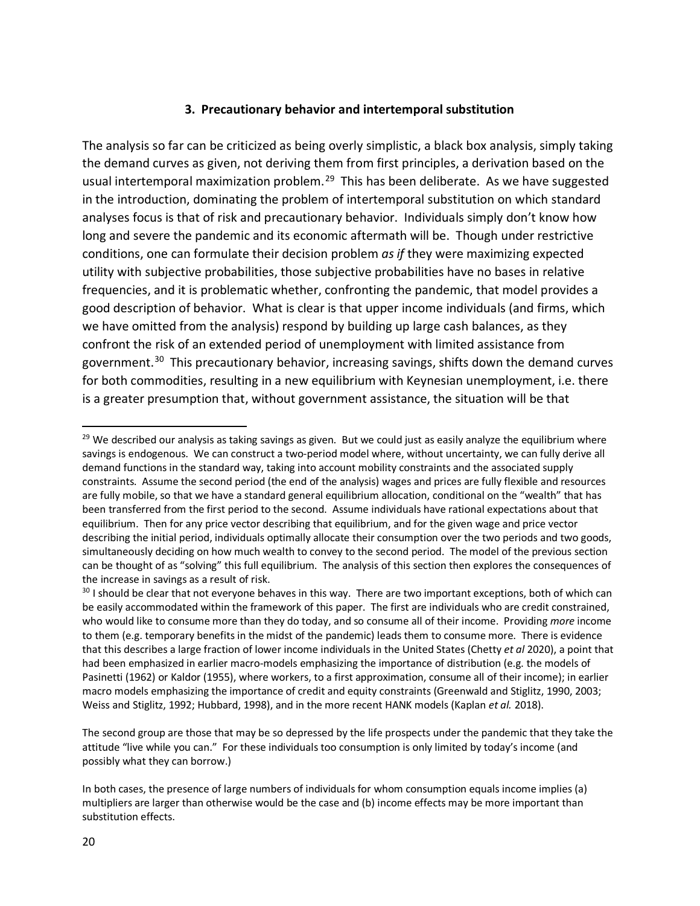### 3. Precautionary behavior and intertemporal substitution

The analysis so far can be criticized as being overly simplistic, a black box analysis, simply taking the demand curves as given, not deriving them from first principles, a derivation based on the usual intertemporal maximization problem.[29] This has been deliberate. As we have suggested in the introduction, dominating the problem of intertemporal substitution on which standard analyses focus is that of risk and precautionary behavior. Individuals simply don't know how long and severe the pandemic and its economic aftermath will be. Though under restrictive conditions, one can formulate their decision problem *as if* they were maximizing expected utility with subjective probabilities, those subjective probabilities have no bases in relative frequencies, and it is problematic whether, confronting the pandemic, that model provides a good description of behavior. What is clear is that upper income individuals (and firms, which we have omitted from the analysis) respond by building up large cash balances, as they confront the risk of an extended period of unemployment with limited assistance from government.[30] This precautionary behavior, increasing savings, shifts down the demand curves for both commodities, resulting in a new equilibrium with Keynesian unemployment, i.e. there is a greater presumption that, without government assistance, the situation will be that

---

[29] We described our analysis as taking savings as given. But we could just as easily analyze the equilibrium where savings is endogenous. We can construct a two-period model where, without uncertainty, we can fully derive all demand functions in the standard way, taking into account mobility constraints and the associated supply constraints. Assume the second period (the end of the analysis) wages and prices are fully flexible and resources are fully mobile, so that we have a standard general equilibrium allocation, conditional on the "wealth" that has been transferred from the first period to the second. Assume individuals have rational expectations about that equilibrium. Then for any price vector describing that equilibrium, and for the given wage and price vector describing the initial period, individuals optimally allocate their consumption over the two periods and two goods, simultaneously deciding on how much wealth to convey to the second period. The model of the previous section can be thought of as "solving" this full equilibrium. The analysis of this section then explores the consequences of the increase in savings as a result of risk.

[30] I should be clear that not everyone behaves in this way. There are two important exceptions, both of which can be easily accommodated within the framework of this paper. The first are individuals who are credit constrained, who would like to consume more than they do today, and so consume all of their income. Providing *more* income to them (e.g. temporary benefits in the midst of the pandemic) leads them to consume more. There is evidence that this describes a large fraction of lower income individuals in the United States (Chetty *et al* 2020), a point that had been emphasized in earlier macro-models emphasizing the importance of distribution (e.g. the models of Pasinetti (1962) or Kaldor (1955), where workers, to a first approximation, consume all of their income); in earlier macro models emphasizing the importance of credit and equity constraints (Greenwald and Stiglitz, 1990, 2003; Weiss and Stiglitz, 1992; Hubbard, 1998), and in the more recent HANK models (Kaplan *et al.* 2018).

The second group are those that may be so depressed by the life prospects under the pandemic that they take the attitude "live while you can." For these individuals too consumption is only limited by today's income (and possibly what they can borrow.)

In both cases, the presence of large numbers of individuals for whom consumption equals income implies (a) multipliers are larger than otherwise would be the case and (b) income effects may be more important than substitution effects.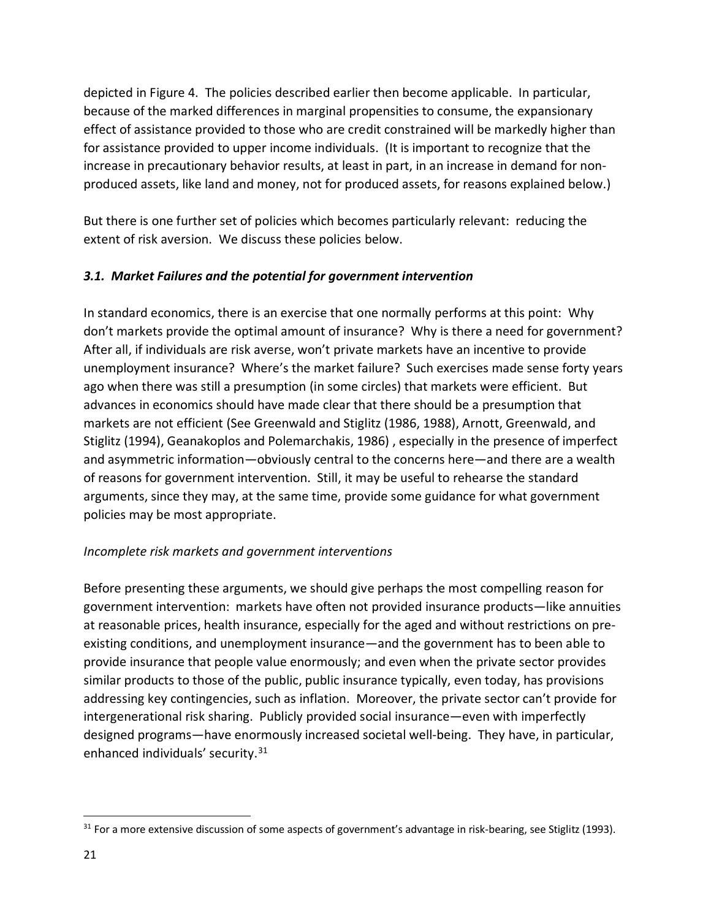depicted in Figure 4. The policies described earlier then become applicable. In particular, because of the marked differences in marginal propensities to consume, the expansionary effect of assistance provided to those who are credit constrained will be markedly higher than for assistance provided to upper income individuals. (It is important to recognize that the increase in precautionary behavior results, at least in part, in an increase in demand for non-produced assets, like land and money, not for produced assets, for reasons explained below.)

But there is one further set of policies which becomes particularly relevant: reducing the extent of risk aversion. We discuss these policies below.

### *3.1. Market Failures and the potential for government intervention*

In standard economics, there is an exercise that one normally performs at this point: Why don't markets provide the optimal amount of insurance? Why is there a need for government? After all, if individuals are risk averse, won't private markets have an incentive to provide unemployment insurance? Where's the market failure? Such exercises made sense forty years ago when there was still a presumption (in some circles) that markets were efficient. But advances in economics should have made clear that there should be a presumption that markets are not efficient (See Greenwald and Stiglitz (1986, 1988), Arnott, Greenwald, and Stiglitz (1994), Geanakoplos and Polemarchakis, 1986) , especially in the presence of imperfect and asymmetric information—obviously central to the concerns here—and there are a wealth of reasons for government intervention. Still, it may be useful to rehearse the standard arguments, since they may, at the same time, provide some guidance for what government policies may be most appropriate.

*Incomplete risk markets and government interventions*

Before presenting these arguments, we should give perhaps the most compelling reason for government intervention: markets have often not provided insurance products—like annuities at reasonable prices, health insurance, especially for the aged and without restrictions on pre-existing conditions, and unemployment insurance—and the government has to been able to provide insurance that people value enormously; and even when the private sector provides similar products to those of the public, public insurance typically, even today, has provisions addressing key contingencies, such as inflation. Moreover, the private sector can't provide for intergenerational risk sharing. Publicly provided social insurance—even with imperfectly designed programs—have enormously increased societal well-being. They have, in particular, enhanced individuals' security.[31]

[31] For a more extensive discussion of some aspects of government's advantage in risk-bearing, see Stiglitz (1993).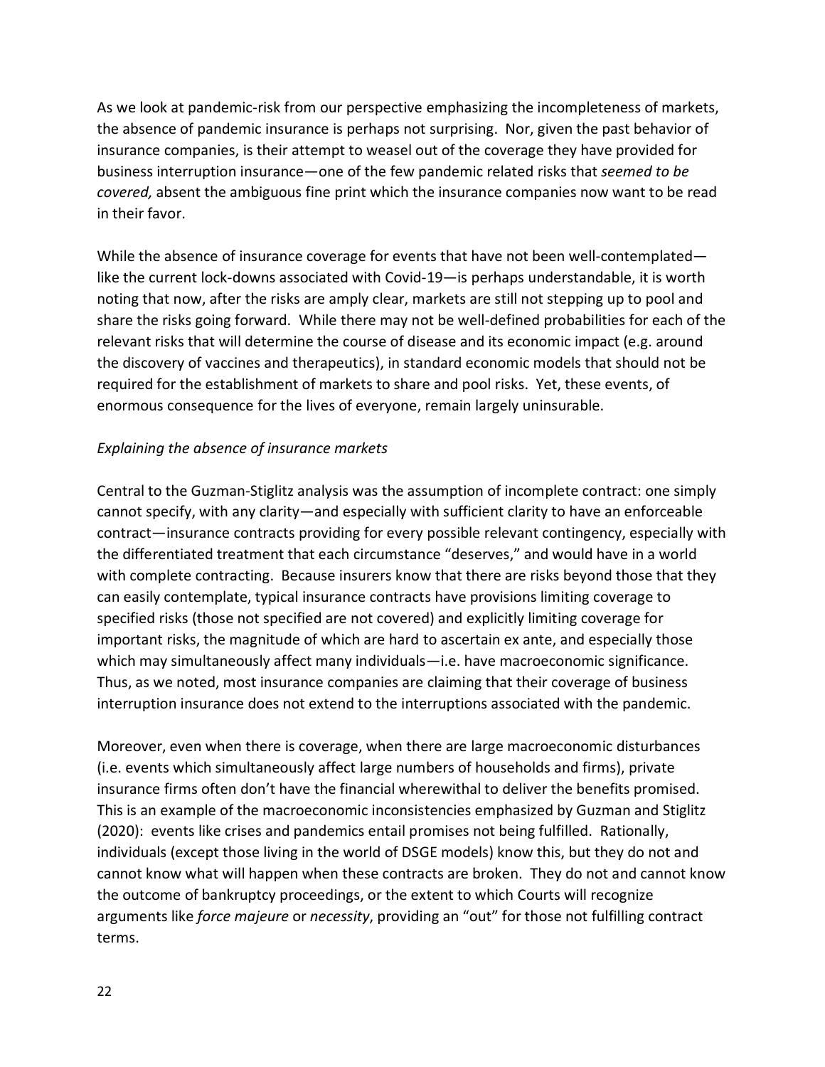As we look at pandemic-risk from our perspective emphasizing the incompleteness of markets, the absence of pandemic insurance is perhaps not surprising. Nor, given the past behavior of insurance companies, is their attempt to weasel out of the coverage they have provided for business interruption insurance—one of the few pandemic related risks that *seemed to be covered,* absent the ambiguous fine print which the insurance companies now want to be read in their favor.

While the absence of insurance coverage for events that have not been well-contemplated—like the current lock-downs associated with Covid-19—is perhaps understandable, it is worth noting that now, after the risks are amply clear, markets are still not stepping up to pool and share the risks going forward. While there may not be well-defined probabilities for each of the relevant risks that will determine the course of disease and its economic impact (e.g. around the discovery of vaccines and therapeutics), in standard economic models that should not be required for the establishment of markets to share and pool risks. Yet, these events, of enormous consequence for the lives of everyone, remain largely uninsurable.

*Explaining the absence of insurance markets*

Central to the Guzman-Stiglitz analysis was the assumption of incomplete contract: one simply cannot specify, with any clarity—and especially with sufficient clarity to have an enforceable contract—insurance contracts providing for every possible relevant contingency, especially with the differentiated treatment that each circumstance "deserves," and would have in a world with complete contracting. Because insurers know that there are risks beyond those that they can easily contemplate, typical insurance contracts have provisions limiting coverage to specified risks (those not specified are not covered) and explicitly limiting coverage for important risks, the magnitude of which are hard to ascertain ex ante, and especially those which may simultaneously affect many individuals—i.e. have macroeconomic significance. Thus, as we noted, most insurance companies are claiming that their coverage of business interruption insurance does not extend to the interruptions associated with the pandemic.

Moreover, even when there is coverage, when there are large macroeconomic disturbances (i.e. events which simultaneously affect large numbers of households and firms), private insurance firms often don't have the financial wherewithal to deliver the benefits promised. This is an example of the macroeconomic inconsistencies emphasized by Guzman and Stiglitz (2020): events like crises and pandemics entail promises not being fulfilled. Rationally, individuals (except those living in the world of DSGE models) know this, but they do not and cannot know what will happen when these contracts are broken. They do not and cannot know the outcome of bankruptcy proceedings, or the extent to which Courts will recognize arguments like *force majeure* or *necessity*, providing an "out" for those not fulfilling contract terms.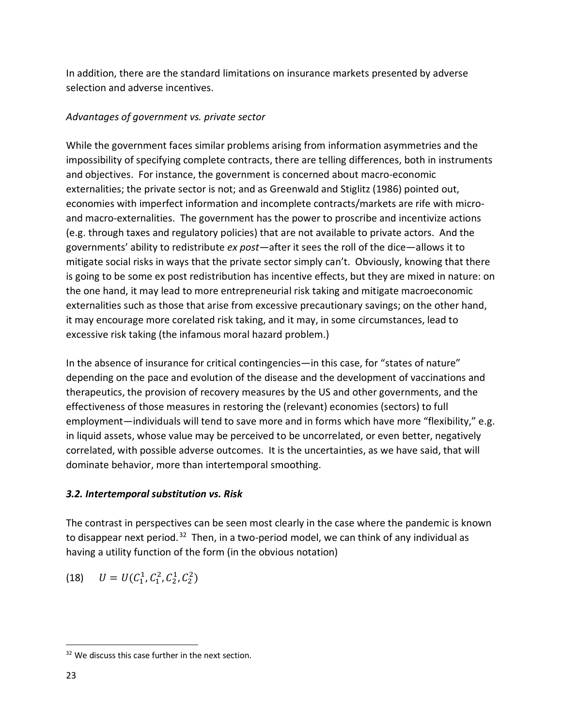In addition, there are the standard limitations on insurance markets presented by adverse selection and adverse incentives.

*Advantages of government vs. private sector*

While the government faces similar problems arising from information asymmetries and the impossibility of specifying complete contracts, there are telling differences, both in instruments and objectives. For instance, the government is concerned about macro-economic externalities; the private sector is not; and as Greenwald and Stiglitz (1986) pointed out, economies with imperfect information and incomplete contracts/markets are rife with micro- and macro-externalities. The government has the power to proscribe and incentivize actions (e.g. through taxes and regulatory policies) that are not available to private actors. And the governments' ability to redistribute *ex post*—after it sees the roll of the dice—allows it to mitigate social risks in ways that the private sector simply can't. Obviously, knowing that there is going to be some ex post redistribution has incentive effects, but they are mixed in nature: on the one hand, it may lead to more entrepreneurial risk taking and mitigate macroeconomic externalities such as those that arise from excessive precautionary savings; on the other hand, it may encourage more corelated risk taking, and it may, in some circumstances, lead to excessive risk taking (the infamous moral hazard problem.)

In the absence of insurance for critical contingencies—in this case, for "states of nature" depending on the pace and evolution of the disease and the development of vaccinations and therapeutics, the provision of recovery measures by the US and other governments, and the effectiveness of those measures in restoring the (relevant) economies (sectors) to full employment—individuals will tend to save more and in forms which have more "flexibility," e.g. in liquid assets, whose value may be perceived to be uncorrelated, or even better, negatively correlated, with possible adverse outcomes. It is the uncertainties, as we have said, that will dominate behavior, more than intertemporal smoothing.

### ***3.2. Intertemporal substitution vs. Risk***

The contrast in perspectives can be seen most clearly in the case where the pandemic is known to disappear next period.[32] Then, in a two-period model, we can think of any individual as having a utility function of the form (in the obvious notation)

$$(18) \quad U = U(C_1^1, C_1^2, C_2^1, C_2^2)$$

[32] We discuss this case further in the next section.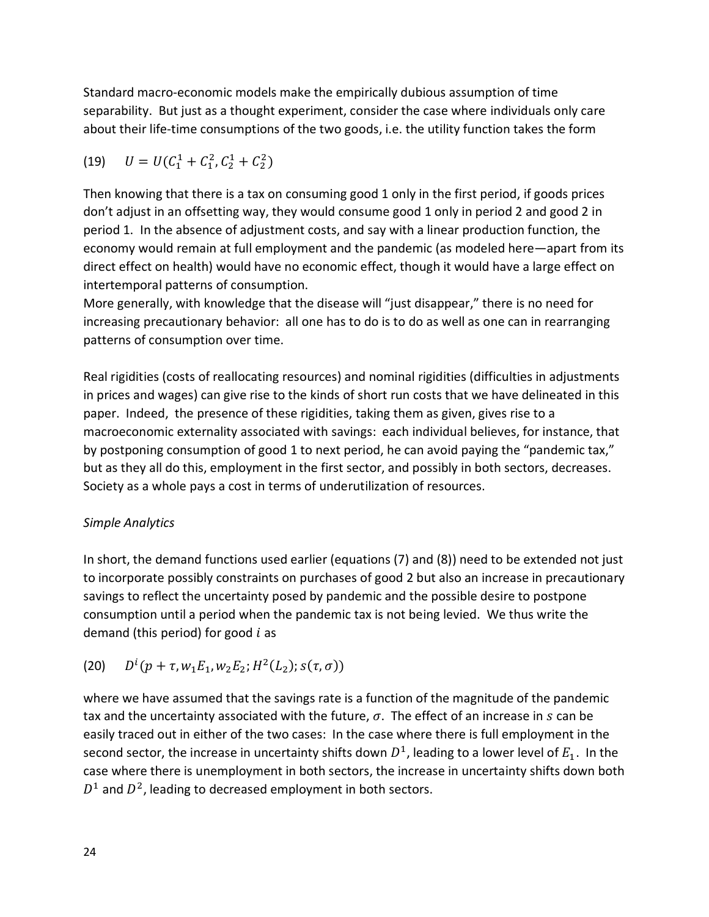Standard macro-economic models make the empirically dubious assumption of time separability. But just as a thought experiment, consider the case where individuals only care about their life-time consumptions of the two goods, i.e. the utility function takes the form

$$(19) \quad U = U(C_1^1 + C_1^2, C_2^1 + C_2^2)$$

Then knowing that there is a tax on consuming good 1 only in the first period, if goods prices don't adjust in an offsetting way, they would consume good 1 only in period 2 and good 2 in period 1. In the absence of adjustment costs, and say with a linear production function, the economy would remain at full employment and the pandemic (as modeled here—apart from its direct effect on health) would have no economic effect, though it would have a large effect on intertemporal patterns of consumption.

More generally, with knowledge that the disease will "just disappear," there is no need for increasing precautionary behavior: all one has to do is to do as well as one can in rearranging patterns of consumption over time.

Real rigidities (costs of reallocating resources) and nominal rigidities (difficulties in adjustments in prices and wages) can give rise to the kinds of short run costs that we have delineated in this paper. Indeed, the presence of these rigidities, taking them as given, gives rise to a macroeconomic externality associated with savings: each individual believes, for instance, that by postponing consumption of good 1 to next period, he can avoid paying the "pandemic tax," but as they all do this, employment in the first sector, and possibly in both sectors, decreases. Society as a whole pays a cost in terms of underutilization of resources.

*Simple Analytics*

In short, the demand functions used earlier (equations (7) and (8)) need to be extended not just to incorporate possibly constraints on purchases of good 2 but also an increase in precautionary savings to reflect the uncertainty posed by pandemic and the possible desire to postpone consumption until a period when the pandemic tax is not being levied. We thus write the demand (this period) for good $i$ as

$$(20) \quad D^i(p + \tau, w_1E_1, w_2E_2; H^2(L_2); s(\tau, \sigma))$$

where we have assumed that the savings rate is a function of the magnitude of the pandemic tax and the uncertainty associated with the future, $\sigma$. The effect of an increase in $s$ can be easily traced out in either of the two cases: In the case where there is full employment in the second sector, the increase in uncertainty shifts down $D^1$, leading to a lower level of $E_1$. In the case where there is unemployment in both sectors, the increase in uncertainty shifts down both $D^1$ and $D^2$, leading to decreased employment in both sectors.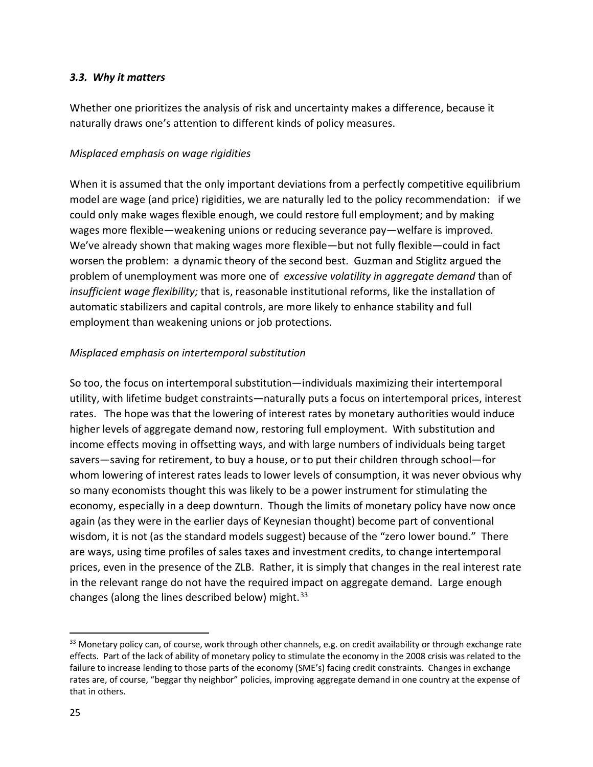### *3.3. Why it matters*

Whether one prioritizes the analysis of risk and uncertainty makes a difference, because it naturally draws one's attention to different kinds of policy measures.

*Misplaced emphasis on wage rigidities*

When it is assumed that the only important deviations from a perfectly competitive equilibrium model are wage (and price) rigidities, we are naturally led to the policy recommendation: if we could only make wages flexible enough, we could restore full employment; and by making wages more flexible—weakening unions or reducing severance pay—welfare is improved. We've already shown that making wages more flexible—but not fully flexible—could in fact worsen the problem: a dynamic theory of the second best. Guzman and Stiglitz argued the problem of unemployment was more one of *excessive volatility in aggregate demand* than of *insufficient wage flexibility;* that is, reasonable institutional reforms, like the installation of automatic stabilizers and capital controls, are more likely to enhance stability and full employment than weakening unions or job protections.

*Misplaced emphasis on intertemporal substitution*

So too, the focus on intertemporal substitution—individuals maximizing their intertemporal utility, with lifetime budget constraints—naturally puts a focus on intertemporal prices, interest rates. The hope was that the lowering of interest rates by monetary authorities would induce higher levels of aggregate demand now, restoring full employment. With substitution and income effects moving in offsetting ways, and with large numbers of individuals being target savers—saving for retirement, to buy a house, or to put their children through school—for whom lowering of interest rates leads to lower levels of consumption, it was never obvious why so many economists thought this was likely to be a power instrument for stimulating the economy, especially in a deep downturn. Though the limits of monetary policy have now once again (as they were in the earlier days of Keynesian thought) become part of conventional wisdom, it is not (as the standard models suggest) because of the "zero lower bound." There are ways, using time profiles of sales taxes and investment credits, to change intertemporal prices, even in the presence of the ZLB. Rather, it is simply that changes in the real interest rate in the relevant range do not have the required impact on aggregate demand. Large enough changes (along the lines described below) might.[33]

---

[33] Monetary policy can, of course, work through other channels, e.g. on credit availability or through exchange rate effects. Part of the lack of ability of monetary policy to stimulate the economy in the 2008 crisis was related to the failure to increase lending to those parts of the economy (SME's) facing credit constraints. Changes in exchange rates are, of course, "beggar thy neighbor" policies, improving aggregate demand in one country at the expense of that in others.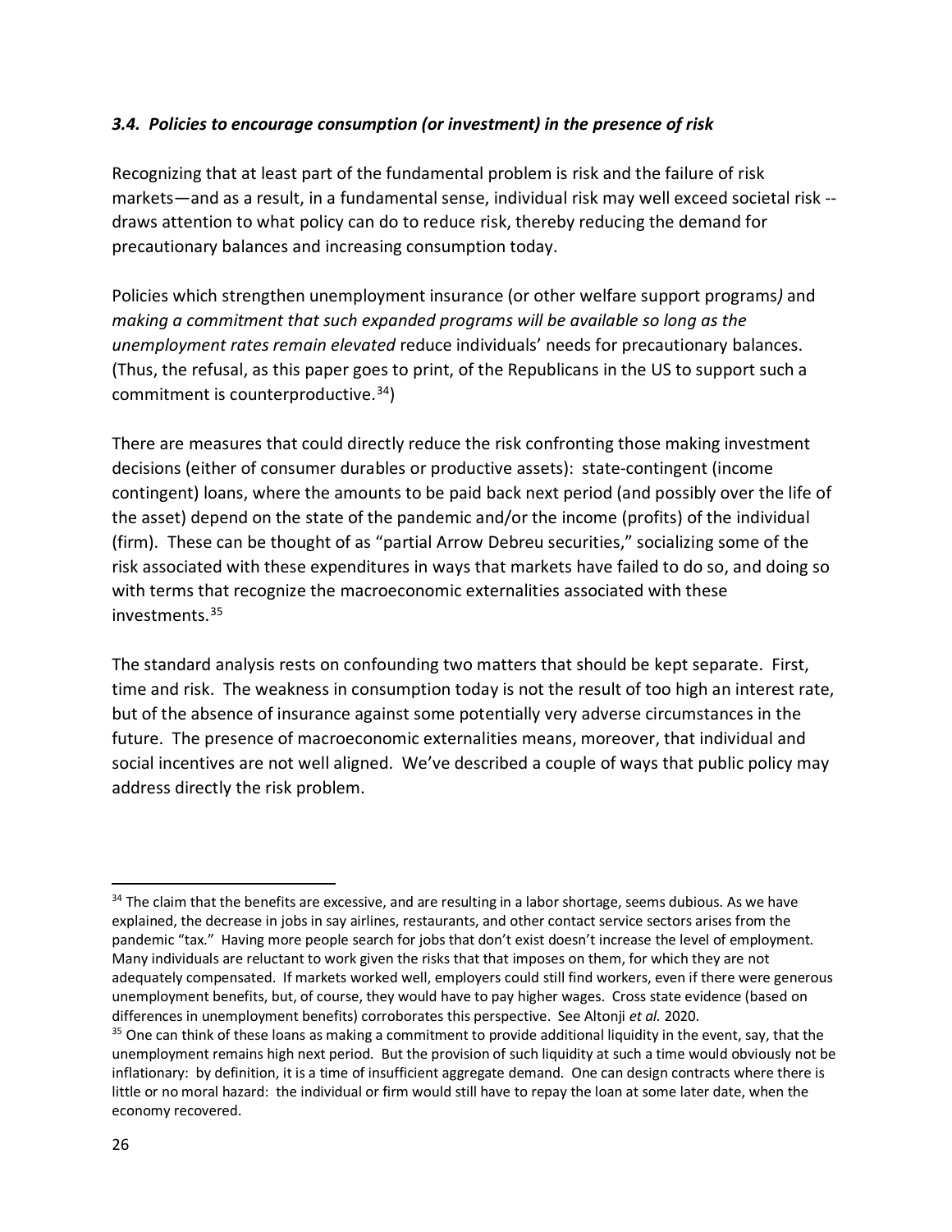### *3.4. Policies to encourage consumption (or investment) in the presence of risk*

Recognizing that at least part of the fundamental problem is risk and the failure of risk markets—and as a result, in a fundamental sense, individual risk may well exceed societal risk -- draws attention to what policy can do to reduce risk, thereby reducing the demand for precautionary balances and increasing consumption today.

Policies which strengthen unemployment insurance (or other welfare support programs*)* and *making a commitment that such expanded programs will be available so long as the unemployment rates remain elevated* reduce individuals' needs for precautionary balances. (Thus, the refusal, as this paper goes to print, of the Republicans in the US to support such a commitment is counterproductive.[34])

There are measures that could directly reduce the risk confronting those making investment decisions (either of consumer durables or productive assets): state-contingent (income contingent) loans, where the amounts to be paid back next period (and possibly over the life of the asset) depend on the state of the pandemic and/or the income (profits) of the individual (firm). These can be thought of as "partial Arrow Debreu securities," socializing some of the risk associated with these expenditures in ways that markets have failed to do so, and doing so with terms that recognize the macroeconomic externalities associated with these investments.[35]

The standard analysis rests on confounding two matters that should be kept separate. First, time and risk. The weakness in consumption today is not the result of too high an interest rate, but of the absence of insurance against some potentially very adverse circumstances in the future. The presence of macroeconomic externalities means, moreover, that individual and social incentives are not well aligned. We've described a couple of ways that public policy may address directly the risk problem.

---

[34] The claim that the benefits are excessive, and are resulting in a labor shortage, seems dubious. As we have explained, the decrease in jobs in say airlines, restaurants, and other contact service sectors arises from the pandemic "tax." Having more people search for jobs that don't exist doesn't increase the level of employment. Many individuals are reluctant to work given the risks that that imposes on them, for which they are not adequately compensated. If markets worked well, employers could still find workers, even if there were generous unemployment benefits, but, of course, they would have to pay higher wages. Cross state evidence (based on differences in unemployment benefits) corroborates this perspective. See Altonji *et al.* 2020.

[35] One can think of these loans as making a commitment to provide additional liquidity in the event, say, that the unemployment remains high next period. But the provision of such liquidity at such a time would obviously not be inflationary: by definition, it is a time of insufficient aggregate demand. One can design contracts where there is little or no moral hazard: the individual or firm would still have to repay the loan at some later date, when the economy recovered.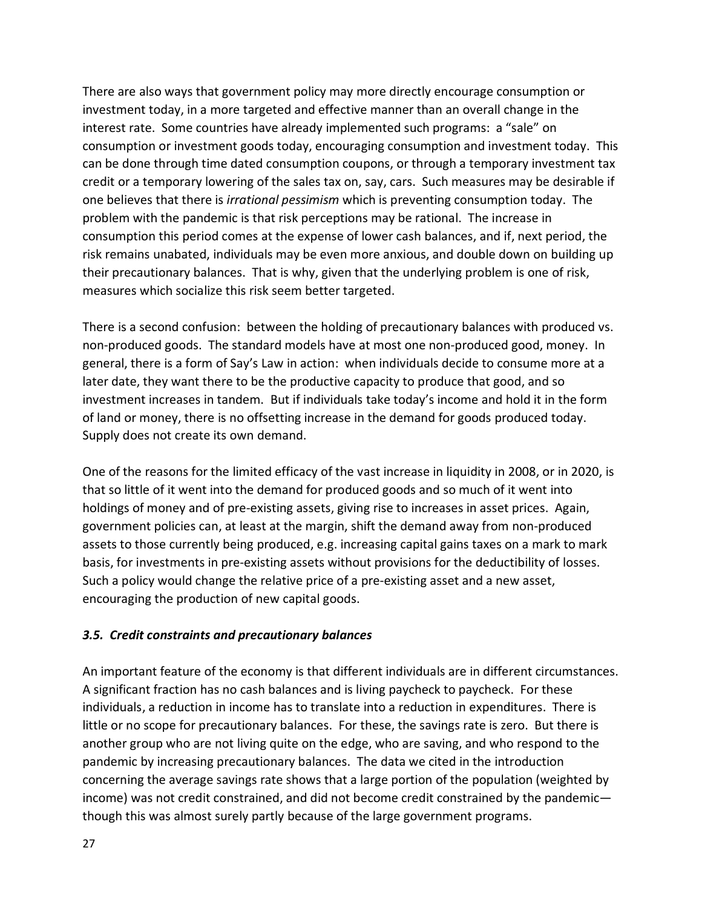There are also ways that government policy may more directly encourage consumption or investment today, in a more targeted and effective manner than an overall change in the interest rate. Some countries have already implemented such programs: a "sale" on consumption or investment goods today, encouraging consumption and investment today. This can be done through time dated consumption coupons, or through a temporary investment tax credit or a temporary lowering of the sales tax on, say, cars. Such measures may be desirable if one believes that there is *irrational pessimism* which is preventing consumption today. The problem with the pandemic is that risk perceptions may be rational. The increase in consumption this period comes at the expense of lower cash balances, and if, next period, the risk remains unabated, individuals may be even more anxious, and double down on building up their precautionary balances. That is why, given that the underlying problem is one of risk, measures which socialize this risk seem better targeted.

There is a second confusion: between the holding of precautionary balances with produced vs. non-produced goods. The standard models have at most one non-produced good, money. In general, there is a form of Say's Law in action: when individuals decide to consume more at a later date, they want there to be the productive capacity to produce that good, and so investment increases in tandem. But if individuals take today's income and hold it in the form of land or money, there is no offsetting increase in the demand for goods produced today. Supply does not create its own demand.

One of the reasons for the limited efficacy of the vast increase in liquidity in 2008, or in 2020, is that so little of it went into the demand for produced goods and so much of it went into holdings of money and of pre-existing assets, giving rise to increases in asset prices. Again, government policies can, at least at the margin, shift the demand away from non-produced assets to those currently being produced, e.g. increasing capital gains taxes on a mark to mark basis, for investments in pre-existing assets without provisions for the deductibility of losses. Such a policy would change the relative price of a pre-existing asset and a new asset, encouraging the production of new capital goods.

### *3.5. Credit constraints and precautionary balances*

An important feature of the economy is that different individuals are in different circumstances. A significant fraction has no cash balances and is living paycheck to paycheck. For these individuals, a reduction in income has to translate into a reduction in expenditures. There is little or no scope for precautionary balances. For these, the savings rate is zero. But there is another group who are not living quite on the edge, who are saving, and who respond to the pandemic by increasing precautionary balances. The data we cited in the introduction concerning the average savings rate shows that a large portion of the population (weighted by income) was not credit constrained, and did not become credit constrained by the pandemic—though this was almost surely partly because of the large government programs.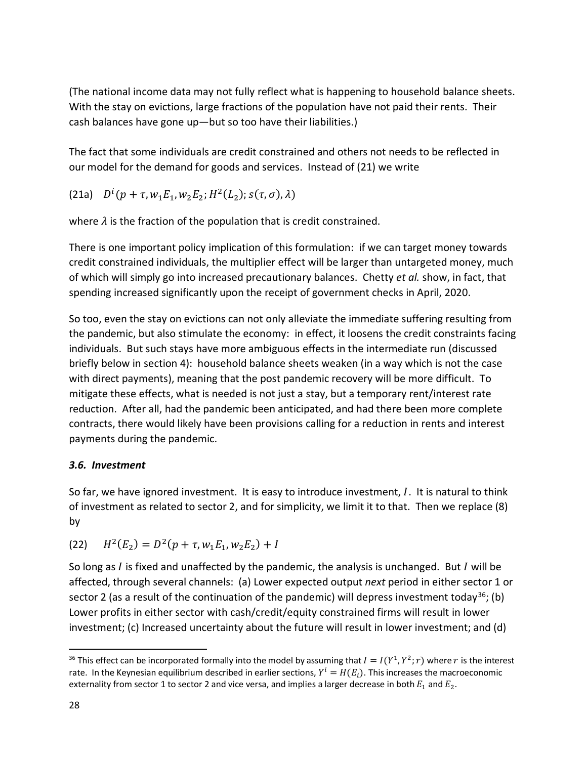(The national income data may not fully reflect what is happening to household balance sheets. With the stay on evictions, large fractions of the population have not paid their rents. Their cash balances have gone up—but so too have their liabilities.)

The fact that some individuals are credit constrained and others not needs to be reflected in our model for the demand for goods and services. Instead of (21) we write

(21a) $D^i(p + \tau, w_1E_1, w_2E_2; H^2(L_2); s(\tau, \sigma), \lambda)$

where $\lambda$ is the fraction of the population that is credit constrained.

There is one important policy implication of this formulation: if we can target money towards credit constrained individuals, the multiplier effect will be larger than untargeted money, much of which will simply go into increased precautionary balances. Chetty *et al.* show, in fact, that spending increased significantly upon the receipt of government checks in April, 2020.

So too, even the stay on evictions can not only alleviate the immediate suffering resulting from the pandemic, but also stimulate the economy: in effect, it loosens the credit constraints facing individuals. But such stays have more ambiguous effects in the intermediate run (discussed briefly below in section 4): household balance sheets weaken (in a way which is not the case with direct payments), meaning that the post pandemic recovery will be more difficult. To mitigate these effects, what is needed is not just a stay, but a temporary rent/interest rate reduction. After all, had the pandemic been anticipated, and had there been more complete contracts, there would likely have been provisions calling for a reduction in rents and interest payments during the pandemic.

### *3.6. Investment*

So far, we have ignored investment. It is easy to introduce investment, $I$. It is natural to think of investment as related to sector 2, and for simplicity, we limit it to that. Then we replace (8) by

(22) $H^2(E_2) = D^2(p + \tau, w_1E_1, w_2E_2) + I$

So long as $I$ is fixed and unaffected by the pandemic, the analysis is unchanged. But $I$ will be affected, through several channels: (a) Lower expected output *next* period in either sector 1 or sector 2 (as a result of the continuation of the pandemic) will depress investment today[36]; (b) Lower profits in either sector with cash/credit/equity constrained firms will result in lower investment; (c) Increased uncertainty about the future will result in lower investment; and (d)

[36] This effect can be incorporated formally into the model by assuming that $I = I(Y^1, Y^2; r)$ where $r$ is the interest rate. In the Keynesian equilibrium described in earlier sections, $Y^i = H(E_i)$. This increases the macroeconomic externality from sector 1 to sector 2 and vice versa, and implies a larger decrease in both $E_1$ and $E_2$.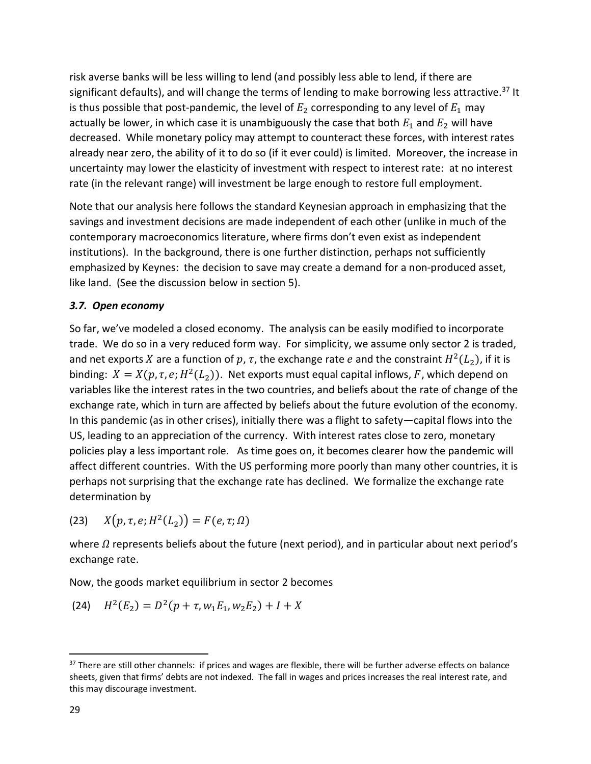risk averse banks will be less willing to lend (and possibly less able to lend, if there are significant defaults), and will change the terms of lending to make borrowing less attractive.[37] It is thus possible that post-pandemic, the level of $E_2$ corresponding to any level of $E_1$ may actually be lower, in which case it is unambiguously the case that both $E_1$ and $E_2$ will have decreased. While monetary policy may attempt to counteract these forces, with interest rates already near zero, the ability of it to do so (if it ever could) is limited. Moreover, the increase in uncertainty may lower the elasticity of investment with respect to interest rate: at no interest rate (in the relevant range) will investment be large enough to restore full employment.

Note that our analysis here follows the standard Keynesian approach in emphasizing that the savings and investment decisions are made independent of each other (unlike in much of the contemporary macroeconomics literature, where firms don't even exist as independent institutions). In the background, there is one further distinction, perhaps not sufficiently emphasized by Keynes: the decision to save may create a demand for a non-produced asset, like land. (See the discussion below in section 5).

### *3.7. Open economy*

So far, we've modeled a closed economy. The analysis can be easily modified to incorporate trade. We do so in a very reduced form way. For simplicity, we assume only sector 2 is traded, and net exports $X$ are a function of $p$, $\tau$, the exchange rate $e$ and the constraint $H^2(L_2)$, if it is binding: $X = X(p, \tau, e; H^2(L_2))$. Net exports must equal capital inflows, $F$, which depend on variables like the interest rates in the two countries, and beliefs about the rate of change of the exchange rate, which in turn are affected by beliefs about the future evolution of the economy. In this pandemic (as in other crises), initially there was a flight to safety—capital flows into the US, leading to an appreciation of the currency. With interest rates close to zero, monetary policies play a less important role. As time goes on, it becomes clearer how the pandemic will affect different countries. With the US performing more poorly than many other countries, it is perhaps not surprising that the exchange rate has declined. We formalize the exchange rate determination by

$$(23) \quad X(p, \tau, e; H^2(L_2)) = F(e, \tau; \Omega)$$

where $\Omega$ represents beliefs about the future (next period), and in particular about next period's exchange rate.

Now, the goods market equilibrium in sector 2 becomes

$$(24) \quad H^2(E_2) = D^2(p + \tau, w_1 E_1, w_2 E_2) + I + X$$

---

[37] There are still other channels: if prices and wages are flexible, there will be further adverse effects on balance sheets, given that firms' debts are not indexed. The fall in wages and prices increases the real interest rate, and this may discourage investment.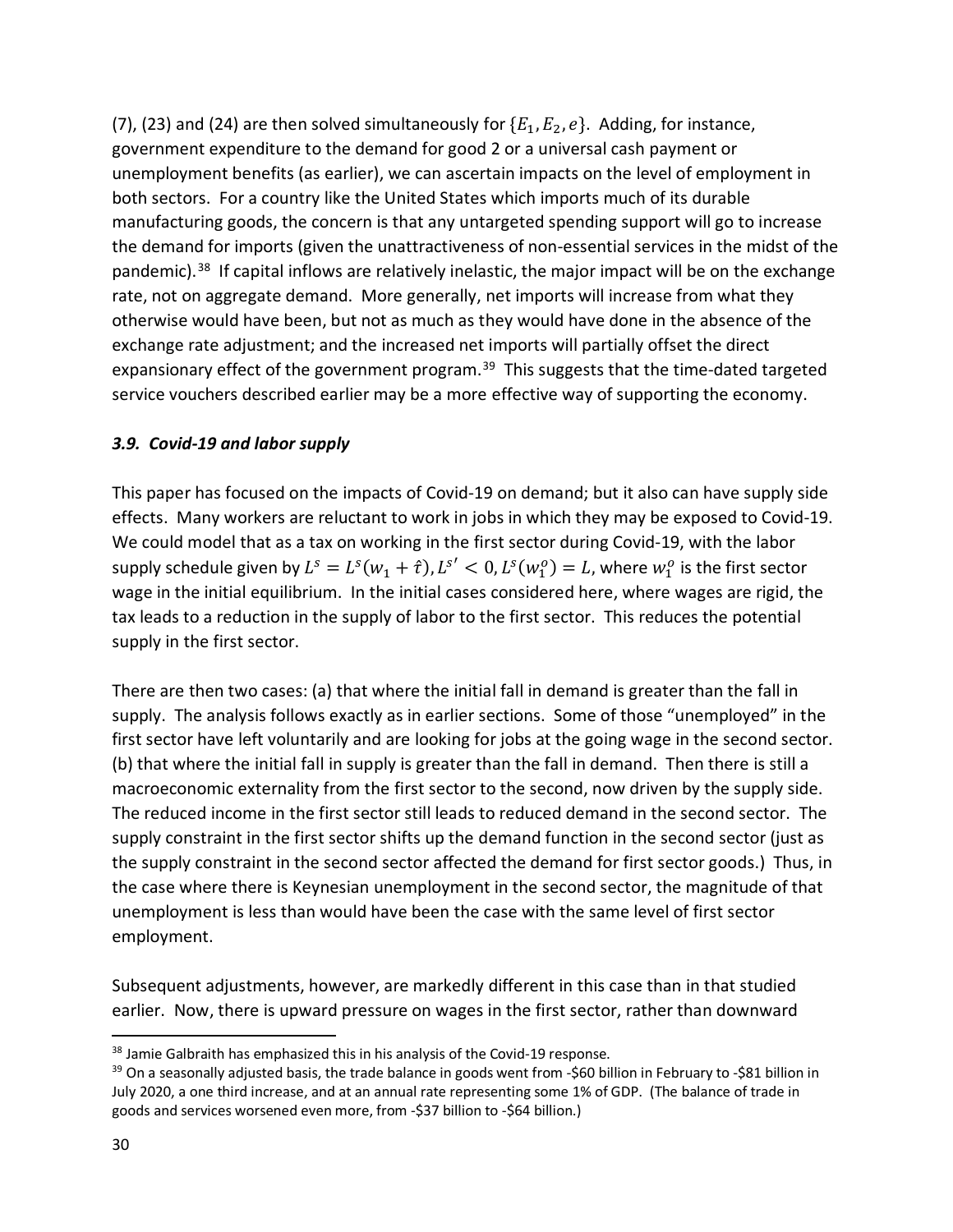(7), (23) and (24) are then solved simultaneously for $\{E_1, E_2, e\}$. Adding, for instance, government expenditure to the demand for good 2 or a universal cash payment or unemployment benefits (as earlier), we can ascertain impacts on the level of employment in both sectors. For a country like the United States which imports much of its durable manufacturing goods, the concern is that any untargeted spending support will go to increase the demand for imports (given the unattractiveness of non-essential services in the midst of the pandemic).[38] If capital inflows are relatively inelastic, the major impact will be on the exchange rate, not on aggregate demand. More generally, net imports will increase from what they otherwise would have been, but not as much as they would have done in the absence of the exchange rate adjustment; and the increased net imports will partially offset the direct expansionary effect of the government program.[39] This suggests that the time-dated targeted service vouchers described earlier may be a more effective way of supporting the economy.

### *3.9. Covid-19 and labor supply*

This paper has focused on the impacts of Covid-19 on demand; but it also can have supply side effects. Many workers are reluctant to work in jobs in which they may be exposed to Covid-19. We could model that as a tax on working in the first sector during Covid-19, with the labor supply schedule given by $L^s = L^s(w_1 + \hat{t}), L^{s'} < 0, L^s(w_1^o) = L$, where $w_1^o$ is the first sector wage in the initial equilibrium. In the initial cases considered here, where wages are rigid, the tax leads to a reduction in the supply of labor to the first sector. This reduces the potential supply in the first sector.

There are then two cases: (a) that where the initial fall in demand is greater than the fall in supply. The analysis follows exactly as in earlier sections. Some of those "unemployed" in the first sector have left voluntarily and are looking for jobs at the going wage in the second sector. (b) that where the initial fall in supply is greater than the fall in demand. Then there is still a macroeconomic externality from the first sector to the second, now driven by the supply side. The reduced income in the first sector still leads to reduced demand in the second sector. The supply constraint in the first sector shifts up the demand function in the second sector (just as the supply constraint in the second sector affected the demand for first sector goods.) Thus, in the case where there is Keynesian unemployment in the second sector, the magnitude of that unemployment is less than would have been the case with the same level of first sector employment.

Subsequent adjustments, however, are markedly different in this case than in that studied earlier. Now, there is upward pressure on wages in the first sector, rather than downward

---

[38] Jamie Galbraith has emphasized this in his analysis of the Covid-19 response.

[39] On a seasonally adjusted basis, the trade balance in goods went from -$60 billion in February to -$81 billion in July 2020, a one third increase, and at an annual rate representing some 1% of GDP. (The balance of trade in goods and services worsened even more, from -$37 billion to -$64 billion.)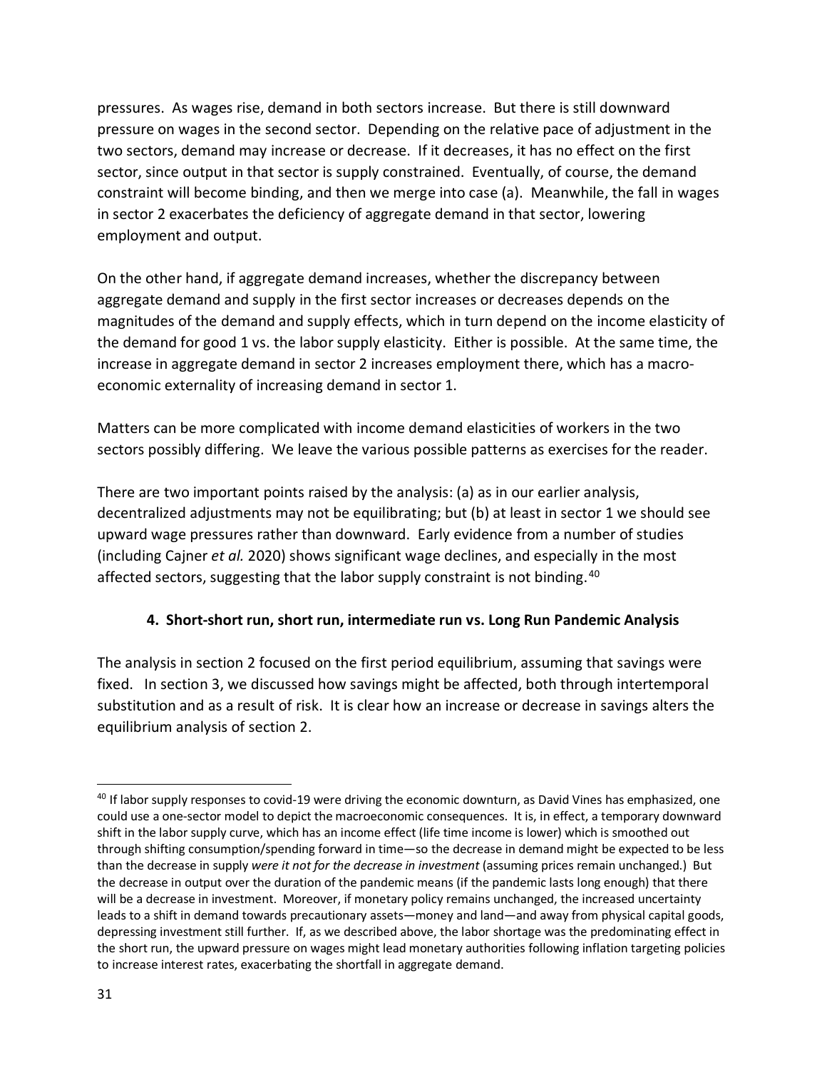pressures. As wages rise, demand in both sectors increase. But there is still downward pressure on wages in the second sector. Depending on the relative pace of adjustment in the two sectors, demand may increase or decrease. If it decreases, it has no effect on the first sector, since output in that sector is supply constrained. Eventually, of course, the demand constraint will become binding, and then we merge into case (a). Meanwhile, the fall in wages in sector 2 exacerbates the deficiency of aggregate demand in that sector, lowering employment and output.

On the other hand, if aggregate demand increases, whether the discrepancy between aggregate demand and supply in the first sector increases or decreases depends on the magnitudes of the demand and supply effects, which in turn depend on the income elasticity of the demand for good 1 vs. the labor supply elasticity. Either is possible. At the same time, the increase in aggregate demand in sector 2 increases employment there, which has a macro-economic externality of increasing demand in sector 1.

Matters can be more complicated with income demand elasticities of workers in the two sectors possibly differing. We leave the various possible patterns as exercises for the reader.

There are two important points raised by the analysis: (a) as in our earlier analysis, decentralized adjustments may not be equilibrating; but (b) at least in sector 1 we should see upward wage pressures rather than downward. Early evidence from a number of studies (including Cajner *et al.* 2020) shows significant wage declines, and especially in the most affected sectors, suggesting that the labor supply constraint is not binding.[40]

## 4. Short-short run, short run, intermediate run vs. Long Run Pandemic Analysis

The analysis in section 2 focused on the first period equilibrium, assuming that savings were fixed. In section 3, we discussed how savings might be affected, both through intertemporal substitution and as a result of risk. It is clear how an increase or decrease in savings alters the equilibrium analysis of section 2.

---

[40] If labor supply responses to covid-19 were driving the economic downturn, as David Vines has emphasized, one could use a one-sector model to depict the macroeconomic consequences. It is, in effect, a temporary downward shift in the labor supply curve, which has an income effect (life time income is lower) which is smoothed out through shifting consumption/spending forward in time—so the decrease in demand might be expected to be less than the decrease in supply *were it not for the decrease in investment* (assuming prices remain unchanged.) But the decrease in output over the duration of the pandemic means (if the pandemic lasts long enough) that there will be a decrease in investment. Moreover, if monetary policy remains unchanged, the increased uncertainty leads to a shift in demand towards precautionary assets—money and land—and away from physical capital goods, depressing investment still further. If, as we described above, the labor shortage was the predominating effect in the short run, the upward pressure on wages might lead monetary authorities following inflation targeting policies to increase interest rates, exacerbating the shortfall in aggregate demand.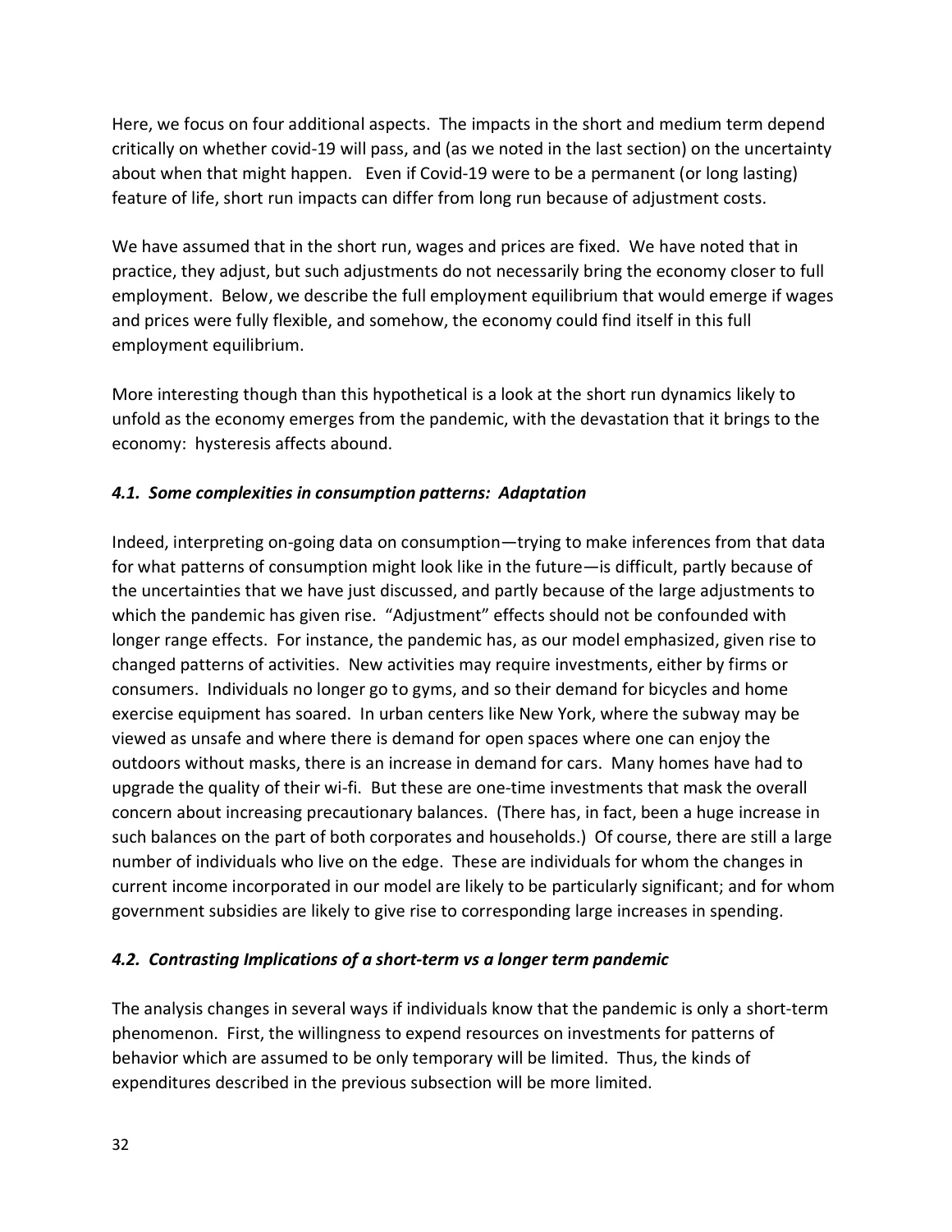Here, we focus on four additional aspects. The impacts in the short and medium term depend critically on whether covid-19 will pass, and (as we noted in the last section) on the uncertainty about when that might happen. Even if Covid-19 were to be a permanent (or long lasting) feature of life, short run impacts can differ from long run because of adjustment costs.

We have assumed that in the short run, wages and prices are fixed. We have noted that in practice, they adjust, but such adjustments do not necessarily bring the economy closer to full employment. Below, we describe the full employment equilibrium that would emerge if wages and prices were fully flexible, and somehow, the economy could find itself in this full employment equilibrium.

More interesting though than this hypothetical is a look at the short run dynamics likely to unfold as the economy emerges from the pandemic, with the devastation that it brings to the economy: hysteresis affects abound.

### *4.1. Some complexities in consumption patterns: Adaptation*

Indeed, interpreting on-going data on consumption—trying to make inferences from that data for what patterns of consumption might look like in the future—is difficult, partly because of the uncertainties that we have just discussed, and partly because of the large adjustments to which the pandemic has given rise. "Adjustment" effects should not be confounded with longer range effects. For instance, the pandemic has, as our model emphasized, given rise to changed patterns of activities. New activities may require investments, either by firms or consumers. Individuals no longer go to gyms, and so their demand for bicycles and home exercise equipment has soared. In urban centers like New York, where the subway may be viewed as unsafe and where there is demand for open spaces where one can enjoy the outdoors without masks, there is an increase in demand for cars. Many homes have had to upgrade the quality of their wi-fi. But these are one-time investments that mask the overall concern about increasing precautionary balances. (There has, in fact, been a huge increase in such balances on the part of both corporates and households.) Of course, there are still a large number of individuals who live on the edge. These are individuals for whom the changes in current income incorporated in our model are likely to be particularly significant; and for whom government subsidies are likely to give rise to corresponding large increases in spending.

### *4.2. Contrasting Implications of a short-term vs a longer term pandemic*

The analysis changes in several ways if individuals know that the pandemic is only a short-term phenomenon. First, the willingness to expend resources on investments for patterns of behavior which are assumed to be only temporary will be limited. Thus, the kinds of expenditures described in the previous subsection will be more limited.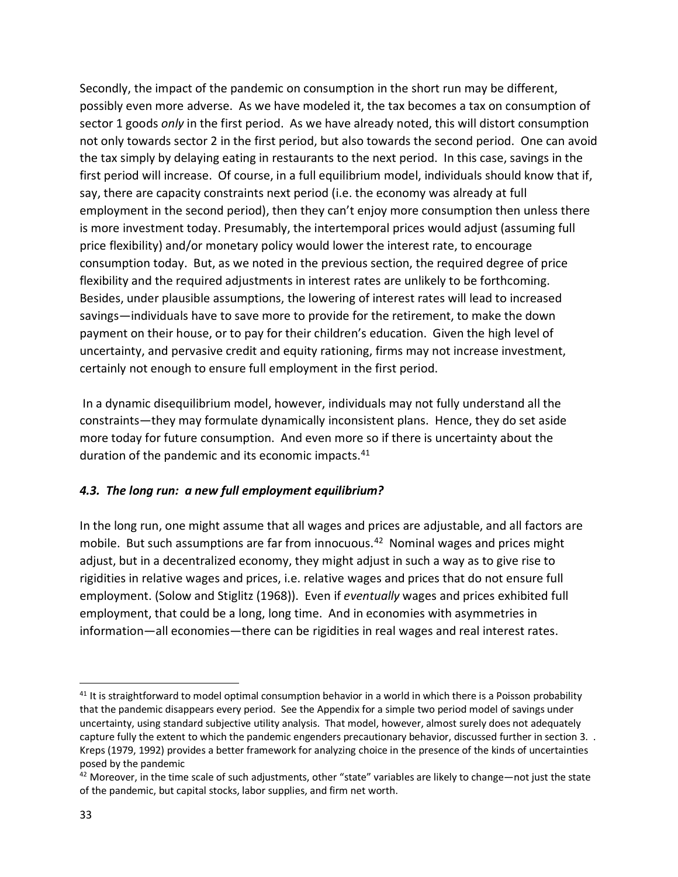Secondly, the impact of the pandemic on consumption in the short run may be different, possibly even more adverse. As we have modeled it, the tax becomes a tax on consumption of sector 1 goods *only* in the first period. As we have already noted, this will distort consumption not only towards sector 2 in the first period, but also towards the second period. One can avoid the tax simply by delaying eating in restaurants to the next period. In this case, savings in the first period will increase. Of course, in a full equilibrium model, individuals should know that if, say, there are capacity constraints next period (i.e. the economy was already at full employment in the second period), then they can't enjoy more consumption then unless there is more investment today. Presumably, the intertemporal prices would adjust (assuming full price flexibility) and/or monetary policy would lower the interest rate, to encourage consumption today. But, as we noted in the previous section, the required degree of price flexibility and the required adjustments in interest rates are unlikely to be forthcoming. Besides, under plausible assumptions, the lowering of interest rates will lead to increased savings—individuals have to save more to provide for the retirement, to make the down payment on their house, or to pay for their children's education. Given the high level of uncertainty, and pervasive credit and equity rationing, firms may not increase investment, certainly not enough to ensure full employment in the first period.

In a dynamic disequilibrium model, however, individuals may not fully understand all the constraints—they may formulate dynamically inconsistent plans. Hence, they do set aside more today for future consumption. And even more so if there is uncertainty about the duration of the pandemic and its economic impacts.[41]

### *4.3. The long run: a new full employment equilibrium?*

In the long run, one might assume that all wages and prices are adjustable, and all factors are mobile. But such assumptions are far from innocuous.[42] Nominal wages and prices might adjust, but in a decentralized economy, they might adjust in such a way as to give rise to rigidities in relative wages and prices, i.e. relative wages and prices that do not ensure full employment. (Solow and Stiglitz (1968)). Even if *eventually* wages and prices exhibited full employment, that could be a long, long time. And in economies with asymmetries in information—all economies—there can be rigidities in real wages and real interest rates.

---

[41] It is straightforward to model optimal consumption behavior in a world in which there is a Poisson probability that the pandemic disappears every period. See the Appendix for a simple two period model of savings under uncertainty, using standard subjective utility analysis. That model, however, almost surely does not adequately capture fully the extent to which the pandemic engenders precautionary behavior, discussed further in section 3. . Kreps (1979, 1992) provides a better framework for analyzing choice in the presence of the kinds of uncertainties posed by the pandemic

[42] Moreover, in the time scale of such adjustments, other "state" variables are likely to change—not just the state of the pandemic, but capital stocks, labor supplies, and firm net worth.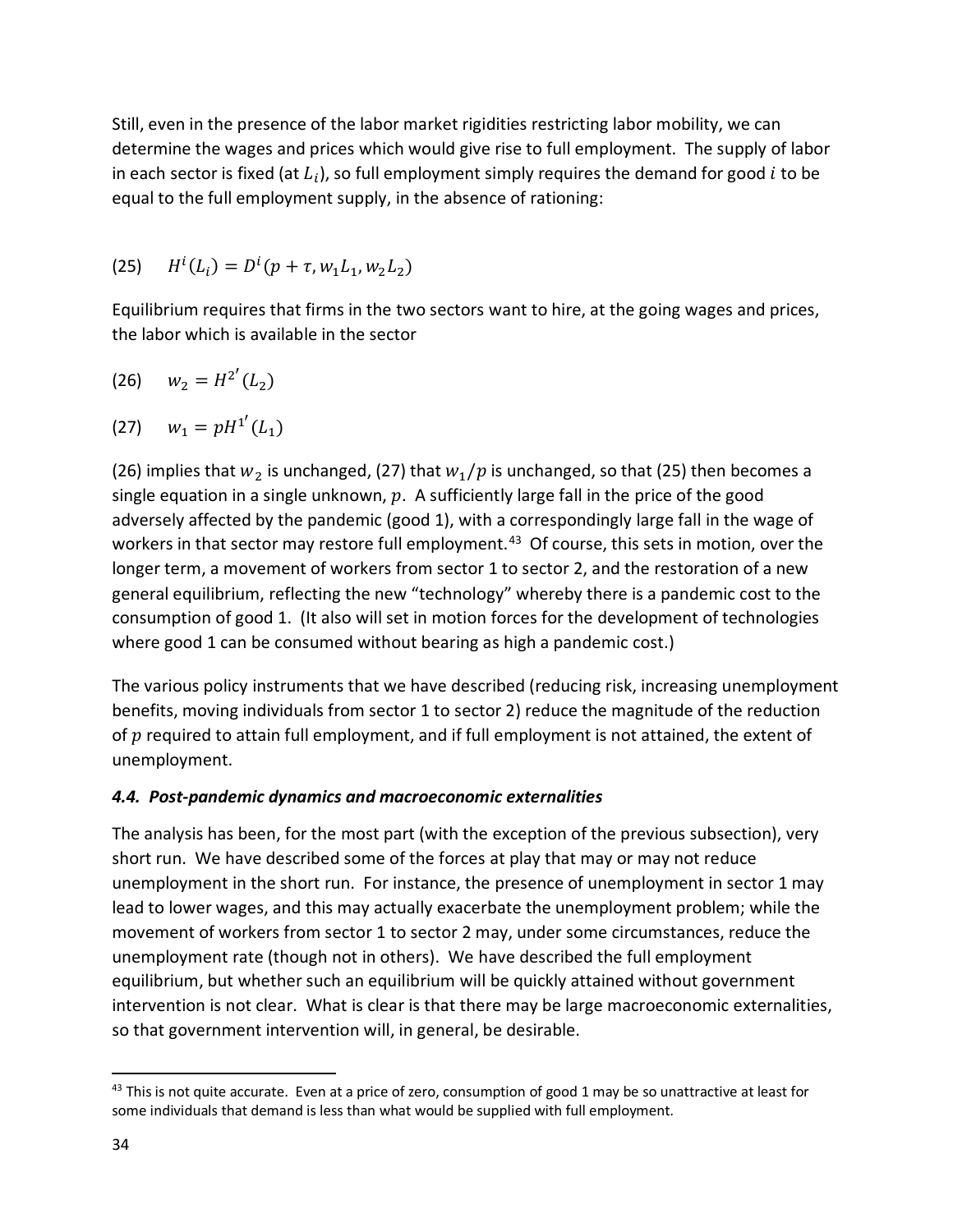Still, even in the presence of the labor market rigidities restricting labor mobility, we can determine the wages and prices which would give rise to full employment. The supply of labor in each sector is fixed (at $L_i$), so full employment simply requires the demand for good $i$ to be equal to the full employment supply, in the absence of rationing:

$$H^i(L_i) = D^i(p + \tau, w_1 L_1, w_2 L_2) \tag{25}$$

Equilibrium requires that firms in the two sectors want to hire, at the going wages and prices, the labor which is available in the sector

$$w_2 = H^{2'}(L_2) \tag{26}$$

$$w_1 = pH^{1'}(L_1) \tag{27}$$

(26) implies that $w_2$ is unchanged, (27) that $w_1/p$ is unchanged, so that (25) then becomes a single equation in a single unknown, $p$. A sufficiently large fall in the price of the good adversely affected by the pandemic (good 1), with a correspondingly large fall in the wage of workers in that sector may restore full employment.[43] Of course, this sets in motion, over the longer term, a movement of workers from sector 1 to sector 2, and the restoration of a new general equilibrium, reflecting the new "technology" whereby there is a pandemic cost to the consumption of good 1. (It also will set in motion forces for the development of technologies where good 1 can be consumed without bearing as high a pandemic cost.)

The various policy instruments that we have described (reducing risk, increasing unemployment benefits, moving individuals from sector 1 to sector 2) reduce the magnitude of the reduction of $p$ required to attain full employment, and if full employment is not attained, the extent of unemployment.

### *4.4. Post-pandemic dynamics and macroeconomic externalities*

The analysis has been, for the most part (with the exception of the previous subsection), very short run. We have described some of the forces at play that may or may not reduce unemployment in the short run. For instance, the presence of unemployment in sector 1 may lead to lower wages, and this may actually exacerbate the unemployment problem; while the movement of workers from sector 1 to sector 2 may, under some circumstances, reduce the unemployment rate (though not in others). We have described the full employment equilibrium, but whether such an equilibrium will be quickly attained without government intervention is not clear. What is clear is that there may be large macroeconomic externalities, so that government intervention will, in general, be desirable.

[43] This is not quite accurate. Even at a price of zero, consumption of good 1 may be so unattractive at least for some individuals that demand is less than what would be supplied with full employment.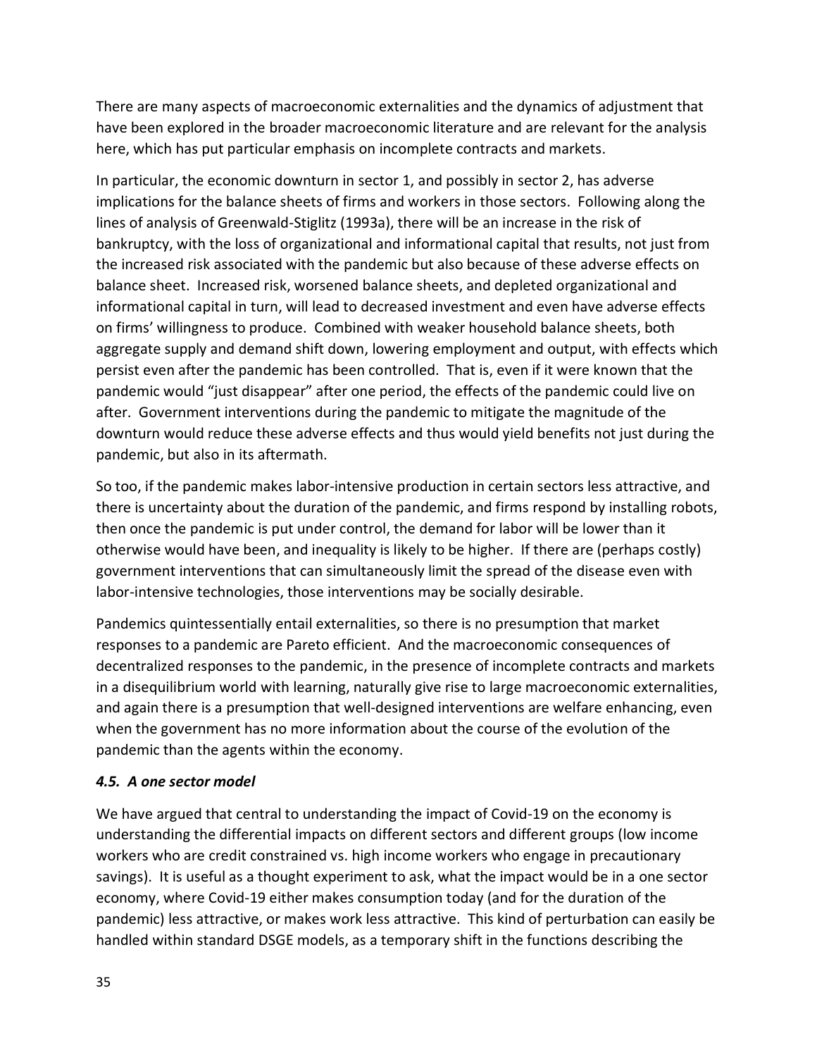There are many aspects of macroeconomic externalities and the dynamics of adjustment that have been explored in the broader macroeconomic literature and are relevant for the analysis here, which has put particular emphasis on incomplete contracts and markets.

In particular, the economic downturn in sector 1, and possibly in sector 2, has adverse implications for the balance sheets of firms and workers in those sectors. Following along the lines of analysis of Greenwald-Stiglitz (1993a), there will be an increase in the risk of bankruptcy, with the loss of organizational and informational capital that results, not just from the increased risk associated with the pandemic but also because of these adverse effects on balance sheet. Increased risk, worsened balance sheets, and depleted organizational and informational capital in turn, will lead to decreased investment and even have adverse effects on firms' willingness to produce. Combined with weaker household balance sheets, both aggregate supply and demand shift down, lowering employment and output, with effects which persist even after the pandemic has been controlled. That is, even if it were known that the pandemic would "just disappear" after one period, the effects of the pandemic could live on after. Government interventions during the pandemic to mitigate the magnitude of the downturn would reduce these adverse effects and thus would yield benefits not just during the pandemic, but also in its aftermath.

So too, if the pandemic makes labor-intensive production in certain sectors less attractive, and there is uncertainty about the duration of the pandemic, and firms respond by installing robots, then once the pandemic is put under control, the demand for labor will be lower than it otherwise would have been, and inequality is likely to be higher. If there are (perhaps costly) government interventions that can simultaneously limit the spread of the disease even with labor-intensive technologies, those interventions may be socially desirable.

Pandemics quintessentially entail externalities, so there is no presumption that market responses to a pandemic are Pareto efficient. And the macroeconomic consequences of decentralized responses to the pandemic, in the presence of incomplete contracts and markets in a disequilibrium world with learning, naturally give rise to large macroeconomic externalities, and again there is a presumption that well-designed interventions are welfare enhancing, even when the government has no more information about the course of the evolution of the pandemic than the agents within the economy.

### *4.5. A one sector model*

We have argued that central to understanding the impact of Covid-19 on the economy is understanding the differential impacts on different sectors and different groups (low income workers who are credit constrained vs. high income workers who engage in precautionary savings). It is useful as a thought experiment to ask, what the impact would be in a one sector economy, where Covid-19 either makes consumption today (and for the duration of the pandemic) less attractive, or makes work less attractive. This kind of perturbation can easily be handled within standard DSGE models, as a temporary shift in the functions describing the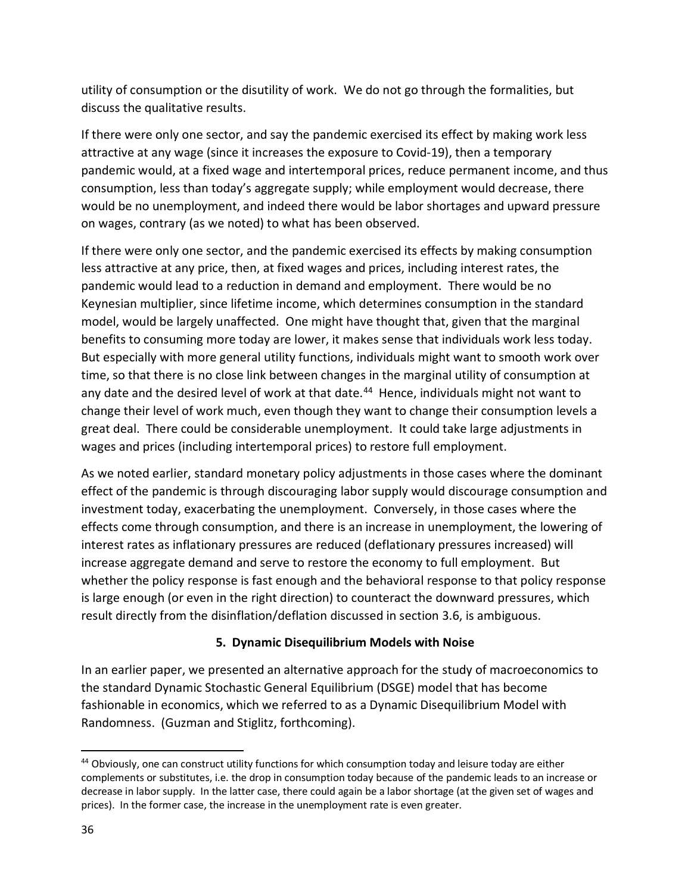utility of consumption or the disutility of work. We do not go through the formalities, but discuss the qualitative results.

If there were only one sector, and say the pandemic exercised its effect by making work less attractive at any wage (since it increases the exposure to Covid-19), then a temporary pandemic would, at a fixed wage and intertemporal prices, reduce permanent income, and thus consumption, less than today's aggregate supply; while employment would decrease, there would be no unemployment, and indeed there would be labor shortages and upward pressure on wages, contrary (as we noted) to what has been observed.

If there were only one sector, and the pandemic exercised its effects by making consumption less attractive at any price, then, at fixed wages and prices, including interest rates, the pandemic would lead to a reduction in demand and employment. There would be no Keynesian multiplier, since lifetime income, which determines consumption in the standard model, would be largely unaffected. One might have thought that, given that the marginal benefits to consuming more today are lower, it makes sense that individuals work less today. But especially with more general utility functions, individuals might want to smooth work over time, so that there is no close link between changes in the marginal utility of consumption at any date and the desired level of work at that date.[44] Hence, individuals might not want to change their level of work much, even though they want to change their consumption levels a great deal. There could be considerable unemployment. It could take large adjustments in wages and prices (including intertemporal prices) to restore full employment.

As we noted earlier, standard monetary policy adjustments in those cases where the dominant effect of the pandemic is through discouraging labor supply would discourage consumption and investment today, exacerbating the unemployment. Conversely, in those cases where the effects come through consumption, and there is an increase in unemployment, the lowering of interest rates as inflationary pressures are reduced (deflationary pressures increased) will increase aggregate demand and serve to restore the economy to full employment. But whether the policy response is fast enough and the behavioral response to that policy response is large enough (or even in the right direction) to counteract the downward pressures, which result directly from the disinflation/deflation discussed in section 3.6, is ambiguous.

## 5. Dynamic Disequilibrium Models with Noise

In an earlier paper, we presented an alternative approach for the study of macroeconomics to the standard Dynamic Stochastic General Equilibrium (DSGE) model that has become fashionable in economics, which we referred to as a Dynamic Disequilibrium Model with Randomness. (Guzman and Stiglitz, forthcoming).

[44] Obviously, one can construct utility functions for which consumption today and leisure today are either complements or substitutes, i.e. the drop in consumption today because of the pandemic leads to an increase or decrease in labor supply. In the latter case, there could again be a labor shortage (at the given set of wages and prices). In the former case, the increase in the unemployment rate is even greater.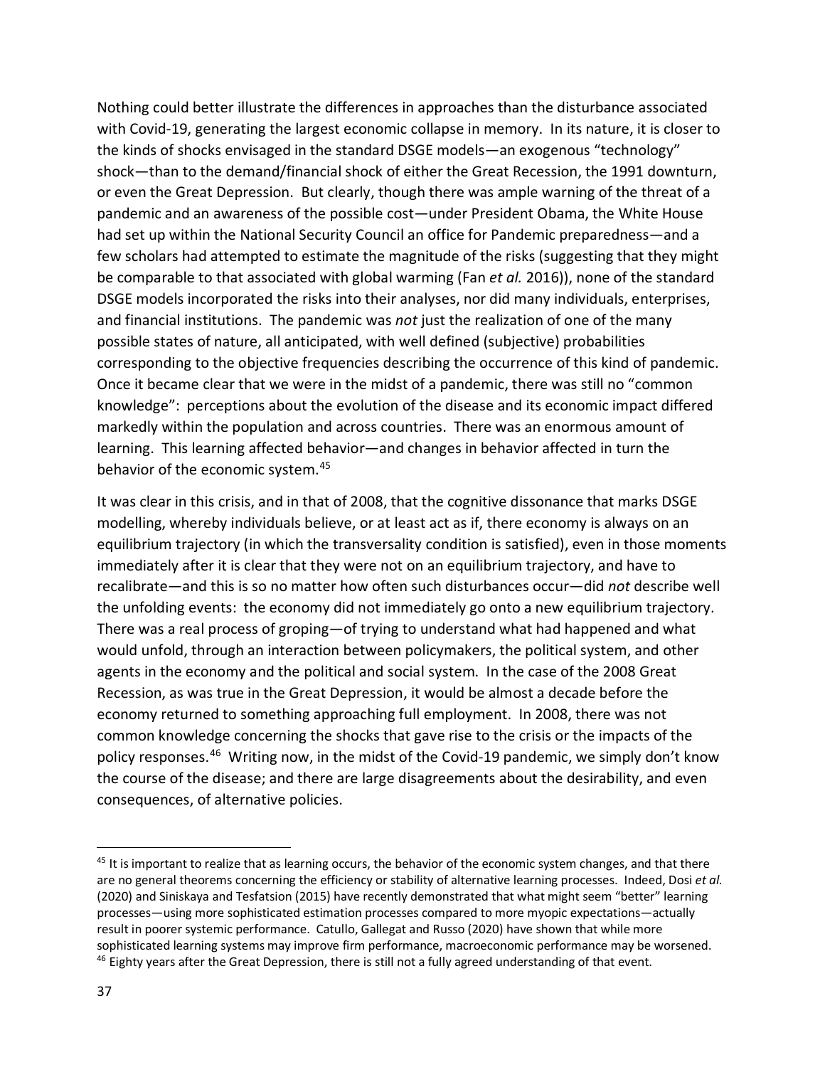Nothing could better illustrate the differences in approaches than the disturbance associated with Covid-19, generating the largest economic collapse in memory. In its nature, it is closer to the kinds of shocks envisaged in the standard DSGE models—an exogenous "technology" shock—than to the demand/financial shock of either the Great Recession, the 1991 downturn, or even the Great Depression. But clearly, though there was ample warning of the threat of a pandemic and an awareness of the possible cost—under President Obama, the White House had set up within the National Security Council an office for Pandemic preparedness—and a few scholars had attempted to estimate the magnitude of the risks (suggesting that they might be comparable to that associated with global warming (Fan *et al.* 2016)), none of the standard DSGE models incorporated the risks into their analyses, nor did many individuals, enterprises, and financial institutions. The pandemic was *not* just the realization of one of the many possible states of nature, all anticipated, with well defined (subjective) probabilities corresponding to the objective frequencies describing the occurrence of this kind of pandemic. Once it became clear that we were in the midst of a pandemic, there was still no "common knowledge": perceptions about the evolution of the disease and its economic impact differed markedly within the population and across countries. There was an enormous amount of learning. This learning affected behavior—and changes in behavior affected in turn the behavior of the economic system.[45]

It was clear in this crisis, and in that of 2008, that the cognitive dissonance that marks DSGE modelling, whereby individuals believe, or at least act as if, there economy is always on an equilibrium trajectory (in which the transversality condition is satisfied), even in those moments immediately after it is clear that they were not on an equilibrium trajectory, and have to recalibrate—and this is so no matter how often such disturbances occur—did *not* describe well the unfolding events: the economy did not immediately go onto a new equilibrium trajectory. There was a real process of groping—of trying to understand what had happened and what would unfold, through an interaction between policymakers, the political system, and other agents in the economy and the political and social system. In the case of the 2008 Great Recession, as was true in the Great Depression, it would be almost a decade before the economy returned to something approaching full employment. In 2008, there was not common knowledge concerning the shocks that gave rise to the crisis or the impacts of the policy responses.[46] Writing now, in the midst of the Covid-19 pandemic, we simply don't know the course of the disease; and there are large disagreements about the desirability, and even consequences, of alternative policies.

---

[45] It is important to realize that as learning occurs, the behavior of the economic system changes, and that there are no general theorems concerning the efficiency or stability of alternative learning processes. Indeed, Dosi *et al.* (2020) and Siniskaya and Tesfatsion (2015) have recently demonstrated that what might seem "better" learning processes—using more sophisticated estimation processes compared to more myopic expectations—actually result in poorer systemic performance. Catullo, Gallegat and Russo (2020) have shown that while more sophisticated learning systems may improve firm performance, macroeconomic performance may be worsened.

[46] Eighty years after the Great Depression, there is still not a fully agreed understanding of that event.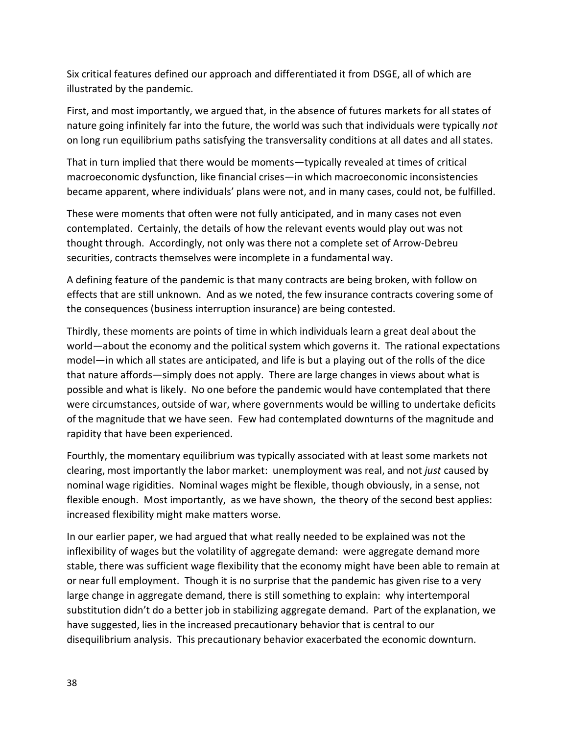Six critical features defined our approach and differentiated it from DSGE, all of which are illustrated by the pandemic.

First, and most importantly, we argued that, in the absence of futures markets for all states of nature going infinitely far into the future, the world was such that individuals were typically *not* on long run equilibrium paths satisfying the transversality conditions at all dates and all states.

That in turn implied that there would be moments—typically revealed at times of critical macroeconomic dysfunction, like financial crises—in which macroeconomic inconsistencies became apparent, where individuals' plans were not, and in many cases, could not, be fulfilled.

These were moments that often were not fully anticipated, and in many cases not even contemplated. Certainly, the details of how the relevant events would play out was not thought through. Accordingly, not only was there not a complete set of Arrow-Debreu securities, contracts themselves were incomplete in a fundamental way.

A defining feature of the pandemic is that many contracts are being broken, with follow on effects that are still unknown. And as we noted, the few insurance contracts covering some of the consequences (business interruption insurance) are being contested.

Thirdly, these moments are points of time in which individuals learn a great deal about the world—about the economy and the political system which governs it. The rational expectations model—in which all states are anticipated, and life is but a playing out of the rolls of the dice that nature affords—simply does not apply. There are large changes in views about what is possible and what is likely. No one before the pandemic would have contemplated that there were circumstances, outside of war, where governments would be willing to undertake deficits of the magnitude that we have seen. Few had contemplated downturns of the magnitude and rapidity that have been experienced.

Fourthly, the momentary equilibrium was typically associated with at least some markets not clearing, most importantly the labor market: unemployment was real, and not *just* caused by nominal wage rigidities. Nominal wages might be flexible, though obviously, in a sense, not flexible enough. Most importantly, as we have shown, the theory of the second best applies: increased flexibility might make matters worse.

In our earlier paper, we had argued that what really needed to be explained was not the inflexibility of wages but the volatility of aggregate demand: were aggregate demand more stable, there was sufficient wage flexibility that the economy might have been able to remain at or near full employment. Though it is no surprise that the pandemic has given rise to a very large change in aggregate demand, there is still something to explain: why intertemporal substitution didn't do a better job in stabilizing aggregate demand. Part of the explanation, we have suggested, lies in the increased precautionary behavior that is central to our disequilibrium analysis. This precautionary behavior exacerbated the economic downturn.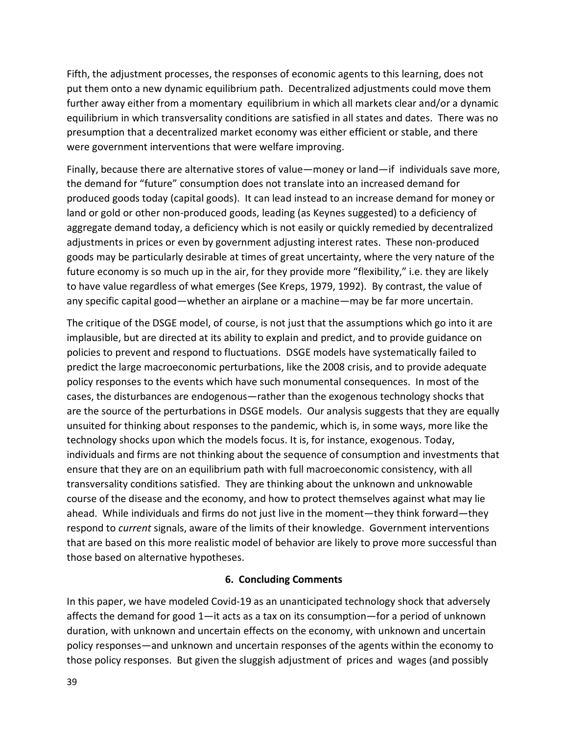Fifth, the adjustment processes, the responses of economic agents to this learning, does not put them onto a new dynamic equilibrium path. Decentralized adjustments could move them further away either from a momentary equilibrium in which all markets clear and/or a dynamic equilibrium in which transversality conditions are satisfied in all states and dates. There was no presumption that a decentralized market economy was either efficient or stable, and there were government interventions that were welfare improving.

Finally, because there are alternative stores of value—money or land—if individuals save more, the demand for "future" consumption does not translate into an increased demand for produced goods today (capital goods). It can lead instead to an increase demand for money or land or gold or other non-produced goods, leading (as Keynes suggested) to a deficiency of aggregate demand today, a deficiency which is not easily or quickly remedied by decentralized adjustments in prices or even by government adjusting interest rates. These non-produced goods may be particularly desirable at times of great uncertainty, where the very nature of the future economy is so much up in the air, for they provide more "flexibility," i.e. they are likely to have value regardless of what emerges (See Kreps, 1979, 1992). By contrast, the value of any specific capital good—whether an airplane or a machine—may be far more uncertain.

The critique of the DSGE model, of course, is not just that the assumptions which go into it are implausible, but are directed at its ability to explain and predict, and to provide guidance on policies to prevent and respond to fluctuations. DSGE models have systematically failed to predict the large macroeconomic perturbations, like the 2008 crisis, and to provide adequate policy responses to the events which have such monumental consequences. In most of the cases, the disturbances are endogenous—rather than the exogenous technology shocks that are the source of the perturbations in DSGE models. Our analysis suggests that they are equally unsuited for thinking about responses to the pandemic, which is, in some ways, more like the technology shocks upon which the models focus. It is, for instance, exogenous. Today, individuals and firms are not thinking about the sequence of consumption and investments that ensure that they are on an equilibrium path with full macroeconomic consistency, with all transversality conditions satisfied. They are thinking about the unknown and unknowable course of the disease and the economy, and how to protect themselves against what may lie ahead. While individuals and firms do not just live in the moment—they think forward—they respond to *current* signals, aware of the limits of their knowledge. Government interventions that are based on this more realistic model of behavior are likely to prove more successful than those based on alternative hypotheses.

## 6. Concluding Comments

In this paper, we have modeled Covid-19 as an unanticipated technology shock that adversely affects the demand for good 1—it acts as a tax on its consumption—for a period of unknown duration, with unknown and uncertain effects on the economy, with unknown and uncertain policy responses—and unknown and uncertain responses of the agents within the economy to those policy responses. But given the sluggish adjustment of prices and wages (and possibly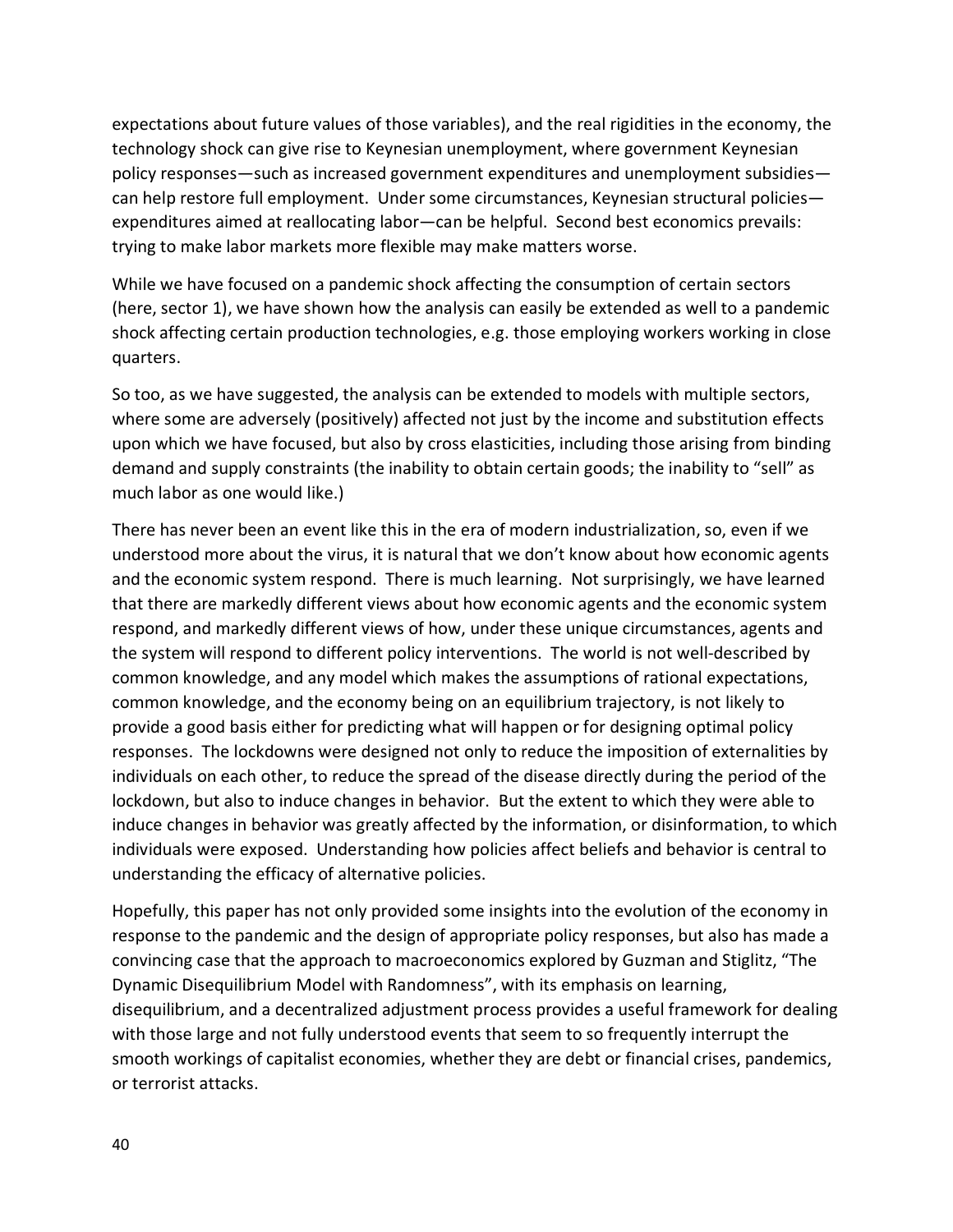expectations about future values of those variables), and the real rigidities in the economy, the technology shock can give rise to Keynesian unemployment, where government Keynesian policy responses—such as increased government expenditures and unemployment subsidies—can help restore full employment. Under some circumstances, Keynesian structural policies—expenditures aimed at reallocating labor—can be helpful. Second best economics prevails: trying to make labor markets more flexible may make matters worse.

While we have focused on a pandemic shock affecting the consumption of certain sectors (here, sector 1), we have shown how the analysis can easily be extended as well to a pandemic shock affecting certain production technologies, e.g. those employing workers working in close quarters.

So too, as we have suggested, the analysis can be extended to models with multiple sectors, where some are adversely (positively) affected not just by the income and substitution effects upon which we have focused, but also by cross elasticities, including those arising from binding demand and supply constraints (the inability to obtain certain goods; the inability to "sell" as much labor as one would like.)

There has never been an event like this in the era of modern industrialization, so, even if we understood more about the virus, it is natural that we don't know about how economic agents and the economic system respond. There is much learning. Not surprisingly, we have learned that there are markedly different views about how economic agents and the economic system respond, and markedly different views of how, under these unique circumstances, agents and the system will respond to different policy interventions. The world is not well-described by common knowledge, and any model which makes the assumptions of rational expectations, common knowledge, and the economy being on an equilibrium trajectory, is not likely to provide a good basis either for predicting what will happen or for designing optimal policy responses. The lockdowns were designed not only to reduce the imposition of externalities by individuals on each other, to reduce the spread of the disease directly during the period of the lockdown, but also to induce changes in behavior. But the extent to which they were able to induce changes in behavior was greatly affected by the information, or disinformation, to which individuals were exposed. Understanding how policies affect beliefs and behavior is central to understanding the efficacy of alternative policies.

Hopefully, this paper has not only provided some insights into the evolution of the economy in response to the pandemic and the design of appropriate policy responses, but also has made a convincing case that the approach to macroeconomics explored by Guzman and Stiglitz, "The Dynamic Disequilibrium Model with Randomness", with its emphasis on learning, disequilibrium, and a decentralized adjustment process provides a useful framework for dealing with those large and not fully understood events that seem to so frequently interrupt the smooth workings of capitalist economies, whether they are debt or financial crises, pandemics, or terrorist attacks.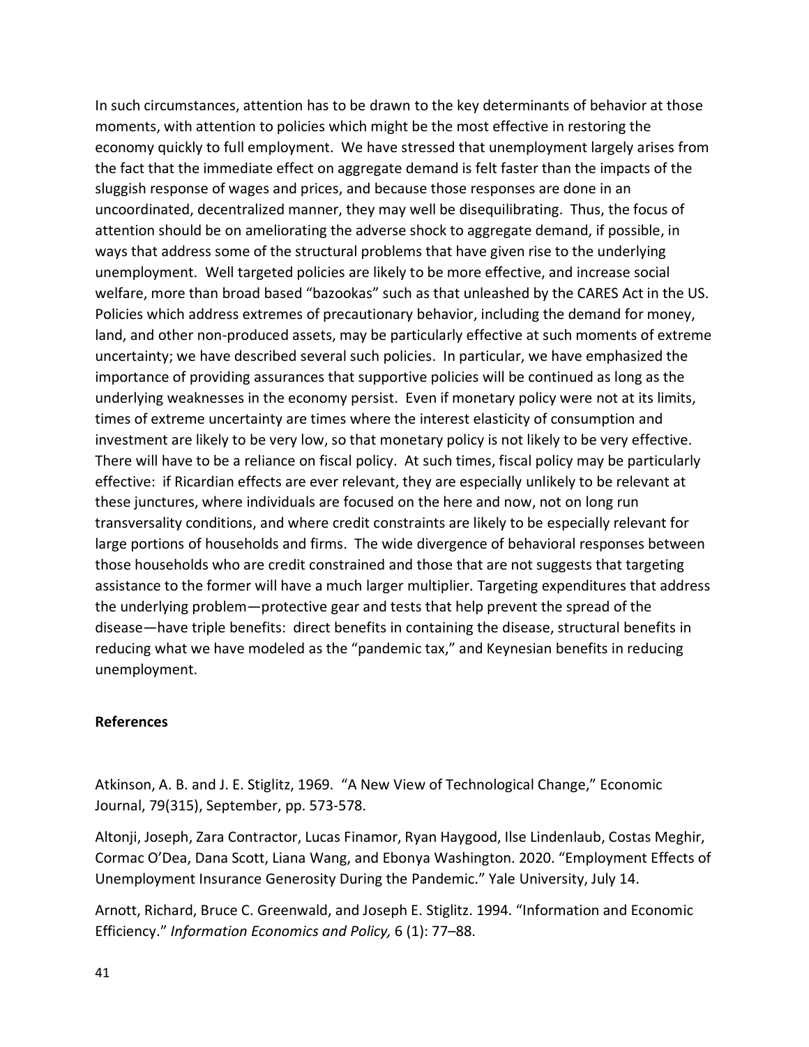In such circumstances, attention has to be drawn to the key determinants of behavior at those moments, with attention to policies which might be the most effective in restoring the economy quickly to full employment. We have stressed that unemployment largely arises from the fact that the immediate effect on aggregate demand is felt faster than the impacts of the sluggish response of wages and prices, and because those responses are done in an uncoordinated, decentralized manner, they may well be disequilibrating. Thus, the focus of attention should be on ameliorating the adverse shock to aggregate demand, if possible, in ways that address some of the structural problems that have given rise to the underlying unemployment. Well targeted policies are likely to be more effective, and increase social welfare, more than broad based "bazookas" such as that unleashed by the CARES Act in the US. Policies which address extremes of precautionary behavior, including the demand for money, land, and other non-produced assets, may be particularly effective at such moments of extreme uncertainty; we have described several such policies. In particular, we have emphasized the importance of providing assurances that supportive policies will be continued as long as the underlying weaknesses in the economy persist. Even if monetary policy were not at its limits, times of extreme uncertainty are times where the interest elasticity of consumption and investment are likely to be very low, so that monetary policy is not likely to be very effective. There will have to be a reliance on fiscal policy. At such times, fiscal policy may be particularly effective: if Ricardian effects are ever relevant, they are especially unlikely to be relevant at these junctures, where individuals are focused on the here and now, not on long run transversality conditions, and where credit constraints are likely to be especially relevant for large portions of households and firms. The wide divergence of behavioral responses between those households who are credit constrained and those that are not suggests that targeting assistance to the former will have a much larger multiplier. Targeting expenditures that address the underlying problem—protective gear and tests that help prevent the spread of the disease—have triple benefits: direct benefits in containing the disease, structural benefits in reducing what we have modeled as the "pandemic tax," and Keynesian benefits in reducing unemployment.

**References**

Atkinson, A. B. and J. E. Stiglitz, 1969. "A New View of Technological Change," Economic Journal, 79(315), September, pp. 573-578.

Altonji, Joseph, Zara Contractor, Lucas Finamor, Ryan Haygood, Ilse Lindenlaub, Costas Meghir, Cormac O'Dea, Dana Scott, Liana Wang, and Ebonya Washington. 2020. "Employment Effects of Unemployment Insurance Generosity During the Pandemic." Yale University, July 14.

Arnott, Richard, Bruce C. Greenwald, and Joseph E. Stiglitz. 1994. "Information and Economic Efficiency." *Information Economics and Policy,* 6 (1): 77–88.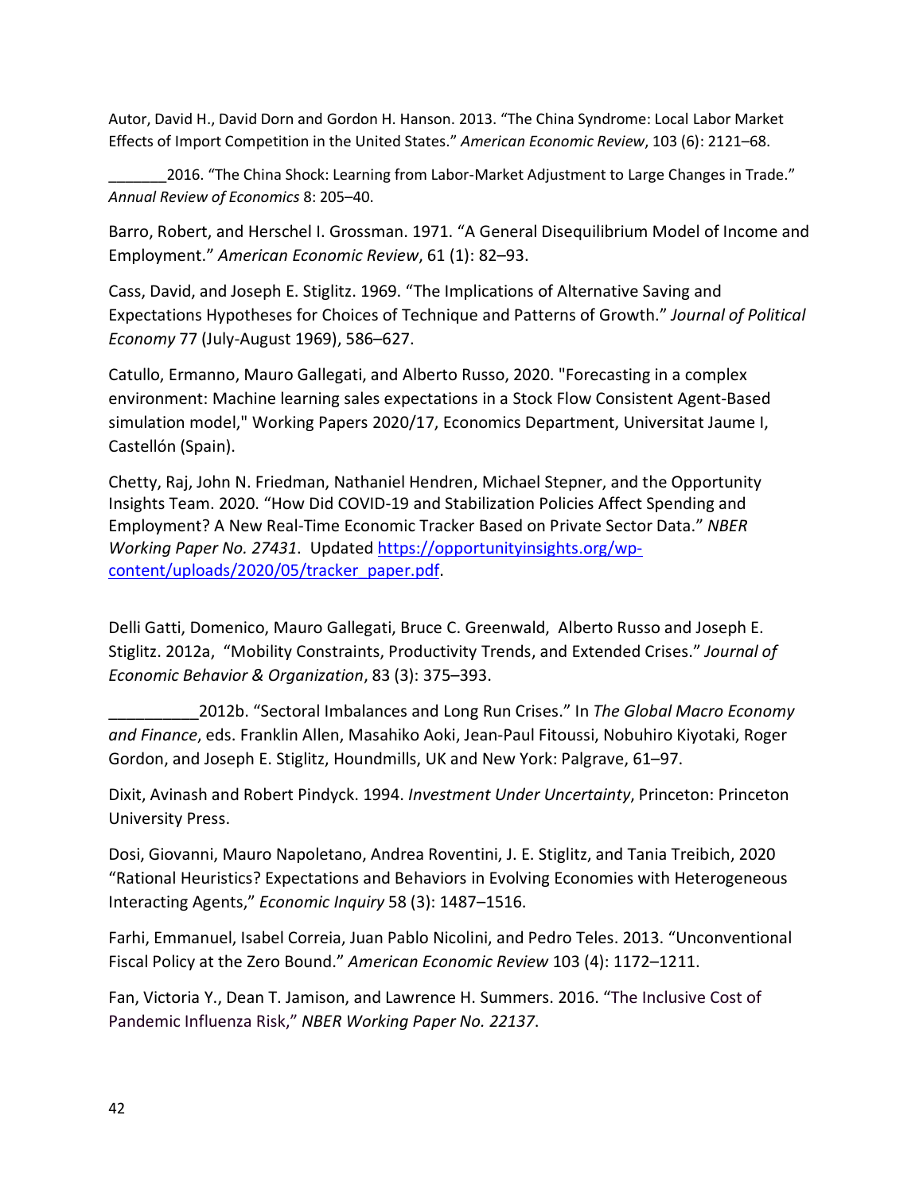Autor, David H., David Dorn and Gordon H. Hanson. 2013. “The China Syndrome: Local Labor Market Effects of Import Competition in the United States.” *American Economic Review*, 103 (6): 2121–68.

_______2016. “The China Shock: Learning from Labor-Market Adjustment to Large Changes in Trade.” *Annual Review of Economics* 8: 205–40.

Barro, Robert, and Herschel I. Grossman. 1971. “A General Disequilibrium Model of Income and Employment.” *American Economic Review*, 61 (1): 82–93.

Cass, David, and Joseph E. Stiglitz. 1969. “The Implications of Alternative Saving and Expectations Hypotheses for Choices of Technique and Patterns of Growth.” *Journal of Political Economy* 77 (July-August 1969), 586–627.

Catullo, Ermanno, Mauro Gallegati, and Alberto Russo, 2020. "Forecasting in a complex environment: Machine learning sales expectations in a Stock Flow Consistent Agent-Based simulation model," Working Papers 2020/17, Economics Department, Universitat Jaume I, Castellón (Spain).

Chetty, Raj, John N. Friedman, Nathaniel Hendren, Michael Stepner, and the Opportunity Insights Team. 2020. “How Did COVID-19 and Stabilization Policies Affect Spending and Employment? A New Real-Time Economic Tracker Based on Private Sector Data.” *NBER Working Paper No. 27431*. Updated https://opportunityinsights.org/wp-content/uploads/2020/05/tracker_paper.pdf.

Delli Gatti, Domenico, Mauro Gallegati, Bruce C. Greenwald, Alberto Russo and Joseph E. Stiglitz. 2012a, “Mobility Constraints, Productivity Trends, and Extended Crises.” *Journal of Economic Behavior & Organization*, 83 (3): 375–393.

__________2012b. “Sectoral Imbalances and Long Run Crises.” In *The Global Macro Economy and Finance*, eds. Franklin Allen, Masahiko Aoki, Jean-Paul Fitoussi, Nobuhiro Kiyotaki, Roger Gordon, and Joseph E. Stiglitz, Houndmills, UK and New York: Palgrave, 61–97.

Dixit, Avinash and Robert Pindyck. 1994. *Investment Under Uncertainty*, Princeton: Princeton University Press.

Dosi, Giovanni, Mauro Napoletano, Andrea Roventini, J. E. Stiglitz, and Tania Treibich, 2020 “Rational Heuristics? Expectations and Behaviors in Evolving Economies with Heterogeneous Interacting Agents,” *Economic Inquiry* 58 (3): 1487–1516.

Farhi, Emmanuel, Isabel Correia, Juan Pablo Nicolini, and Pedro Teles. 2013. “Unconventional Fiscal Policy at the Zero Bound.” *American Economic Review* 103 (4): 1172–1211.

Fan, Victoria Y., Dean T. Jamison, and Lawrence H. Summers. 2016. “The Inclusive Cost of Pandemic Influenza Risk,” *NBER Working Paper No. 22137*.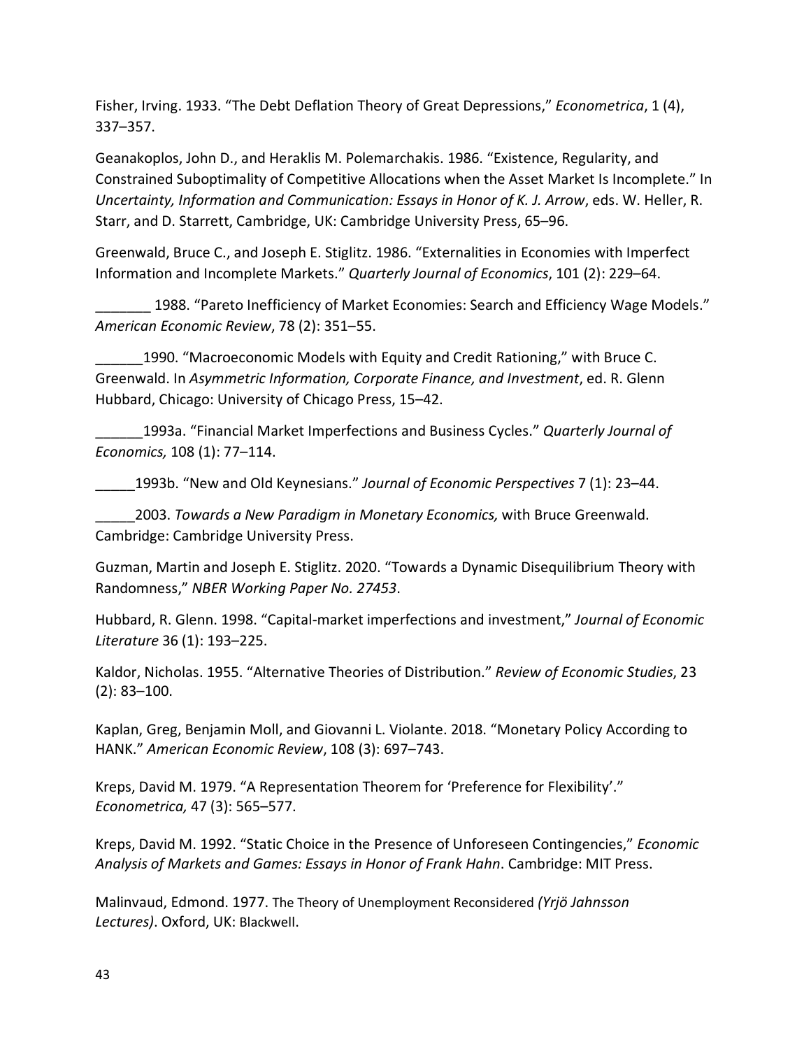Fisher, Irving. 1933. “The Debt Deflation Theory of Great Depressions,” *Econometrica*, 1 (4), 337–357.

Geanakoplos, John D., and Heraklis M. Polemarchakis. 1986. “Existence, Regularity, and Constrained Suboptimality of Competitive Allocations when the Asset Market Is Incomplete.” In *Uncertainty, Information and Communication: Essays in Honor of K. J. Arrow*, eds. W. Heller, R. Starr, and D. Starrett, Cambridge, UK: Cambridge University Press, 65–96.

Greenwald, Bruce C., and Joseph E. Stiglitz. 1986. “Externalities in Economies with Imperfect Information and Incomplete Markets.” *Quarterly Journal of Economics*, 101 (2): 229–64.

_______ 1988. “Pareto Inefficiency of Market Economies: Search and Efficiency Wage Models.” *American Economic Review*, 78 (2): 351–55.

______1990. “Macroeconomic Models with Equity and Credit Rationing,” with Bruce C. Greenwald. In *Asymmetric Information, Corporate Finance, and Investment*, ed. R. Glenn Hubbard, Chicago: University of Chicago Press, 15–42.

______1993a. “Financial Market Imperfections and Business Cycles.” *Quarterly Journal of Economics,* 108 (1): 77–114.

_____1993b. “New and Old Keynesians.” *Journal of Economic Perspectives* 7 (1): 23–44.

_____2003. *Towards a New Paradigm in Monetary Economics,* with Bruce Greenwald. Cambridge: Cambridge University Press.

Guzman, Martin and Joseph E. Stiglitz. 2020. “Towards a Dynamic Disequilibrium Theory with Randomness,” *NBER Working Paper No. 27453*.

Hubbard, R. Glenn. 1998. “Capital-market imperfections and investment,” *Journal of Economic Literature* 36 (1): 193–225.

Kaldor, Nicholas. 1955. “Alternative Theories of Distribution.” *Review of Economic Studies*, 23 (2): 83–100.

Kaplan, Greg, Benjamin Moll, and Giovanni L. Violante. 2018. “Monetary Policy According to HANK.” *American Economic Review*, 108 (3): 697–743.

Kreps, David M. 1979. “A Representation Theorem for ‘Preference for Flexibility’.” *Econometrica,* 47 (3): 565–577.

Kreps, David M. 1992. “Static Choice in the Presence of Unforeseen Contingencies,” *Economic Analysis of Markets and Games: Essays in Honor of Frank Hahn*. Cambridge: MIT Press.

Malinvaud, Edmond. 1977. The Theory of Unemployment Reconsidered *(Yrjö Jahnsson Lectures)*. Oxford, UK: Blackwell.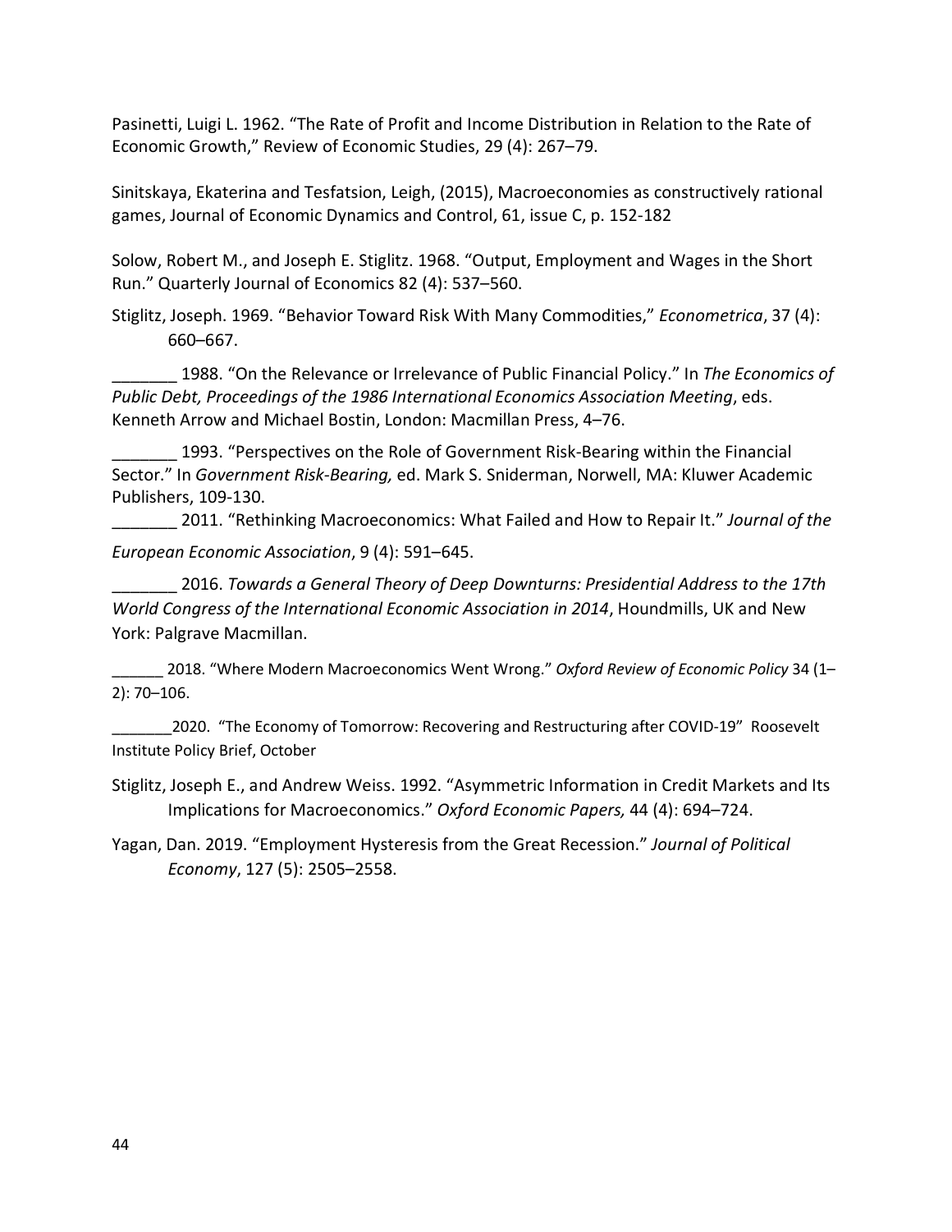Pasinetti, Luigi L. 1962. "The Rate of Profit and Income Distribution in Relation to the Rate of Economic Growth," Review of Economic Studies, 29 (4): 267–79.

Sinitskaya, Ekaterina and Tesfatsion, Leigh, (2015), Macroeconomies as constructively rational games, Journal of Economic Dynamics and Control, 61, issue C, p. 152-182

Solow, Robert M., and Joseph E. Stiglitz. 1968. "Output, Employment and Wages in the Short Run." Quarterly Journal of Economics 82 (4): 537–560.

Stiglitz, Joseph. 1969. "Behavior Toward Risk With Many Commodities," *Econometrica*, 37 (4): 660–667.

_______ 1988. "On the Relevance or Irrelevance of Public Financial Policy." In *The Economics of Public Debt, Proceedings of the 1986 International Economics Association Meeting*, eds. Kenneth Arrow and Michael Bostin, London: Macmillan Press, 4–76.

_______ 1993. "Perspectives on the Role of Government Risk-Bearing within the Financial Sector." In *Government Risk-Bearing,* ed. Mark S. Sniderman, Norwell, MA: Kluwer Academic Publishers, 109-130.

_______ 2011. "Rethinking Macroeconomics: What Failed and How to Repair It." *Journal of the European Economic Association*, 9 (4): 591–645.

_______ 2016. *Towards a General Theory of Deep Downturns: Presidential Address to the 17th World Congress of the International Economic Association in 2014*, Houndmills, UK and New York: Palgrave Macmillan.

______ 2018. "Where Modern Macroeconomics Went Wrong." *Oxford Review of Economic Policy* 34 (1–2): 70–106.

_______2020. "The Economy of Tomorrow: Recovering and Restructuring after COVID-19" Roosevelt Institute Policy Brief, October

Stiglitz, Joseph E., and Andrew Weiss. 1992. "Asymmetric Information in Credit Markets and Its Implications for Macroeconomics." *Oxford Economic Papers,* 44 (4): 694–724.

Yagan, Dan. 2019. "Employment Hysteresis from the Great Recession." *Journal of Political Economy*, 127 (5): 2505–2558.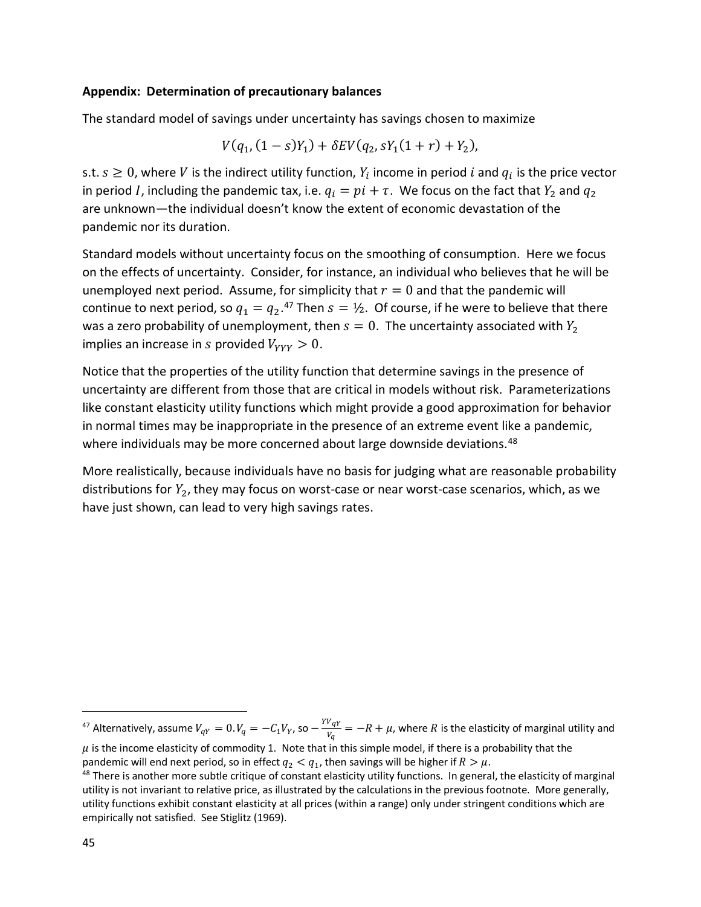**Appendix: Determination of precautionary balances**

The standard model of savings under uncertainty has savings chosen to maximize

$$V(q_1, (1-s)Y_1) + \delta EV(q_2, sY_1(1+r) + Y_2),$$

s.t. $s \geq 0$, where $V$ is the indirect utility function, $Y_i$ income in period $i$ and $q_i$ is the price vector in period $I$, including the pandemic tax, i.e. $q_i = pi + \tau$. We focus on the fact that $Y_2$ and $q_2$ are unknown—the individual doesn't know the extent of economic devastation of the pandemic nor its duration.

Standard models without uncertainty focus on the smoothing of consumption. Here we focus on the effects of uncertainty. Consider, for instance, an individual who believes that he will be unemployed next period. Assume, for simplicity that $r = 0$ and that the pandemic will continue to next period, so $q_1 = q_2$.[47] Then $s = ½$. Of course, if he were to believe that there was a zero probability of unemployment, then $s = 0$. The uncertainty associated with $Y_2$ implies an increase in $s$ provided $V_{YYY} > 0$.

Notice that the properties of the utility function that determine savings in the presence of uncertainty are different from those that are critical in models without risk. Parameterizations like constant elasticity utility functions which might provide a good approximation for behavior in normal times may be inappropriate in the presence of an extreme event like a pandemic, where individuals may be more concerned about large downside deviations.[48]

More realistically, because individuals have no basis for judging what are reasonable probability distributions for $Y_2$, they may focus on worst-case or near worst-case scenarios, which, as we have just shown, can lead to very high savings rates.

---

[47] Alternatively, assume $V_{qY} = 0. V_q = -C_1 V_Y$, so $-\frac{YV_{qY}}{V_q} = -R + \mu$, where $R$ is the elasticity of marginal utility and $\mu$ is the income elasticity of commodity 1. Note that in this simple model, if there is a probability that the pandemic will end next period, so in effect $q_2 < q_1$, then savings will be higher if $R > \mu$.

[48] There is another more subtle critique of constant elasticity utility functions. In general, the elasticity of marginal utility is not invariant to relative price, as illustrated by the calculations in the previous footnote. More generally, utility functions exhibit constant elasticity at all prices (within a range) only under stringent conditions which are empirically not satisfied. See Stiglitz (1969).